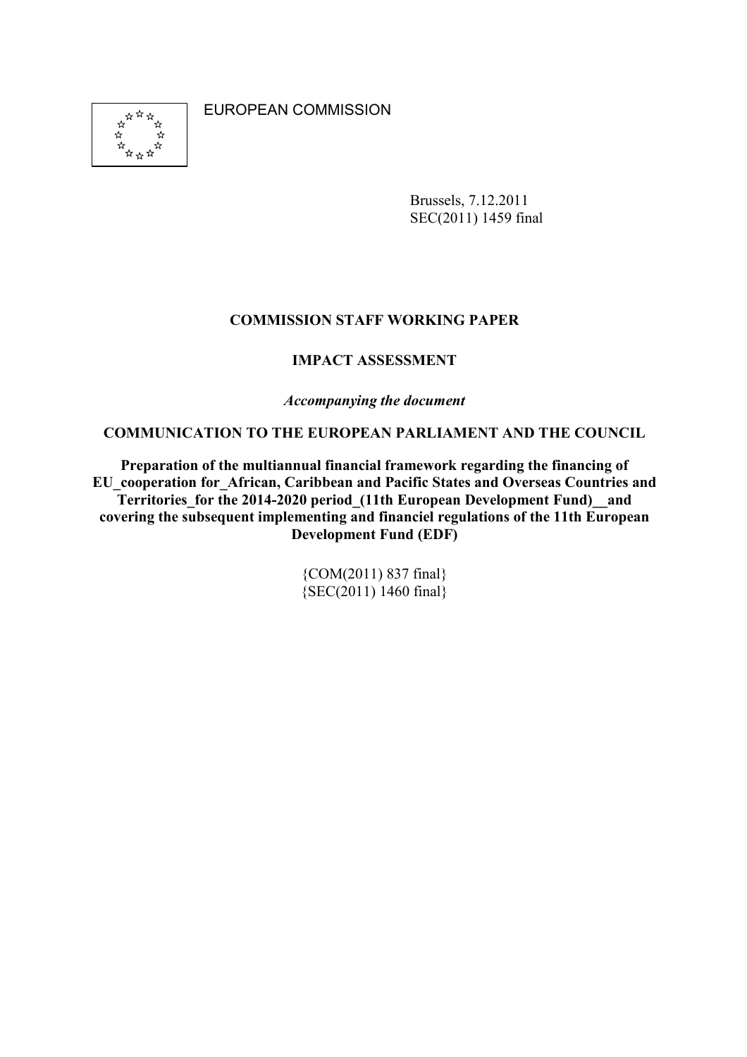EUROPEAN COMMISSION

Brussels, 7.12.2011
SEC(2011) 1459 final

**COMMISSION STAFF WORKING PAPER**

**IMPACT ASSESSMENT**

*Accompanying the document*

**COMMUNICATION TO THE EUROPEAN PARLIAMENT AND THE COUNCIL**

**Preparation of the multiannual financial framework regarding the financing of EU_cooperation for_African, Caribbean and Pacific States and Overseas Countries and Territories_for the 2014-2020 period_(11th European Development Fund)__and covering the subsequent implementing and financiel regulations of the 11th European Development Fund (EDF)**

{COM(2011) 837 final}
{SEC(2011) 1460 final}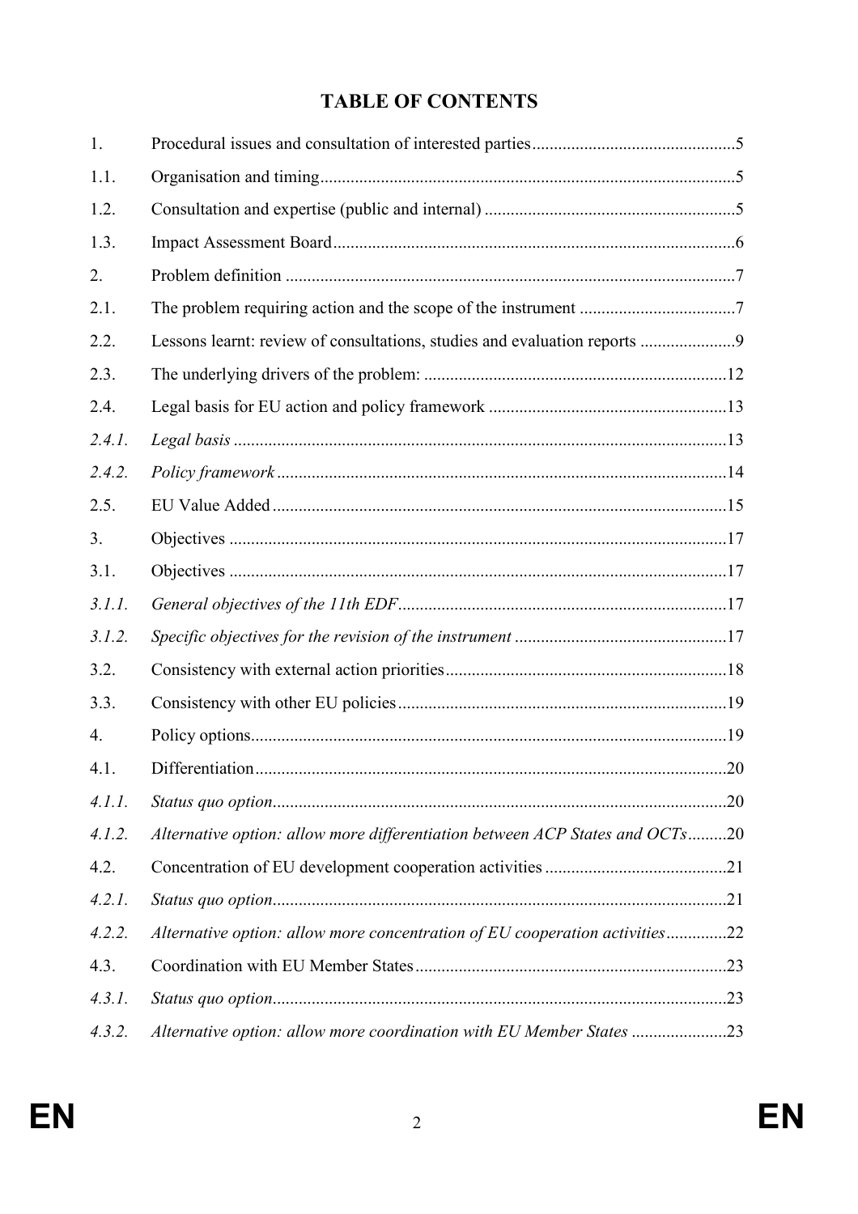# TABLE OF CONTENTS

1. Procedural issues and consultation of interested parties ..... 5

1.1. Organisation and timing ..... 5

1.2. Consultation and expertise (public and internal) ..... 5

1.3. Impact Assessment Board ..... 6

2. Problem definition ..... 7

2.1. The problem requiring action and the scope of the instrument ..... 7

2.2. Lessons learnt: review of consultations, studies and evaluation reports ..... 9

2.3. The underlying drivers of the problem: ..... 12

2.4. Legal basis for EU action and policy framework ..... 13

*2.4.1. Legal basis ..... 13*

*2.4.2. Policy framework ..... 14*

2.5. EU Value Added ..... 15

3. Objectives ..... 17

3.1. Objectives ..... 17

*3.1.1. General objectives of the 11th EDF ..... 17*

*3.1.2. Specific objectives for the revision of the instrument ..... 17*

3.2. Consistency with external action priorities ..... 18

3.3. Consistency with other EU policies ..... 19

4. Policy options ..... 19

4.1. Differentiation ..... 20

*4.1.1. Status quo option ..... 20*

*4.1.2. Alternative option: allow more differentiation between ACP States and OCTs ..... 20*

4.2. Concentration of EU development cooperation activities ..... 21

*4.2.1. Status quo option ..... 21*

*4.2.2. Alternative option: allow more concentration of EU cooperation activities ..... 22*

4.3. Coordination with EU Member States ..... 23

*4.3.1. Status quo option ..... 23*

*4.3.2. Alternative option: allow more coordination with EU Member States ..... 23*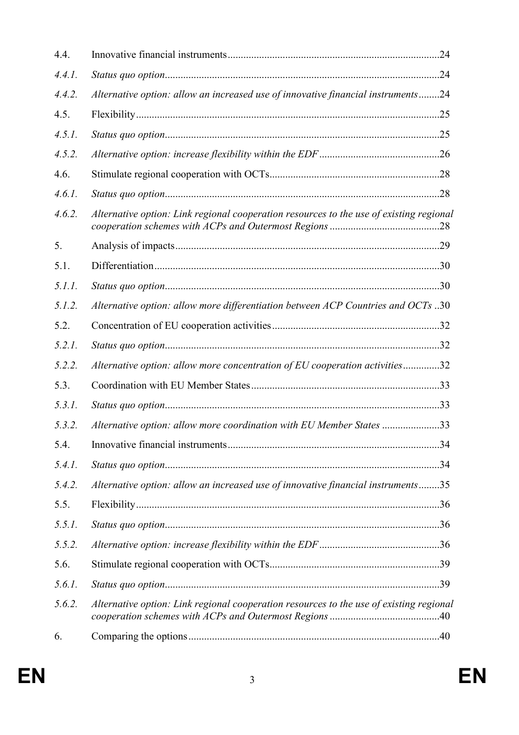| | | |
|---|---|---|
| 4.4. | Innovative financial instruments | 24 |
| *4.4.1.* | *Status quo option* | 24 |
| *4.4.2.* | *Alternative option: allow an increased use of innovative financial instruments* | 24 |
| 4.5. | Flexibility | 25 |
| *4.5.1.* | *Status quo option* | 25 |
| *4.5.2.* | *Alternative option: increase flexibility within the EDF* | 26 |
| 4.6. | Stimulate regional cooperation with OCTs | 28 |
| *4.6.1.* | *Status quo option* | 28 |
| *4.6.2.* | *Alternative option: Link regional cooperation resources to the use of existing regional cooperation schemes with ACPs and Outermost Regions* | 28 |
| 5. | Analysis of impacts | 29 |
| 5.1. | Differentiation | 30 |
| *5.1.1.* | *Status quo option* | 30 |
| *5.1.2.* | *Alternative option: allow more differentiation between ACP Countries and OCTs* | 30 |
| 5.2. | Concentration of EU cooperation activities | 32 |
| *5.2.1.* | *Status quo option* | 32 |
| *5.2.2.* | *Alternative option: allow more concentration of EU cooperation activities* | 32 |
| 5.3. | Coordination with EU Member States | 33 |
| *5.3.1.* | *Status quo option* | 33 |
| *5.3.2.* | *Alternative option: allow more coordination with EU Member States* | 33 |
| 5.4. | Innovative financial instruments | 34 |
| *5.4.1.* | *Status quo option* | 34 |
| *5.4.2.* | *Alternative option: allow an increased use of innovative financial instruments* | 35 |
| 5.5. | Flexibility | 36 |
| *5.5.1.* | *Status quo option* | 36 |
| *5.5.2.* | *Alternative option: increase flexibility within the EDF* | 36 |
| 5.6. | Stimulate regional cooperation with OCTs | 39 |
| *5.6.1.* | *Status quo option* | 39 |
| *5.6.2.* | *Alternative option: Link regional cooperation resources to the use of existing regional cooperation schemes with ACPs and Outermost Regions* | 40 |
| 6. | Comparing the options | 40 |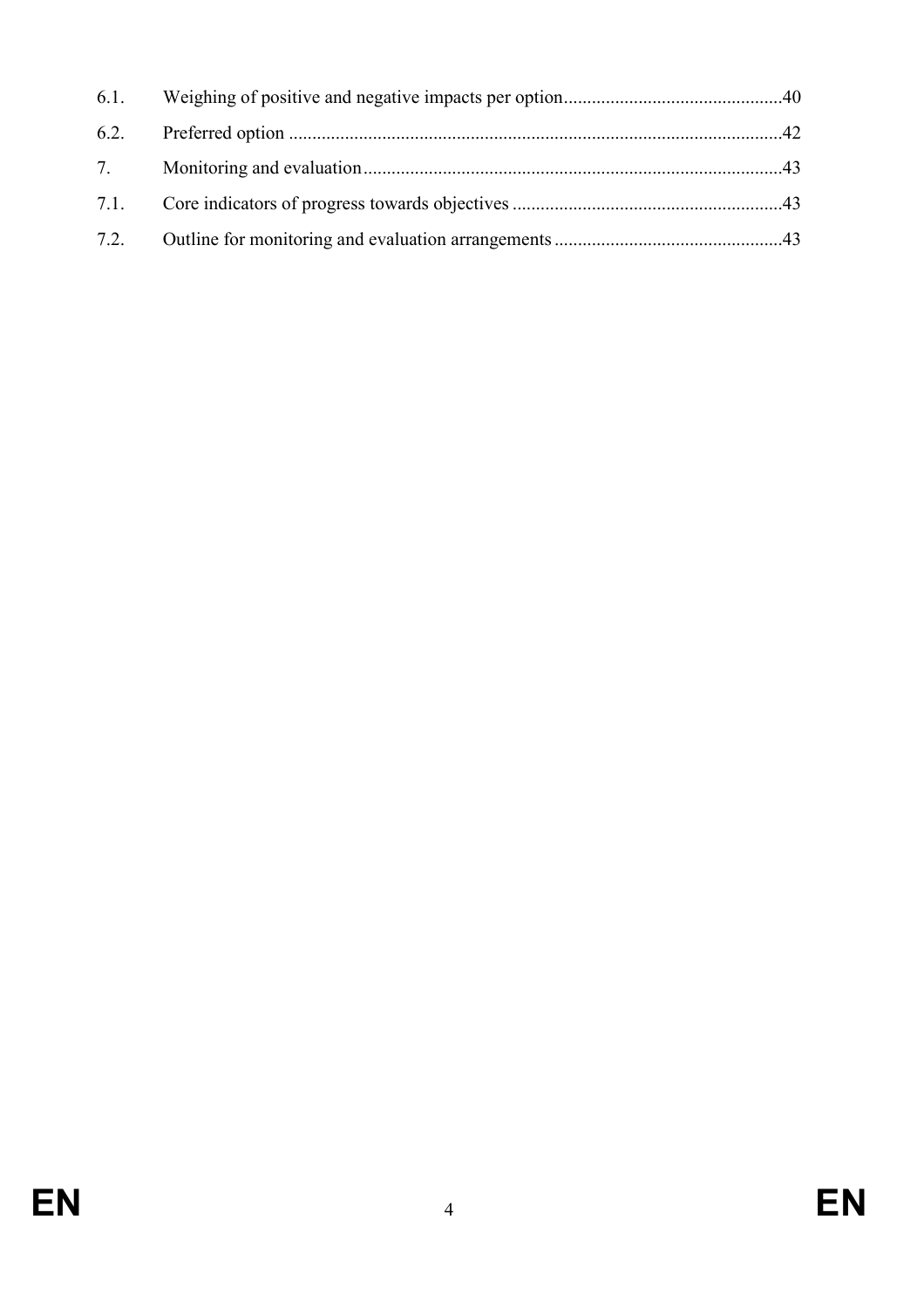6.1. Weighing of positive and negative impacts per option..............................................40

6.2. Preferred option ........................................................................................................42

7. Monitoring and evaluation.........................................................................................43

7.1. Core indicators of progress towards objectives ..........................................................43

7.2. Outline for monitoring and evaluation arrangements.................................................43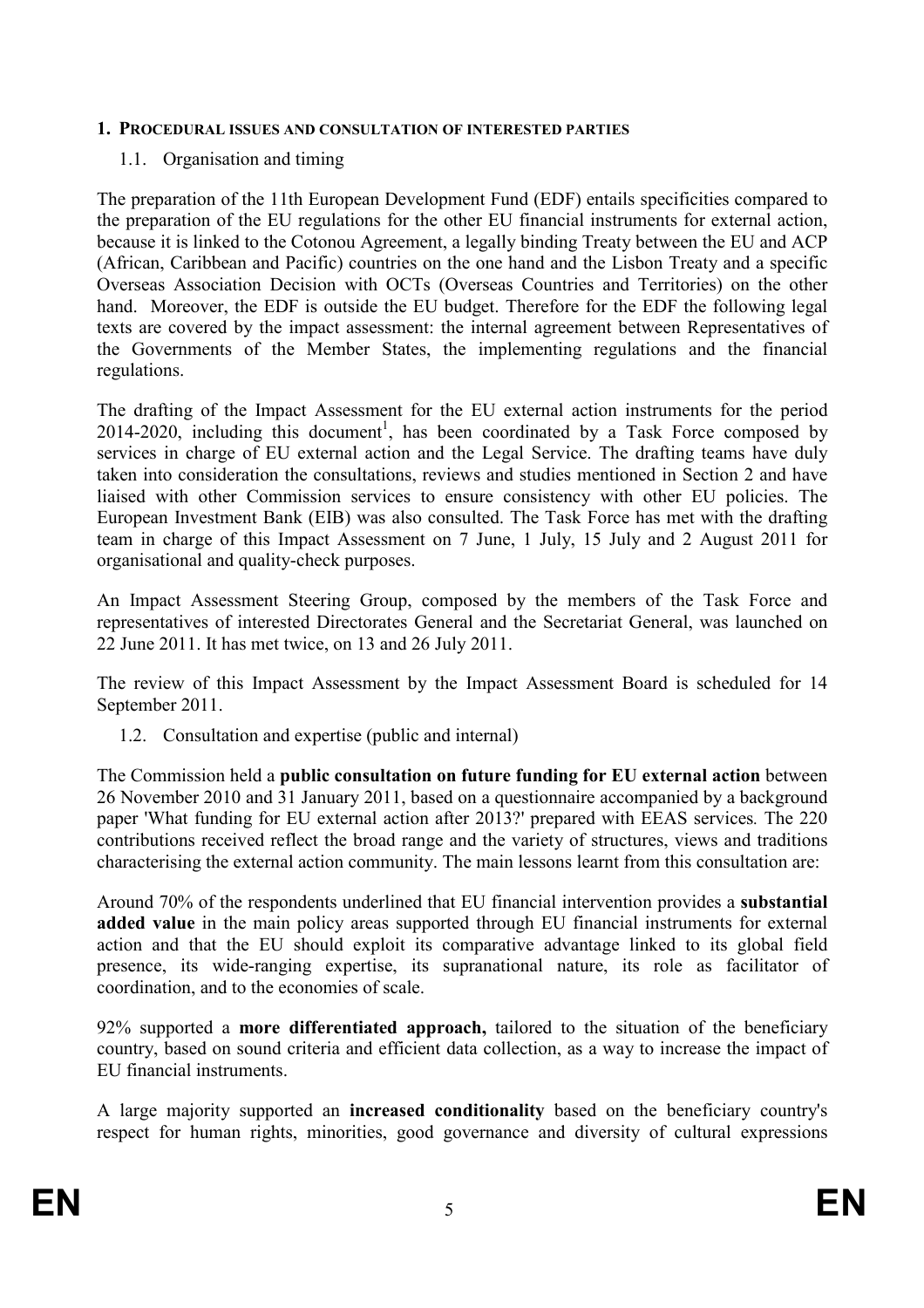## 1. PROCEDURAL ISSUES AND CONSULTATION OF INTERESTED PARTIES

### 1.1. Organisation and timing

The preparation of the 11th European Development Fund (EDF) entails specificities compared to the preparation of the EU regulations for the other EU financial instruments for external action, because it is linked to the Cotonou Agreement, a legally binding Treaty between the EU and ACP (African, Caribbean and Pacific) countries on the one hand and the Lisbon Treaty and a specific Overseas Association Decision with OCTs (Overseas Countries and Territories) on the other hand. Moreover, the EDF is outside the EU budget. Therefore for the EDF the following legal texts are covered by the impact assessment: the internal agreement between Representatives of the Governments of the Member States, the implementing regulations and the financial regulations.

The drafting of the Impact Assessment for the EU external action instruments for the period 2014-2020, including this document[1], has been coordinated by a Task Force composed by services in charge of EU external action and the Legal Service. The drafting teams have duly taken into consideration the consultations, reviews and studies mentioned in Section 2 and have liaised with other Commission services to ensure consistency with other EU policies. The European Investment Bank (EIB) was also consulted. The Task Force has met with the drafting team in charge of this Impact Assessment on 7 June, 1 July, 15 July and 2 August 2011 for organisational and quality-check purposes.

An Impact Assessment Steering Group, composed by the members of the Task Force and representatives of interested Directorates General and the Secretariat General, was launched on 22 June 2011. It has met twice, on 13 and 26 July 2011.

The review of this Impact Assessment by the Impact Assessment Board is scheduled for 14 September 2011.

### 1.2. Consultation and expertise (public and internal)

The Commission held a **public consultation on future funding for EU external action** between 26 November 2010 and 31 January 2011, based on a questionnaire accompanied by a background paper 'What funding for EU external action after 2013?' prepared with EEAS services*.* The 220 contributions received reflect the broad range and the variety of structures, views and traditions characterising the external action community. The main lessons learnt from this consultation are:

Around 70% of the respondents underlined that EU financial intervention provides a **substantial added value** in the main policy areas supported through EU financial instruments for external action and that the EU should exploit its comparative advantage linked to its global field presence, its wide-ranging expertise, its supranational nature, its role as facilitator of coordination, and to the economies of scale.

92% supported a **more differentiated approach,** tailored to the situation of the beneficiary country, based on sound criteria and efficient data collection, as a way to increase the impact of EU financial instruments.

A large majority supported an **increased conditionality** based on the beneficiary country's respect for human rights, minorities, good governance and diversity of cultural expressions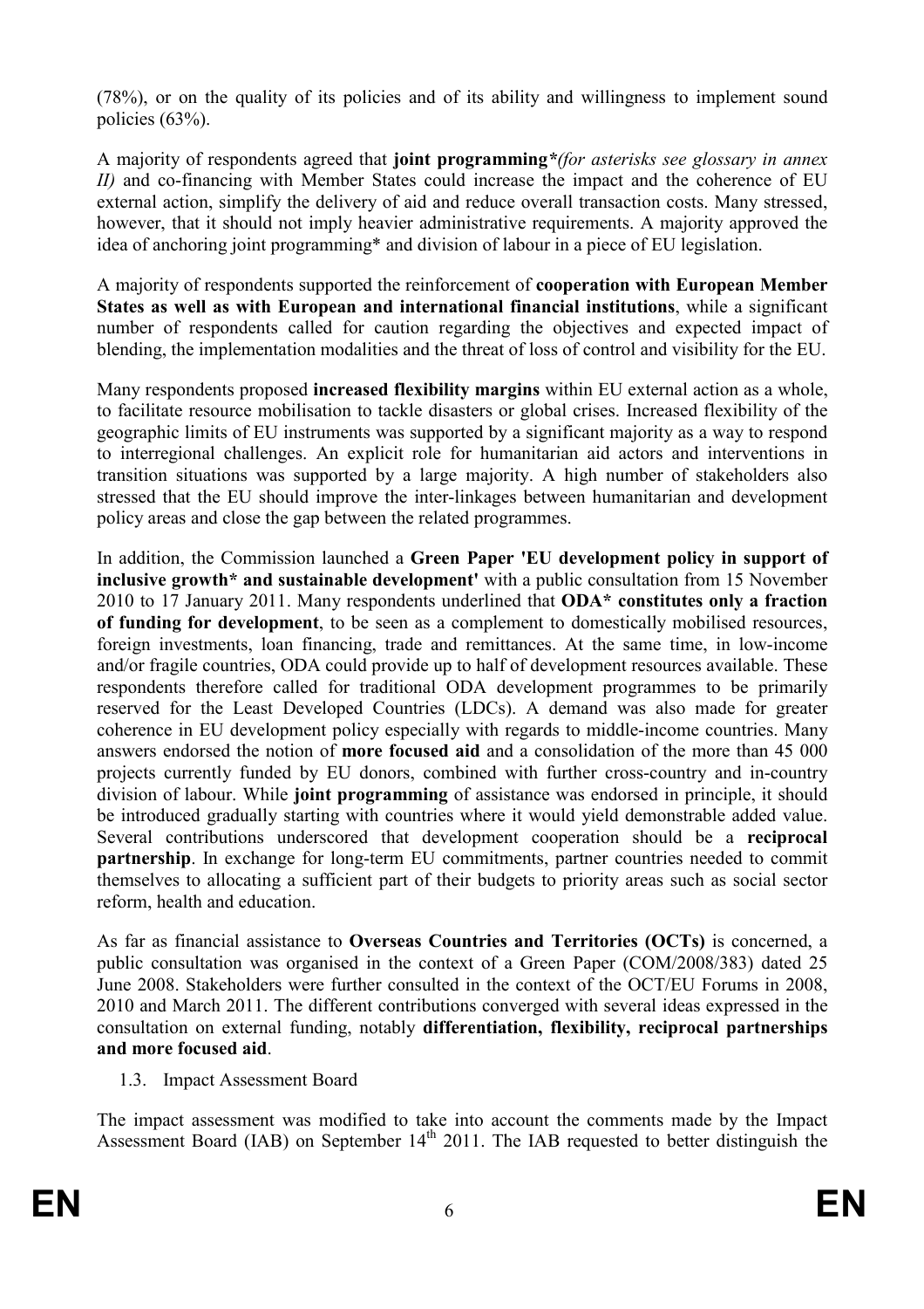(78%), or on the quality of its policies and of its ability and willingness to implement sound policies (63%).

A majority of respondents agreed that **joint programming*** *(for asterisks see glossary in annex II)* and co-financing with Member States could increase the impact and the coherence of EU external action, simplify the delivery of aid and reduce overall transaction costs. Many stressed, however, that it should not imply heavier administrative requirements. A majority approved the idea of anchoring joint programming* and division of labour in a piece of EU legislation.

A majority of respondents supported the reinforcement of **cooperation with European Member States as well as with European and international financial institutions**, while a significant number of respondents called for caution regarding the objectives and expected impact of blending, the implementation modalities and the threat of loss of control and visibility for the EU.

Many respondents proposed **increased flexibility margins** within EU external action as a whole, to facilitate resource mobilisation to tackle disasters or global crises. Increased flexibility of the geographic limits of EU instruments was supported by a significant majority as a way to respond to interregional challenges. An explicit role for humanitarian aid actors and interventions in transition situations was supported by a large majority. A high number of stakeholders also stressed that the EU should improve the inter-linkages between humanitarian and development policy areas and close the gap between the related programmes.

In addition, the Commission launched a **Green Paper 'EU development policy in support of inclusive growth* and sustainable development'** with a public consultation from 15 November 2010 to 17 January 2011. Many respondents underlined that **ODA* constitutes only a fraction of funding for development**, to be seen as a complement to domestically mobilised resources, foreign investments, loan financing, trade and remittances. At the same time, in low-income and/or fragile countries, ODA could provide up to half of development resources available. These respondents therefore called for traditional ODA development programmes to be primarily reserved for the Least Developed Countries (LDCs). A demand was also made for greater coherence in EU development policy especially with regards to middle-income countries. Many answers endorsed the notion of **more focused aid** and a consolidation of the more than 45 000 projects currently funded by EU donors, combined with further cross-country and in-country division of labour. While **joint programming** of assistance was endorsed in principle, it should be introduced gradually starting with countries where it would yield demonstrable added value. Several contributions underscored that development cooperation should be a **reciprocal partnership**. In exchange for long-term EU commitments, partner countries needed to commit themselves to allocating a sufficient part of their budgets to priority areas such as social sector reform, health and education.

As far as financial assistance to **Overseas Countries and Territories (OCTs)** is concerned, a public consultation was organised in the context of a Green Paper (COM/2008/383) dated 25 June 2008. Stakeholders were further consulted in the context of the OCT/EU Forums in 2008, 2010 and March 2011. The different contributions converged with several ideas expressed in the consultation on external funding, notably **differentiation, flexibility, reciprocal partnerships and more focused aid**.

### 1.3. Impact Assessment Board

The impact assessment was modified to take into account the comments made by the Impact Assessment Board (IAB) on September 14th 2011. The IAB requested to better distinguish the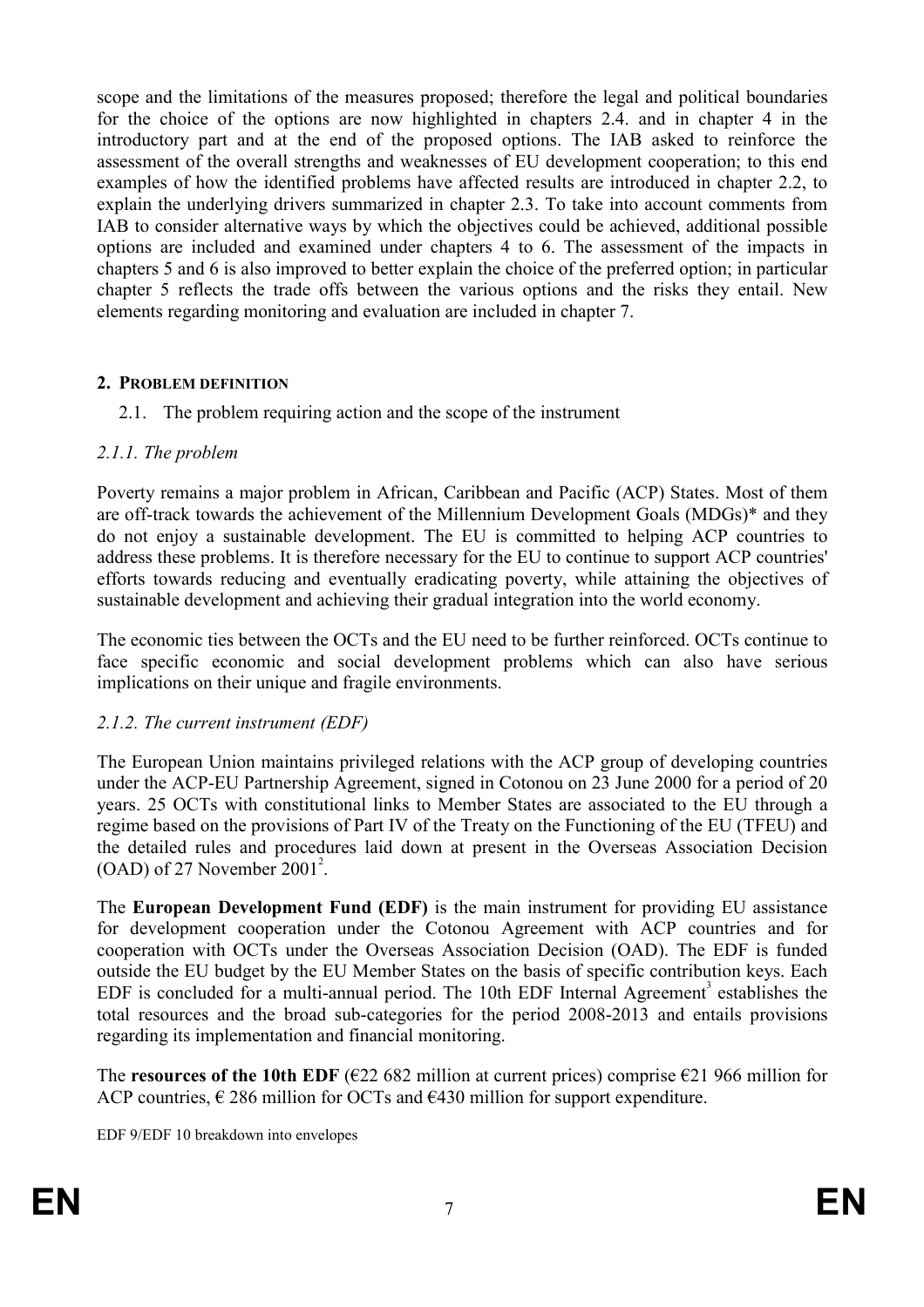scope and the limitations of the measures proposed; therefore the legal and political boundaries for the choice of the options are now highlighted in chapters 2.4. and in chapter 4 in the introductory part and at the end of the proposed options. The IAB asked to reinforce the assessment of the overall strengths and weaknesses of EU development cooperation; to this end examples of how the identified problems have affected results are introduced in chapter 2.2, to explain the underlying drivers summarized in chapter 2.3. To take into account comments from IAB to consider alternative ways by which the objectives could be achieved, additional possible options are included and examined under chapters 4 to 6. The assessment of the impacts in chapters 5 and 6 is also improved to better explain the choice of the preferred option; in particular chapter 5 reflects the trade offs between the various options and the risks they entail. New elements regarding monitoring and evaluation are included in chapter 7.

## 2. PROBLEM DEFINITION

### 2.1. The problem requiring action and the scope of the instrument

#### *2.1.1. The problem*

Poverty remains a major problem in African, Caribbean and Pacific (ACP) States. Most of them are off-track towards the achievement of the Millennium Development Goals (MDGs)* and they do not enjoy a sustainable development. The EU is committed to helping ACP countries to address these problems. It is therefore necessary for the EU to continue to support ACP countries' efforts towards reducing and eventually eradicating poverty, while attaining the objectives of sustainable development and achieving their gradual integration into the world economy.

The economic ties between the OCTs and the EU need to be further reinforced. OCTs continue to face specific economic and social development problems which can also have serious implications on their unique and fragile environments.

#### *2.1.2. The current instrument (EDF)*

The European Union maintains privileged relations with the ACP group of developing countries under the ACP-EU Partnership Agreement, signed in Cotonou on 23 June 2000 for a period of 20 years. 25 OCTs with constitutional links to Member States are associated to the EU through a regime based on the provisions of Part IV of the Treaty on the Functioning of the EU (TFEU) and the detailed rules and procedures laid down at present in the Overseas Association Decision (OAD) of 27 November 2001[2].

The **European Development Fund (EDF)** is the main instrument for providing EU assistance for development cooperation under the Cotonou Agreement with ACP countries and for cooperation with OCTs under the Overseas Association Decision (OAD). The EDF is funded outside the EU budget by the EU Member States on the basis of specific contribution keys. Each EDF is concluded for a multi-annual period. The 10th EDF Internal Agreement[3] establishes the total resources and the broad sub-categories for the period 2008-2013 and entails provisions regarding its implementation and financial monitoring.

The **resources of the 10th EDF** (€22 682 million at current prices) comprise €21 966 million for ACP countries, € 286 million for OCTs and €430 million for support expenditure.

EDF 9/EDF 10 breakdown into envelopes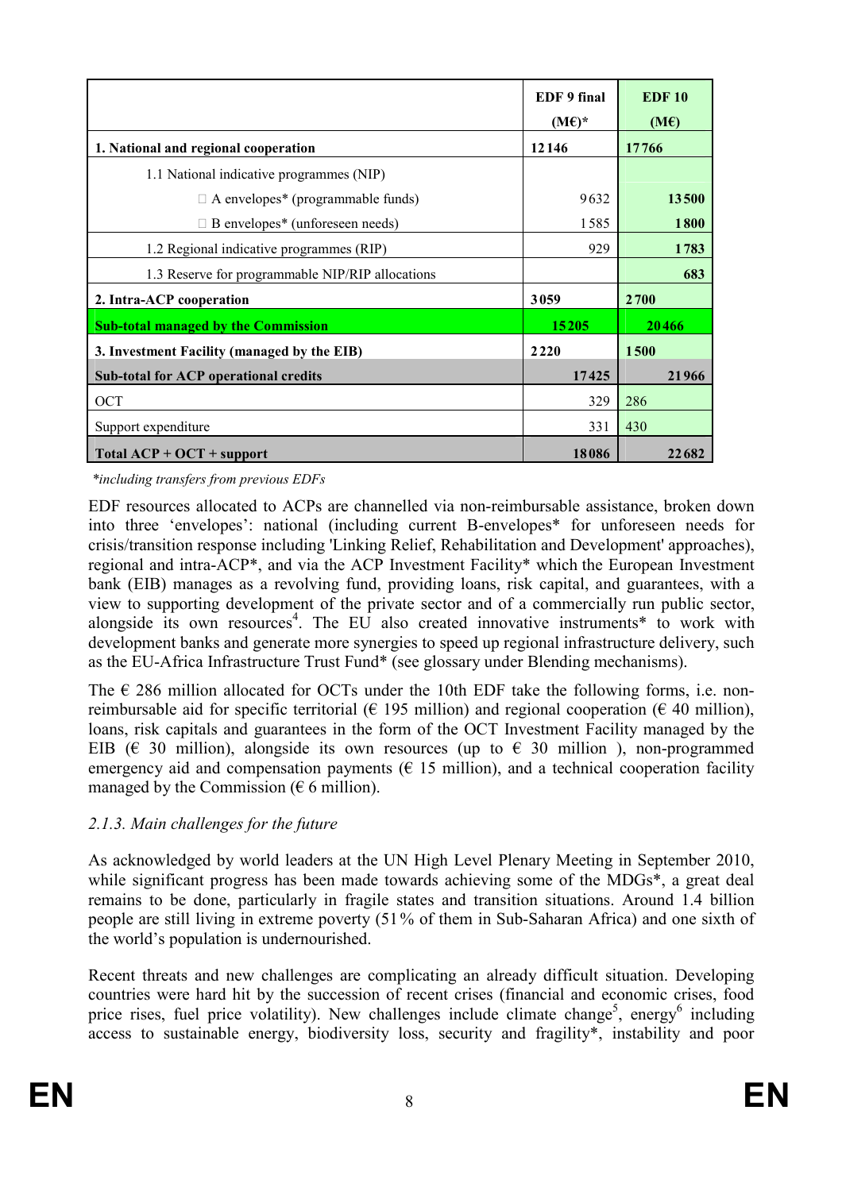| | EDF 9 final (M€)* | EDF 10 (M€) |
|---|---|---|
| **1. National and regional cooperation** | **12146** | **17766** |
| 1.1 National indicative programmes (NIP) | | |
| A envelopes* (programmable funds) | 9632 | **13500** |
| B envelopes* (unforeseen needs) | 1585 | **1800** |
| 1.2 Regional indicative programmes (RIP) | 929 | **1783** |
| 1.3 Reserve for programmable NIP/RIP allocations | | **683** |
| **2. Intra-ACP cooperation** | **3059** | **2700** |
| **Sub-total managed by the Commission** | **15205** | **20466** |
| **3. Investment Facility (managed by the EIB)** | **2220** | **1500** |
| **Sub-total for ACP operational credits** | **17425** | **21966** |
| OCT | 329 | 286 |
| Support expenditure | 331 | 430 |
| **Total ACP + OCT + support** | **18086** | **22682** |

*\*including transfers from previous EDFs*

EDF resources allocated to ACPs are channelled via non-reimbursable assistance, broken down into three 'envelopes': national (including current B-envelopes* for unforeseen needs for crisis/transition response including 'Linking Relief, Rehabilitation and Development' approaches), regional and intra-ACP*, and via the ACP Investment Facility* which the European Investment bank (EIB) manages as a revolving fund, providing loans, risk capital, and guarantees, with a view to supporting development of the private sector and of a commercially run public sector, alongside its own resources[4]. The EU also created innovative instruments* to work with development banks and generate more synergies to speed up regional infrastructure delivery, such as the EU-Africa Infrastructure Trust Fund* (see glossary under Blending mechanisms).

The € 286 million allocated for OCTs under the 10th EDF take the following forms, i.e. non-reimbursable aid for specific territorial (€ 195 million) and regional cooperation (€ 40 million), loans, risk capitals and guarantees in the form of the OCT Investment Facility managed by the EIB (€ 30 million), alongside its own resources (up to € 30 million ), non-programmed emergency aid and compensation payments (€ 15 million), and a technical cooperation facility managed by the Commission (€ 6 million).

### *2.1.3. Main challenges for the future*

As acknowledged by world leaders at the UN High Level Plenary Meeting in September 2010, while significant progress has been made towards achieving some of the MDGs*, a great deal remains to be done, particularly in fragile states and transition situations. Around 1.4 billion people are still living in extreme poverty (51% of them in Sub-Saharan Africa) and one sixth of the world's population is undernourished.

Recent threats and new challenges are complicating an already difficult situation. Developing countries were hard hit by the succession of recent crises (financial and economic crises, food price rises, fuel price volatility). New challenges include climate change[5], energy[6] including access to sustainable energy, biodiversity loss, security and fragility*, instability and poor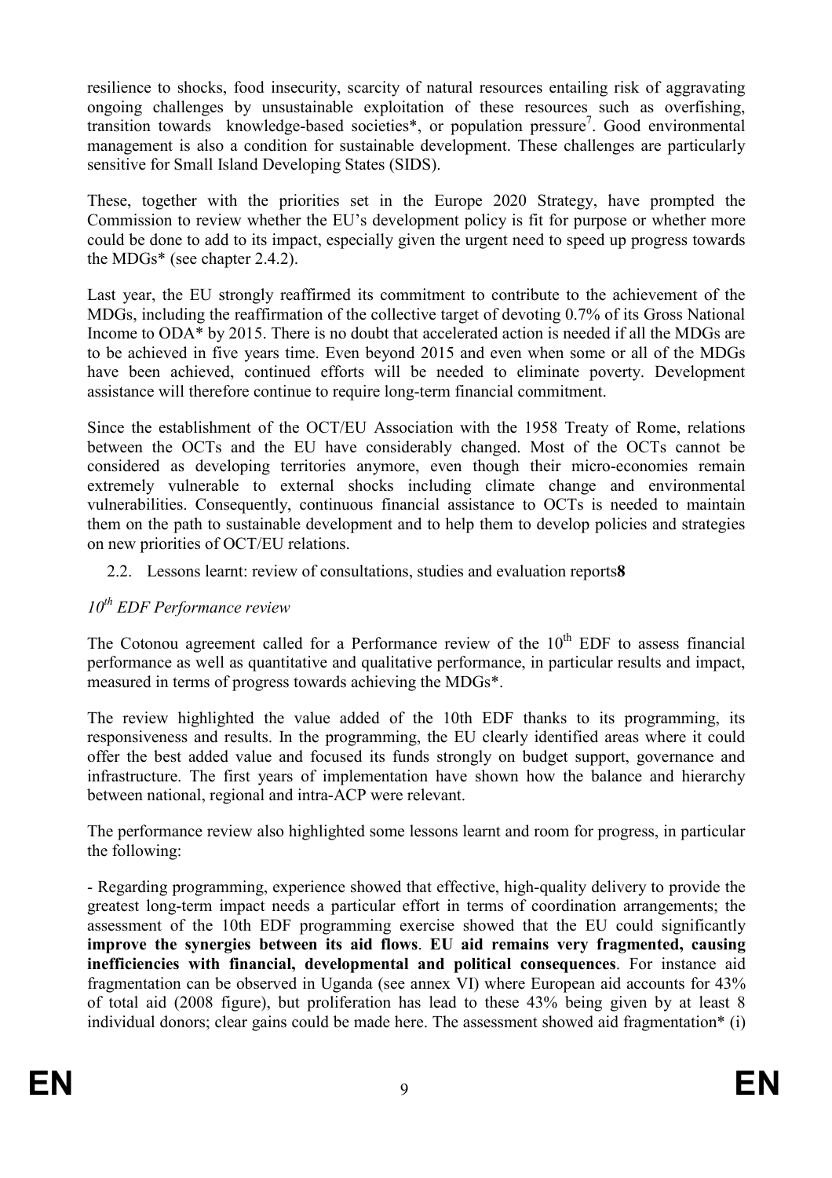resilience to shocks, food insecurity, scarcity of natural resources entailing risk of aggravating ongoing challenges by unsustainable exploitation of these resources such as overfishing, transition towards knowledge-based societies*, or population pressure[7]. Good environmental management is also a condition for sustainable development. These challenges are particularly sensitive for Small Island Developing States (SIDS).

These, together with the priorities set in the Europe 2020 Strategy, have prompted the Commission to review whether the EU's development policy is fit for purpose or whether more could be done to add to its impact, especially given the urgent need to speed up progress towards the MDGs* (see chapter 2.4.2).

Last year, the EU strongly reaffirmed its commitment to contribute to the achievement of the MDGs, including the reaffirmation of the collective target of devoting 0.7% of its Gross National Income to ODA* by 2015. There is no doubt that accelerated action is needed if all the MDGs are to be achieved in five years time. Even beyond 2015 and even when some or all of the MDGs have been achieved, continued efforts will be needed to eliminate poverty. Development assistance will therefore continue to require long-term financial commitment.

Since the establishment of the OCT/EU Association with the 1958 Treaty of Rome, relations between the OCTs and the EU have considerably changed. Most of the OCTs cannot be considered as developing territories anymore, even though their micro-economies remain extremely vulnerable to external shocks including climate change and environmental vulnerabilities. Consequently, continuous financial assistance to OCTs is needed to maintain them on the path to sustainable development and to help them to develop policies and strategies on new priorities of OCT/EU relations.

## 2.2. Lessons learnt: review of consultations, studies and evaluation reports[8]

### *10th EDF Performance review*

The Cotonou agreement called for a Performance review of the 10th EDF to assess financial performance as well as quantitative and qualitative performance, in particular results and impact, measured in terms of progress towards achieving the MDGs*.

The review highlighted the value added of the 10th EDF thanks to its programming, its responsiveness and results. In the programming, the EU clearly identified areas where it could offer the best added value and focused its funds strongly on budget support, governance and infrastructure. The first years of implementation have shown how the balance and hierarchy between national, regional and intra-ACP were relevant.

The performance review also highlighted some lessons learnt and room for progress, in particular the following:

- Regarding programming, experience showed that effective, high-quality delivery to provide the greatest long-term impact needs a particular effort in terms of coordination arrangements; the assessment of the 10th EDF programming exercise showed that the EU could significantly **improve the synergies between its aid flows**. **EU aid remains very fragmented, causing inefficiencies with financial, developmental and political consequences**. For instance aid fragmentation can be observed in Uganda (see annex VI) where European aid accounts for 43% of total aid (2008 figure), but proliferation has lead to these 43% being given by at least 8 individual donors; clear gains could be made here. The assessment showed aid fragmentation* (i)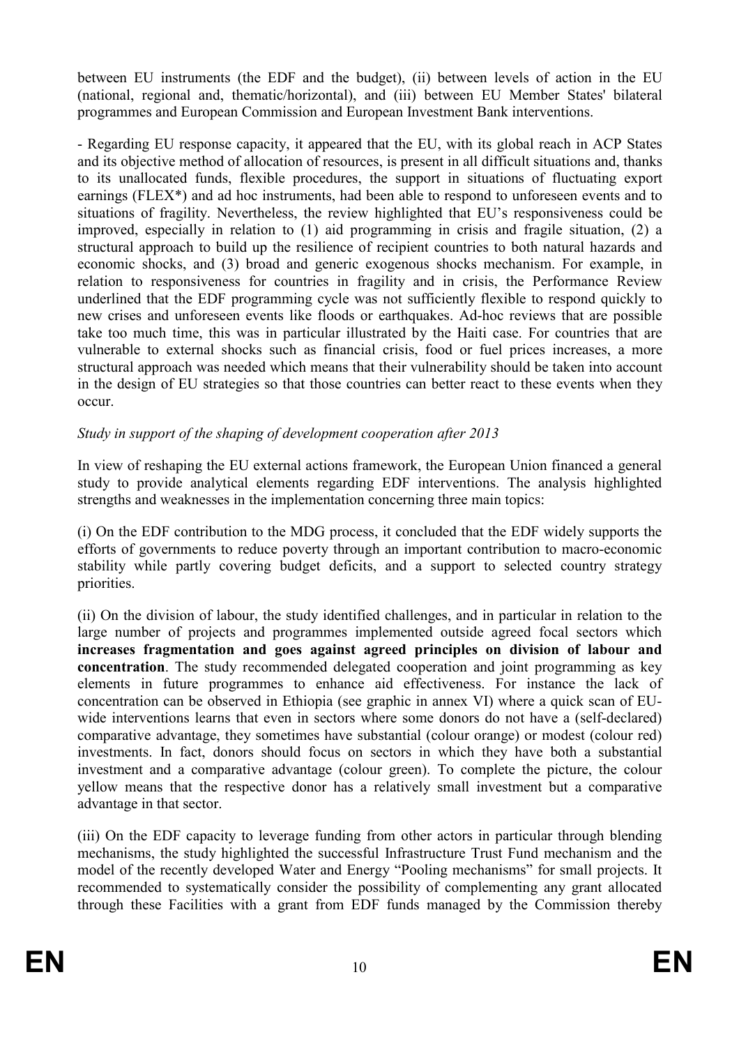between EU instruments (the EDF and the budget), (ii) between levels of action in the EU (national, regional and, thematic/horizontal), and (iii) between EU Member States' bilateral programmes and European Commission and European Investment Bank interventions.

- Regarding EU response capacity, it appeared that the EU, with its global reach in ACP States and its objective method of allocation of resources, is present in all difficult situations and, thanks to its unallocated funds, flexible procedures, the support in situations of fluctuating export earnings (FLEX*) and ad hoc instruments, had been able to respond to unforeseen events and to situations of fragility. Nevertheless, the review highlighted that EU's responsiveness could be improved, especially in relation to (1) aid programming in crisis and fragile situation, (2) a structural approach to build up the resilience of recipient countries to both natural hazards and economic shocks, and (3) broad and generic exogenous shocks mechanism. For example, in relation to responsiveness for countries in fragility and in crisis, the Performance Review underlined that the EDF programming cycle was not sufficiently flexible to respond quickly to new crises and unforeseen events like floods or earthquakes. Ad-hoc reviews that are possible take too much time, this was in particular illustrated by the Haiti case. For countries that are vulnerable to external shocks such as financial crisis, food or fuel prices increases, a more structural approach was needed which means that their vulnerability should be taken into account in the design of EU strategies so that those countries can better react to these events when they occur.

*Study in support of the shaping of development cooperation after 2013*

In view of reshaping the EU external actions framework, the European Union financed a general study to provide analytical elements regarding EDF interventions. The analysis highlighted strengths and weaknesses in the implementation concerning three main topics:

(i) On the EDF contribution to the MDG process, it concluded that the EDF widely supports the efforts of governments to reduce poverty through an important contribution to macro-economic stability while partly covering budget deficits, and a support to selected country strategy priorities.

(ii) On the division of labour, the study identified challenges, and in particular in relation to the large number of projects and programmes implemented outside agreed focal sectors which **increases fragmentation and goes against agreed principles on division of labour and concentration**. The study recommended delegated cooperation and joint programming as key elements in future programmes to enhance aid effectiveness. For instance the lack of concentration can be observed in Ethiopia (see graphic in annex VI) where a quick scan of EU-wide interventions learns that even in sectors where some donors do not have a (self-declared) comparative advantage, they sometimes have substantial (colour orange) or modest (colour red) investments. In fact, donors should focus on sectors in which they have both a substantial investment and a comparative advantage (colour green). To complete the picture, the colour yellow means that the respective donor has a relatively small investment but a comparative advantage in that sector.

(iii) On the EDF capacity to leverage funding from other actors in particular through blending mechanisms, the study highlighted the successful Infrastructure Trust Fund mechanism and the model of the recently developed Water and Energy "Pooling mechanisms" for small projects. It recommended to systematically consider the possibility of complementing any grant allocated through these Facilities with a grant from EDF funds managed by the Commission thereby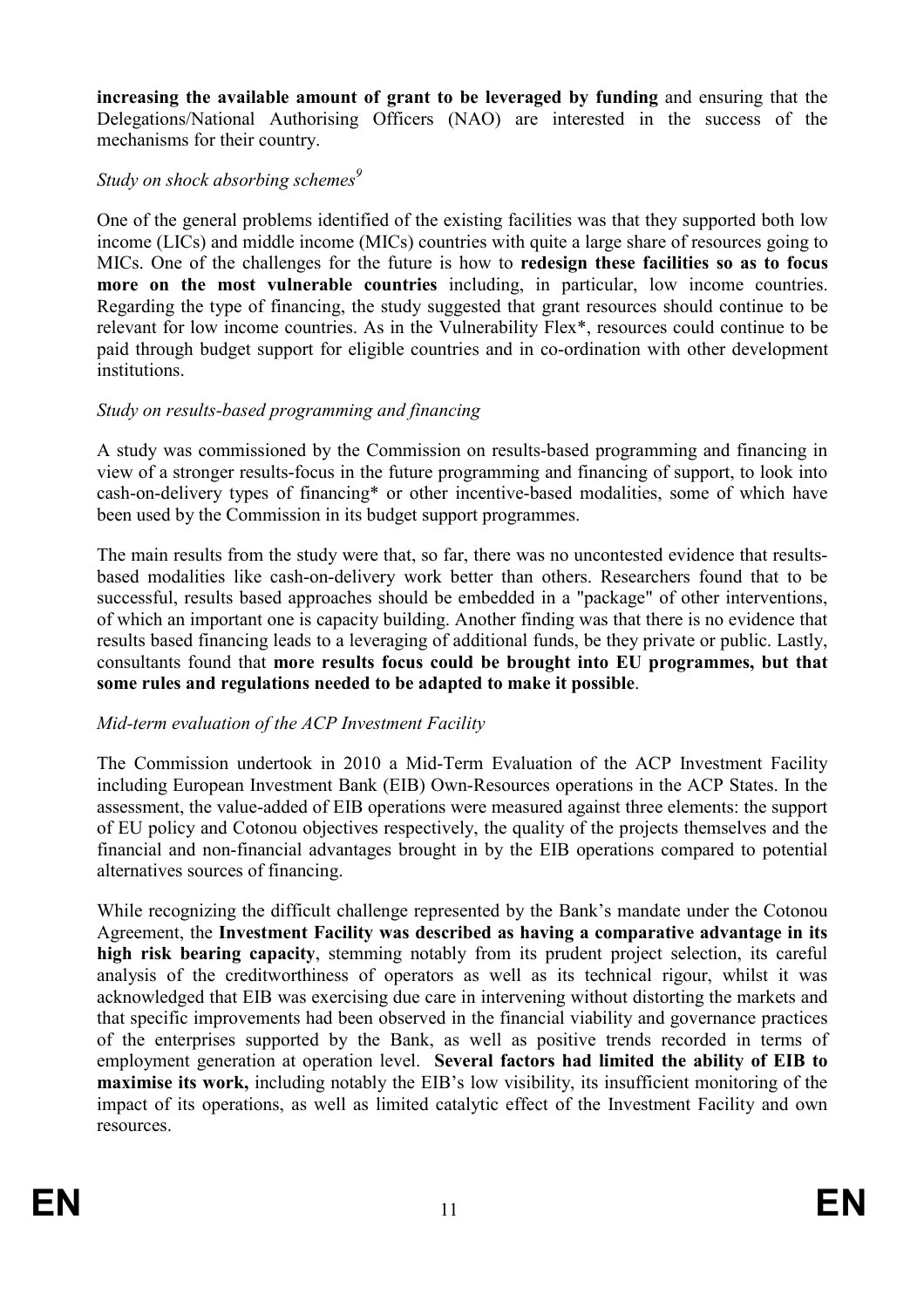**increasing the available amount of grant to be leveraged by funding** and ensuring that the Delegations/National Authorising Officers (NAO) are interested in the success of the mechanisms for their country.

*Study on shock absorbing schemes*[9]

One of the general problems identified of the existing facilities was that they supported both low income (LICs) and middle income (MICs) countries with quite a large share of resources going to MICs. One of the challenges for the future is how to **redesign these facilities so as to focus more on the most vulnerable countries** including, in particular, low income countries. Regarding the type of financing, the study suggested that grant resources should continue to be relevant for low income countries. As in the Vulnerability Flex*, resources could continue to be paid through budget support for eligible countries and in co-ordination with other development institutions.

*Study on results-based programming and financing*

A study was commissioned by the Commission on results-based programming and financing in view of a stronger results-focus in the future programming and financing of support, to look into cash-on-delivery types of financing* or other incentive-based modalities, some of which have been used by the Commission in its budget support programmes.

The main results from the study were that, so far, there was no uncontested evidence that results-based modalities like cash-on-delivery work better than others. Researchers found that to be successful, results based approaches should be embedded in a "package" of other interventions, of which an important one is capacity building. Another finding was that there is no evidence that results based financing leads to a leveraging of additional funds, be they private or public. Lastly, consultants found that **more results focus could be brought into EU programmes, but that some rules and regulations needed to be adapted to make it possible**.

*Mid-term evaluation of the ACP Investment Facility*

The Commission undertook in 2010 a Mid-Term Evaluation of the ACP Investment Facility including European Investment Bank (EIB) Own-Resources operations in the ACP States. In the assessment, the value-added of EIB operations were measured against three elements: the support of EU policy and Cotonou objectives respectively, the quality of the projects themselves and the financial and non-financial advantages brought in by the EIB operations compared to potential alternatives sources of financing.

While recognizing the difficult challenge represented by the Bank's mandate under the Cotonou Agreement, the **Investment Facility was described as having a comparative advantage in its high risk bearing capacity**, stemming notably from its prudent project selection, its careful analysis of the creditworthiness of operators as well as its technical rigour, whilst it was acknowledged that EIB was exercising due care in intervening without distorting the markets and that specific improvements had been observed in the financial viability and governance practices of the enterprises supported by the Bank, as well as positive trends recorded in terms of employment generation at operation level. **Several factors had limited the ability of EIB to maximise its work,** including notably the EIB's low visibility, its insufficient monitoring of the impact of its operations, as well as limited catalytic effect of the Investment Facility and own resources.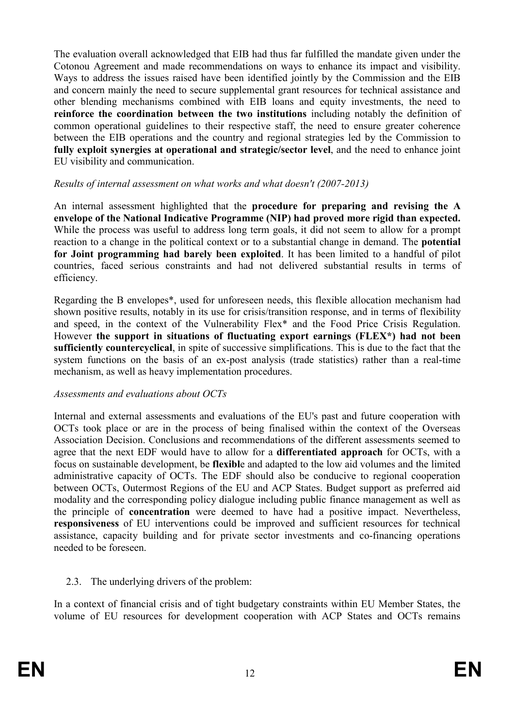The evaluation overall acknowledged that EIB had thus far fulfilled the mandate given under the Cotonou Agreement and made recommendations on ways to enhance its impact and visibility. Ways to address the issues raised have been identified jointly by the Commission and the EIB and concern mainly the need to secure supplemental grant resources for technical assistance and other blending mechanisms combined with EIB loans and equity investments, the need to **reinforce the coordination between the two institutions** including notably the definition of common operational guidelines to their respective staff, the need to ensure greater coherence between the EIB operations and the country and regional strategies led by the Commission to **fully exploit synergies at operational and strategic/sector level**, and the need to enhance joint EU visibility and communication.

*Results of internal assessment on what works and what doesn't (2007-2013)*

An internal assessment highlighted that the **procedure for preparing and revising the A envelope of the National Indicative Programme (NIP) had proved more rigid than expected.** While the process was useful to address long term goals, it did not seem to allow for a prompt reaction to a change in the political context or to a substantial change in demand. The **potential for Joint programming had barely been exploited**. It has been limited to a handful of pilot countries, faced serious constraints and had not delivered substantial results in terms of efficiency.

Regarding the B envelopes*, used for unforeseen needs, this flexible allocation mechanism had shown positive results, notably in its use for crisis/transition response, and in terms of flexibility and speed, in the context of the Vulnerability Flex* and the Food Price Crisis Regulation. However **the support in situations of fluctuating export earnings (FLEX*) had not been sufficiently countercyclical**, in spite of successive simplifications. This is due to the fact that the system functions on the basis of an ex-post analysis (trade statistics) rather than a real-time mechanism, as well as heavy implementation procedures.

*Assessments and evaluations about OCTs*

Internal and external assessments and evaluations of the EU's past and future cooperation with OCTs took place or are in the process of being finalised within the context of the Overseas Association Decision. Conclusions and recommendations of the different assessments seemed to agree that the next EDF would have to allow for a **differentiated approach** for OCTs, with a focus on sustainable development, be **flexibl**e and adapted to the low aid volumes and the limited administrative capacity of OCTs. The EDF should also be conducive to regional cooperation between OCTs, Outermost Regions of the EU and ACP States. Budget support as preferred aid modality and the corresponding policy dialogue including public finance management as well as the principle of **concentration** were deemed to have had a positive impact. Nevertheless, **responsiveness** of EU interventions could be improved and sufficient resources for technical assistance, capacity building and for private sector investments and co-financing operations needed to be foreseen.

## 2.3. The underlying drivers of the problem:

In a context of financial crisis and of tight budgetary constraints within EU Member States, the volume of EU resources for development cooperation with ACP States and OCTs remains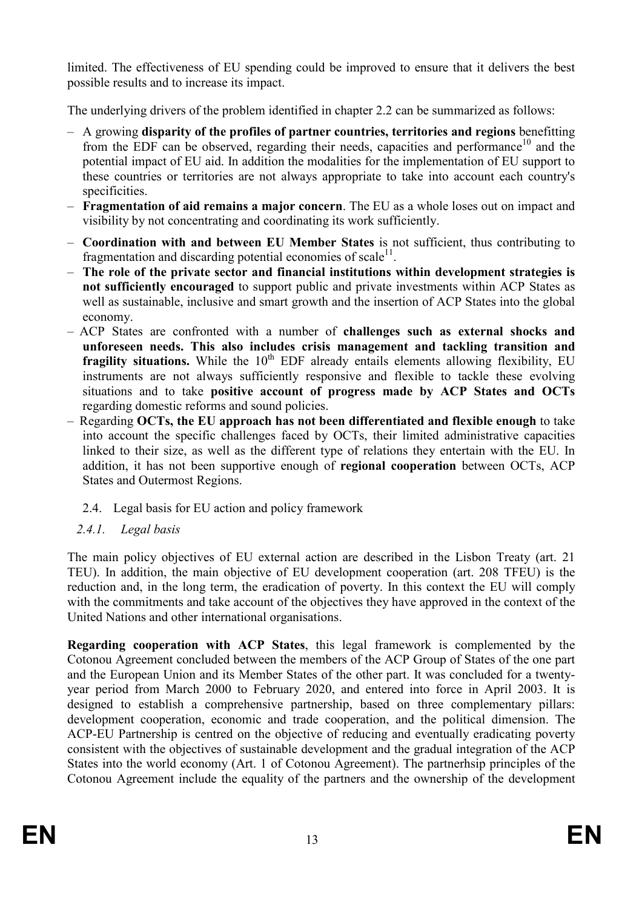limited. The effectiveness of EU spending could be improved to ensure that it delivers the best possible results and to increase its impact.

The underlying drivers of the problem identified in chapter 2.2 can be summarized as follows:

- A growing **disparity of the profiles of partner countries, territories and regions** benefitting from the EDF can be observed, regarding their needs, capacities and performance[10] and the potential impact of EU aid. In addition the modalities for the implementation of EU support to these countries or territories are not always appropriate to take into account each country's specificities.
- **Fragmentation of aid remains a major concern**. The EU as a whole loses out on impact and visibility by not concentrating and coordinating its work sufficiently.
- **Coordination with and between EU Member States** is not sufficient, thus contributing to fragmentation and discarding potential economies of scale[11].
- **The role of the private sector and financial institutions within development strategies is not sufficiently encouraged** to support public and private investments within ACP States as well as sustainable, inclusive and smart growth and the insertion of ACP States into the global economy.
- ACP States are confronted with a number of **challenges such as external shocks and unforeseen needs. This also includes crisis management and tackling transition and fragility situations.** While the 10th EDF already entails elements allowing flexibility, EU instruments are not always sufficiently responsive and flexible to tackle these evolving situations and to take **positive account of progress made by ACP States and OCTs** regarding domestic reforms and sound policies.
- Regarding **OCTs, the EU approach has not been differentiated and flexible enough** to take into account the specific challenges faced by OCTs, their limited administrative capacities linked to their size, as well as the different type of relations they entertain with the EU. In addition, it has not been supportive enough of **regional cooperation** between OCTs, ACP States and Outermost Regions.

## 2.4. Legal basis for EU action and policy framework

### *2.4.1. Legal basis*

The main policy objectives of EU external action are described in the Lisbon Treaty (art. 21 TEU). In addition, the main objective of EU development cooperation (art. 208 TFEU) is the reduction and, in the long term, the eradication of poverty. In this context the EU will comply with the commitments and take account of the objectives they have approved in the context of the United Nations and other international organisations.

**Regarding cooperation with ACP States**, this legal framework is complemented by the Cotonou Agreement concluded between the members of the ACP Group of States of the one part and the European Union and its Member States of the other part. It was concluded for a twenty-year period from March 2000 to February 2020, and entered into force in April 2003. It is designed to establish a comprehensive partnership, based on three complementary pillars: development cooperation, economic and trade cooperation, and the political dimension. The ACP-EU Partnership is centred on the objective of reducing and eventually eradicating poverty consistent with the objectives of sustainable development and the gradual integration of the ACP States into the world economy (Art. 1 of Cotonou Agreement). The partnerhsip principles of the Cotonou Agreement include the equality of the partners and the ownership of the development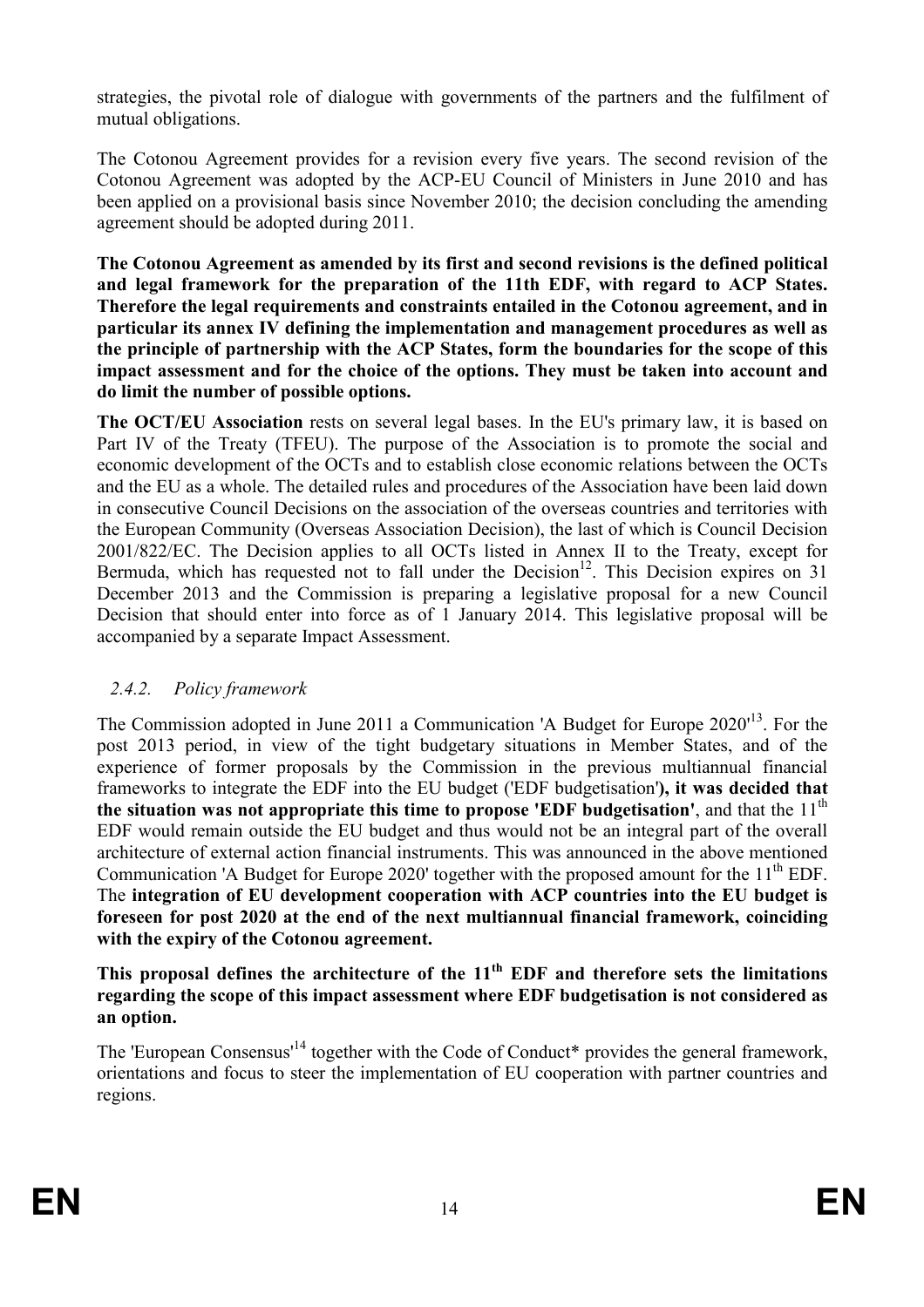strategies, the pivotal role of dialogue with governments of the partners and the fulfilment of mutual obligations.

The Cotonou Agreement provides for a revision every five years. The second revision of the Cotonou Agreement was adopted by the ACP-EU Council of Ministers in June 2010 and has been applied on a provisional basis since November 2010; the decision concluding the amending agreement should be adopted during 2011.

**The Cotonou Agreement as amended by its first and second revisions is the defined political and legal framework for the preparation of the 11th EDF, with regard to ACP States. Therefore the legal requirements and constraints entailed in the Cotonou agreement, and in particular its annex IV defining the implementation and management procedures as well as the principle of partnership with the ACP States, form the boundaries for the scope of this impact assessment and for the choice of the options. They must be taken into account and do limit the number of possible options.**

**The OCT/EU Association** rests on several legal bases. In the EU's primary law, it is based on Part IV of the Treaty (TFEU). The purpose of the Association is to promote the social and economic development of the OCTs and to establish close economic relations between the OCTs and the EU as a whole. The detailed rules and procedures of the Association have been laid down in consecutive Council Decisions on the association of the overseas countries and territories with the European Community (Overseas Association Decision), the last of which is Council Decision 2001/822/EC. The Decision applies to all OCTs listed in Annex II to the Treaty, except for Bermuda, which has requested not to fall under the Decision[12]. This Decision expires on 31 December 2013 and the Commission is preparing a legislative proposal for a new Council Decision that should enter into force as of 1 January 2014. This legislative proposal will be accompanied by a separate Impact Assessment.

### *2.4.2. Policy framework*

The Commission adopted in June 2011 a Communication 'A Budget for Europe 2020'[13]. For the post 2013 period, in view of the tight budgetary situations in Member States, and of the experience of former proposals by the Commission in the previous multiannual financial frameworks to integrate the EDF into the EU budget ('EDF budgetisation'**), it was decided that the situation was not appropriate this time to propose 'EDF budgetisation'**, and that the 11th EDF would remain outside the EU budget and thus would not be an integral part of the overall architecture of external action financial instruments. This was announced in the above mentioned Communication 'A Budget for Europe 2020' together with the proposed amount for the 11th EDF. The **integration of EU development cooperation with ACP countries into the EU budget is foreseen for post 2020 at the end of the next multiannual financial framework, coinciding with the expiry of the Cotonou agreement.**

**This proposal defines the architecture of the 11th EDF and therefore sets the limitations regarding the scope of this impact assessment where EDF budgetisation is not considered as an option.**

The 'European Consensus'[14] together with the Code of Conduct* provides the general framework, orientations and focus to steer the implementation of EU cooperation with partner countries and regions.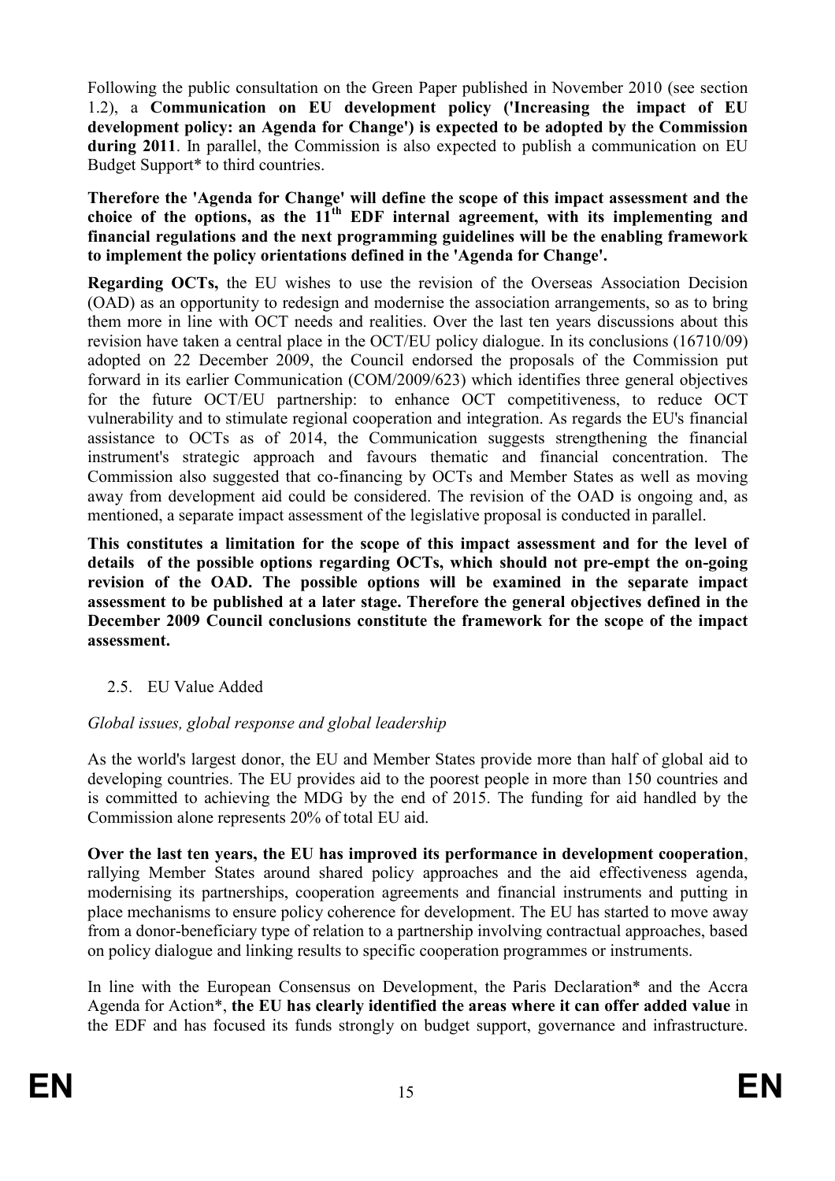Following the public consultation on the Green Paper published in November 2010 (see section 1.2), a **Communication on EU development policy ('Increasing the impact of EU development policy: an Agenda for Change') is expected to be adopted by the Commission during 2011**. In parallel, the Commission is also expected to publish a communication on EU Budget Support* to third countries.

**Therefore the 'Agenda for Change' will define the scope of this impact assessment and the choice of the options, as the 11th EDF internal agreement, with its implementing and financial regulations and the next programming guidelines will be the enabling framework to implement the policy orientations defined in the 'Agenda for Change'.**

**Regarding OCTs,** the EU wishes to use the revision of the Overseas Association Decision (OAD) as an opportunity to redesign and modernise the association arrangements, so as to bring them more in line with OCT needs and realities. Over the last ten years discussions about this revision have taken a central place in the OCT/EU policy dialogue. In its conclusions (16710/09) adopted on 22 December 2009, the Council endorsed the proposals of the Commission put forward in its earlier Communication (COM/2009/623) which identifies three general objectives for the future OCT/EU partnership: to enhance OCT competitiveness, to reduce OCT vulnerability and to stimulate regional cooperation and integration. As regards the EU's financial assistance to OCTs as of 2014, the Communication suggests strengthening the financial instrument's strategic approach and favours thematic and financial concentration. The Commission also suggested that co-financing by OCTs and Member States as well as moving away from development aid could be considered. The revision of the OAD is ongoing and, as mentioned, a separate impact assessment of the legislative proposal is conducted in parallel.

**This constitutes a limitation for the scope of this impact assessment and for the level of details of the possible options regarding OCTs, which should not pre-empt the on-going revision of the OAD. The possible options will be examined in the separate impact assessment to be published at a later stage. Therefore the general objectives defined in the December 2009 Council conclusions constitute the framework for the scope of the impact assessment.**

### 2.5. EU Value Added

*Global issues, global response and global leadership*

As the world's largest donor, the EU and Member States provide more than half of global aid to developing countries. The EU provides aid to the poorest people in more than 150 countries and is committed to achieving the MDG by the end of 2015. The funding for aid handled by the Commission alone represents 20% of total EU aid.

**Over the last ten years, the EU has improved its performance in development cooperation**, rallying Member States around shared policy approaches and the aid effectiveness agenda, modernising its partnerships, cooperation agreements and financial instruments and putting in place mechanisms to ensure policy coherence for development. The EU has started to move away from a donor-beneficiary type of relation to a partnership involving contractual approaches, based on policy dialogue and linking results to specific cooperation programmes or instruments.

In line with the European Consensus on Development, the Paris Declaration* and the Accra Agenda for Action*, **the EU has clearly identified the areas where it can offer added value** in the EDF and has focused its funds strongly on budget support, governance and infrastructure.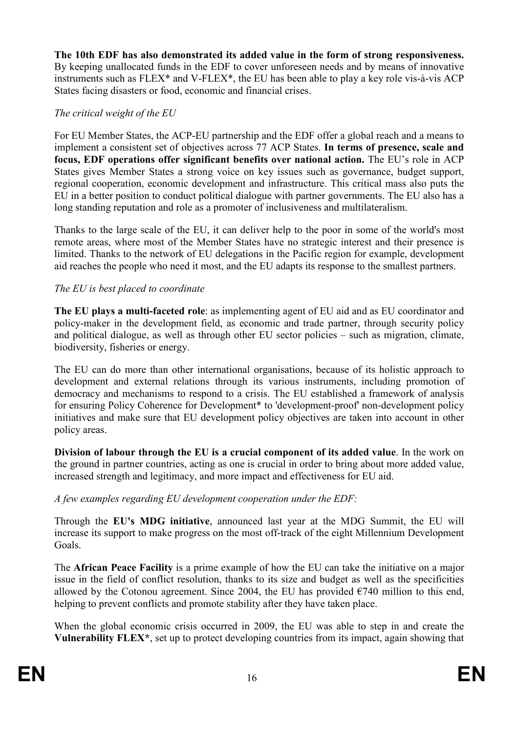**The 10th EDF has also demonstrated its added value in the form of strong responsiveness.** By keeping unallocated funds in the EDF to cover unforeseen needs and by means of innovative instruments such as FLEX* and V-FLEX*, the EU has been able to play a key role vis-à-vis ACP States facing disasters or food, economic and financial crises.

*The critical weight of the EU*

For EU Member States, the ACP-EU partnership and the EDF offer a global reach and a means to implement a consistent set of objectives across 77 ACP States. **In terms of presence, scale and focus, EDF operations offer significant benefits over national action.** The EU's role in ACP States gives Member States a strong voice on key issues such as governance, budget support, regional cooperation, economic development and infrastructure. This critical mass also puts the EU in a better position to conduct political dialogue with partner governments. The EU also has a long standing reputation and role as a promoter of inclusiveness and multilateralism.

Thanks to the large scale of the EU, it can deliver help to the poor in some of the world's most remote areas, where most of the Member States have no strategic interest and their presence is limited. Thanks to the network of EU delegations in the Pacific region for example, development aid reaches the people who need it most, and the EU adapts its response to the smallest partners.

*The EU is best placed to coordinate*

**The EU plays a multi-faceted role**: as implementing agent of EU aid and as EU coordinator and policy-maker in the development field, as economic and trade partner, through security policy and political dialogue, as well as through other EU sector policies – such as migration, climate, biodiversity, fisheries or energy.

The EU can do more than other international organisations, because of its holistic approach to development and external relations through its various instruments, including promotion of democracy and mechanisms to respond to a crisis. The EU established a framework of analysis for ensuring Policy Coherence for Development* to 'development-proof' non-development policy initiatives and make sure that EU development policy objectives are taken into account in other policy areas.

**Division of labour through the EU is a crucial component of its added value**. In the work on the ground in partner countries, acting as one is crucial in order to bring about more added value, increased strength and legitimacy, and more impact and effectiveness for EU aid.

*A few examples regarding EU development cooperation under the EDF:*

Through the **EU's MDG initiative**, announced last year at the MDG Summit, the EU will increase its support to make progress on the most off-track of the eight Millennium Development Goals.

The **African Peace Facility** is a prime example of how the EU can take the initiative on a major issue in the field of conflict resolution, thanks to its size and budget as well as the specificities allowed by the Cotonou agreement. Since 2004, the EU has provided €740 million to this end, helping to prevent conflicts and promote stability after they have taken place.

When the global economic crisis occurred in 2009, the EU was able to step in and create the **Vulnerability FLEX***, set up to protect developing countries from its impact, again showing that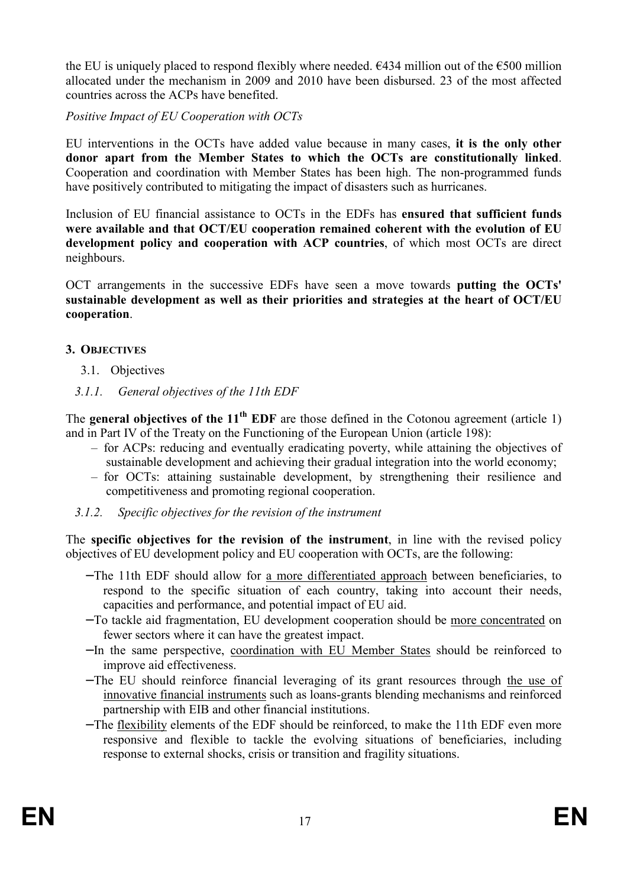the EU is uniquely placed to respond flexibly where needed. €434 million out of the €500 million allocated under the mechanism in 2009 and 2010 have been disbursed. 23 of the most affected countries across the ACPs have benefited.

*Positive Impact of EU Cooperation with OCTs*

EU interventions in the OCTs have added value because in many cases, **it is the only other donor apart from the Member States to which the OCTs are constitutionally linked**. Cooperation and coordination with Member States has been high. The non-programmed funds have positively contributed to mitigating the impact of disasters such as hurricanes.

Inclusion of EU financial assistance to OCTs in the EDFs has **ensured that sufficient funds were available and that OCT/EU cooperation remained coherent with the evolution of EU development policy and cooperation with ACP countries**, of which most OCTs are direct neighbours.

OCT arrangements in the successive EDFs have seen a move towards **putting the OCTs' sustainable development as well as their priorities and strategies at the heart of OCT/EU cooperation**.

## 3. OBJECTIVES

### 3.1. Objectives

#### *3.1.1. General objectives of the 11th EDF*

The **general objectives of the 11th EDF** are those defined in the Cotonou agreement (article 1) and in Part IV of the Treaty on the Functioning of the European Union (article 198):

- for ACPs: reducing and eventually eradicating poverty, while attaining the objectives of sustainable development and achieving their gradual integration into the world economy;
- for OCTs: attaining sustainable development, by strengthening their resilience and competitiveness and promoting regional cooperation.

#### *3.1.2. Specific objectives for the revision of the instrument*

The **specific objectives for the revision of the instrument**, in line with the revised policy objectives of EU development policy and EU cooperation with OCTs, are the following:

- The 11th EDF should allow for <u>a more differentiated approach</u> between beneficiaries, to respond to the specific situation of each country, taking into account their needs, capacities and performance, and potential impact of EU aid.
- To tackle aid fragmentation, EU development cooperation should be <u>more concentrated</u> on fewer sectors where it can have the greatest impact.
- In the same perspective, <u>coordination with EU Member States</u> should be reinforced to improve aid effectiveness.
- The EU should reinforce financial leveraging of its grant resources through <u>the use of innovative financial instruments</u> such as loans-grants blending mechanisms and reinforced partnership with EIB and other financial institutions.
- The <u>flexibility</u> elements of the EDF should be reinforced, to make the 11th EDF even more responsive and flexible to tackle the evolving situations of beneficiaries, including response to external shocks, crisis or transition and fragility situations.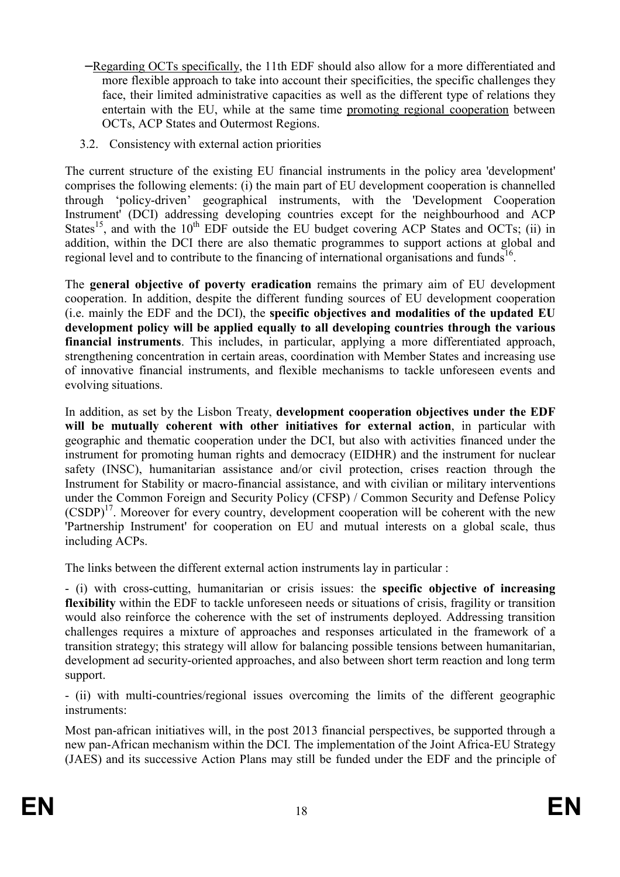- Regarding OCTs specifically, the 11th EDF should also allow for a more differentiated and more flexible approach to take into account their specificities, the specific challenges they face, their limited administrative capacities as well as the different type of relations they entertain with the EU, while at the same time promoting regional cooperation between OCTs, ACP States and Outermost Regions.

### 3.2. Consistency with external action priorities

The current structure of the existing EU financial instruments in the policy area 'development' comprises the following elements: (i) the main part of EU development cooperation is channelled through 'policy-driven' geographical instruments, with the 'Development Cooperation Instrument' (DCI) addressing developing countries except for the neighbourhood and ACP States[15], and with the 10th EDF outside the EU budget covering ACP States and OCTs; (ii) in addition, within the DCI there are also thematic programmes to support actions at global and regional level and to contribute to the financing of international organisations and funds[16].

The **general objective of poverty eradication** remains the primary aim of EU development cooperation. In addition, despite the different funding sources of EU development cooperation (i.e. mainly the EDF and the DCI), the **specific objectives and modalities of the updated EU development policy will be applied equally to all developing countries through the various financial instruments**. This includes, in particular, applying a more differentiated approach, strengthening concentration in certain areas, coordination with Member States and increasing use of innovative financial instruments, and flexible mechanisms to tackle unforeseen events and evolving situations.

In addition, as set by the Lisbon Treaty, **development cooperation objectives under the EDF will be mutually coherent with other initiatives for external action**, in particular with geographic and thematic cooperation under the DCI, but also with activities financed under the instrument for promoting human rights and democracy (EIDHR) and the instrument for nuclear safety (INSC), humanitarian assistance and/or civil protection, crises reaction through the Instrument for Stability or macro-financial assistance, and with civilian or military interventions under the Common Foreign and Security Policy (CFSP) / Common Security and Defense Policy (CSDP)[17]. Moreover for every country, development cooperation will be coherent with the new 'Partnership Instrument' for cooperation on EU and mutual interests on a global scale, thus including ACPs.

The links between the different external action instruments lay in particular :

- (i) with cross-cutting, humanitarian or crisis issues: the **specific objective of increasing flexibility** within the EDF to tackle unforeseen needs or situations of crisis, fragility or transition would also reinforce the coherence with the set of instruments deployed. Addressing transition challenges requires a mixture of approaches and responses articulated in the framework of a transition strategy; this strategy will allow for balancing possible tensions between humanitarian, development ad security-oriented approaches, and also between short term reaction and long term support.

- (ii) with multi-countries/regional issues overcoming the limits of the different geographic instruments:

Most pan-african initiatives will, in the post 2013 financial perspectives, be supported through a new pan-African mechanism within the DCI. The implementation of the Joint Africa-EU Strategy (JAES) and its successive Action Plans may still be funded under the EDF and the principle of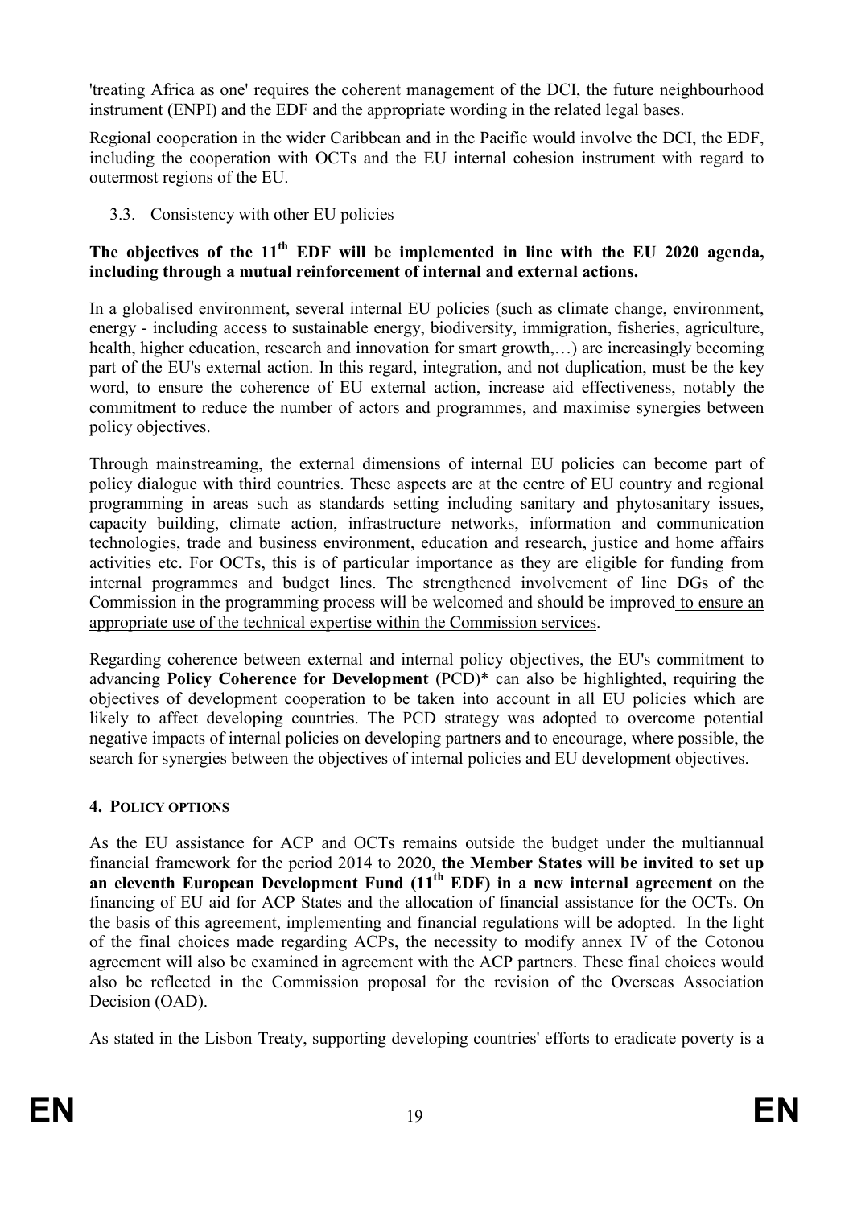'treating Africa as one' requires the coherent management of the DCI, the future neighbourhood instrument (ENPI) and the EDF and the appropriate wording in the related legal bases.

Regional cooperation in the wider Caribbean and in the Pacific would involve the DCI, the EDF, including the cooperation with OCTs and the EU internal cohesion instrument with regard to outermost regions of the EU.

### 3.3. Consistency with other EU policies

**The objectives of the 11th EDF will be implemented in line with the EU 2020 agenda, including through a mutual reinforcement of internal and external actions.**

In a globalised environment, several internal EU policies (such as climate change, environment, energy - including access to sustainable energy, biodiversity, immigration, fisheries, agriculture, health, higher education, research and innovation for smart growth,…) are increasingly becoming part of the EU's external action. In this regard, integration, and not duplication, must be the key word, to ensure the coherence of EU external action, increase aid effectiveness, notably the commitment to reduce the number of actors and programmes, and maximise synergies between policy objectives.

Through mainstreaming, the external dimensions of internal EU policies can become part of policy dialogue with third countries. These aspects are at the centre of EU country and regional programming in areas such as standards setting including sanitary and phytosanitary issues, capacity building, climate action, infrastructure networks, information and communication technologies, trade and business environment, education and research, justice and home affairs activities etc. For OCTs, this is of particular importance as they are eligible for funding from internal programmes and budget lines. The strengthened involvement of line DGs of the Commission in the programming process will be welcomed and should be improved to ensure an appropriate use of the technical expertise within the Commission services.

Regarding coherence between external and internal policy objectives, the EU's commitment to advancing **Policy Coherence for Development** (PCD)* can also be highlighted, requiring the objectives of development cooperation to be taken into account in all EU policies which are likely to affect developing countries. The PCD strategy was adopted to overcome potential negative impacts of internal policies on developing partners and to encourage, where possible, the search for synergies between the objectives of internal policies and EU development objectives.

## 4. POLICY OPTIONS

As the EU assistance for ACP and OCTs remains outside the budget under the multiannual financial framework for the period 2014 to 2020, **the Member States will be invited to set up an eleventh European Development Fund (11th EDF) in a new internal agreement** on the financing of EU aid for ACP States and the allocation of financial assistance for the OCTs. On the basis of this agreement, implementing and financial regulations will be adopted. In the light of the final choices made regarding ACPs, the necessity to modify annex IV of the Cotonou agreement will also be examined in agreement with the ACP partners. These final choices would also be reflected in the Commission proposal for the revision of the Overseas Association Decision (OAD).

As stated in the Lisbon Treaty, supporting developing countries' efforts to eradicate poverty is a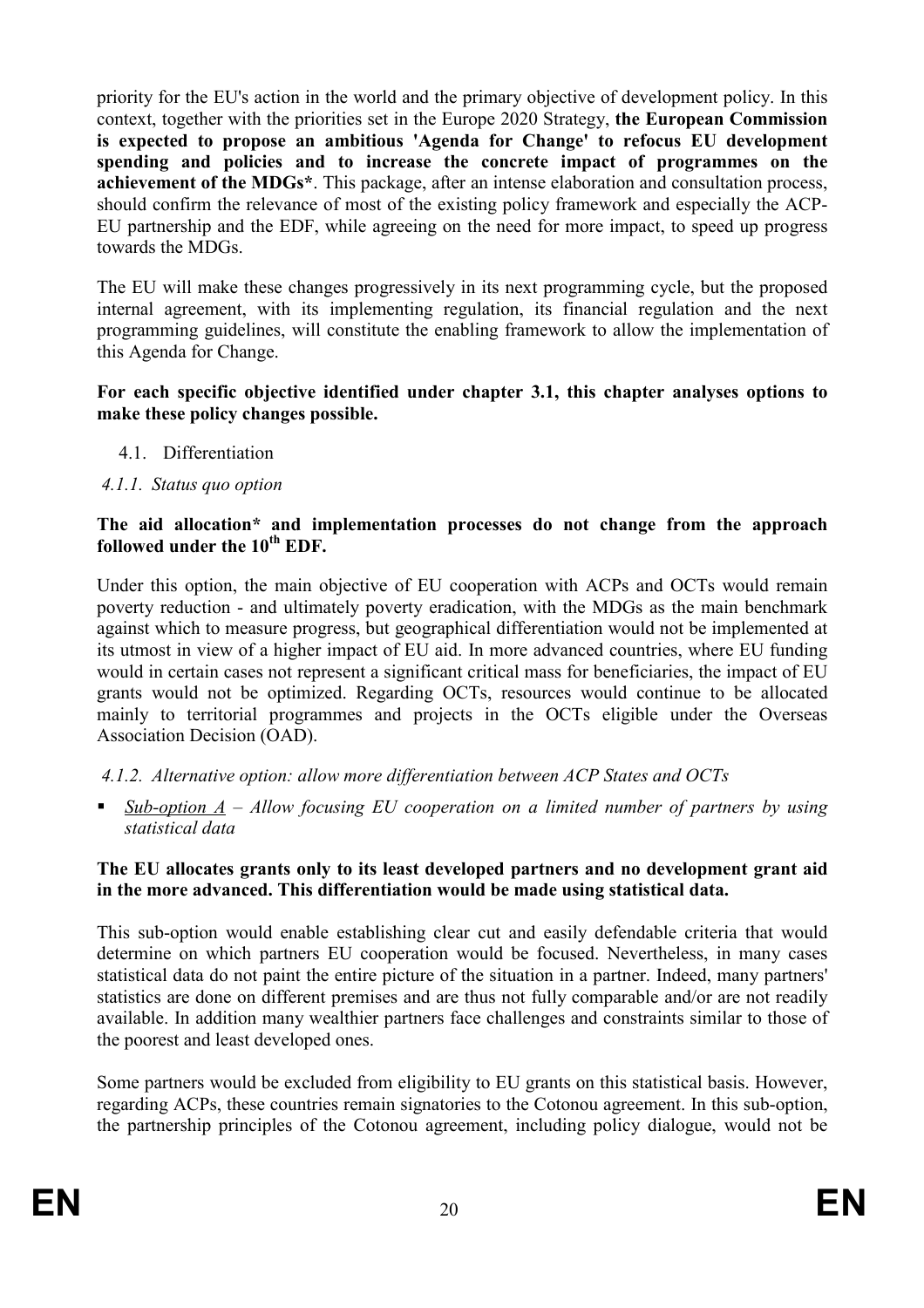priority for the EU's action in the world and the primary objective of development policy. In this context, together with the priorities set in the Europe 2020 Strategy, **the European Commission is expected to propose an ambitious 'Agenda for Change' to refocus EU development spending and policies and to increase the concrete impact of programmes on the achievement of the MDGs***. This package, after an intense elaboration and consultation process, should confirm the relevance of most of the existing policy framework and especially the ACP-EU partnership and the EDF, while agreeing on the need for more impact, to speed up progress towards the MDGs.

The EU will make these changes progressively in its next programming cycle, but the proposed internal agreement, with its implementing regulation, its financial regulation and the next programming guidelines, will constitute the enabling framework to allow the implementation of this Agenda for Change.

**For each specific objective identified under chapter 3.1, this chapter analyses options to make these policy changes possible.**

## 4.1. Differentiation

### *4.1.1. Status quo option*

**The aid allocation* and implementation processes do not change from the approach followed under the 10th EDF.**

Under this option, the main objective of EU cooperation with ACPs and OCTs would remain poverty reduction - and ultimately poverty eradication, with the MDGs as the main benchmark against which to measure progress, but geographical differentiation would not be implemented at its utmost in view of a higher impact of EU aid. In more advanced countries, where EU funding would in certain cases not represent a significant critical mass for beneficiaries, the impact of EU grants would not be optimized. Regarding OCTs, resources would continue to be allocated mainly to territorial programmes and projects in the OCTs eligible under the Overseas Association Decision (OAD).

### *4.1.2. Alternative option: allow more differentiation between ACP States and OCTs*

- *Sub-option A – Allow focusing EU cooperation on a limited number of partners by using statistical data*

**The EU allocates grants only to its least developed partners and no development grant aid in the more advanced. This differentiation would be made using statistical data.**

This sub-option would enable establishing clear cut and easily defendable criteria that would determine on which partners EU cooperation would be focused. Nevertheless, in many cases statistical data do not paint the entire picture of the situation in a partner. Indeed, many partners' statistics are done on different premises and are thus not fully comparable and/or are not readily available. In addition many wealthier partners face challenges and constraints similar to those of the poorest and least developed ones.

Some partners would be excluded from eligibility to EU grants on this statistical basis. However, regarding ACPs, these countries remain signatories to the Cotonou agreement. In this sub-option, the partnership principles of the Cotonou agreement, including policy dialogue, would not be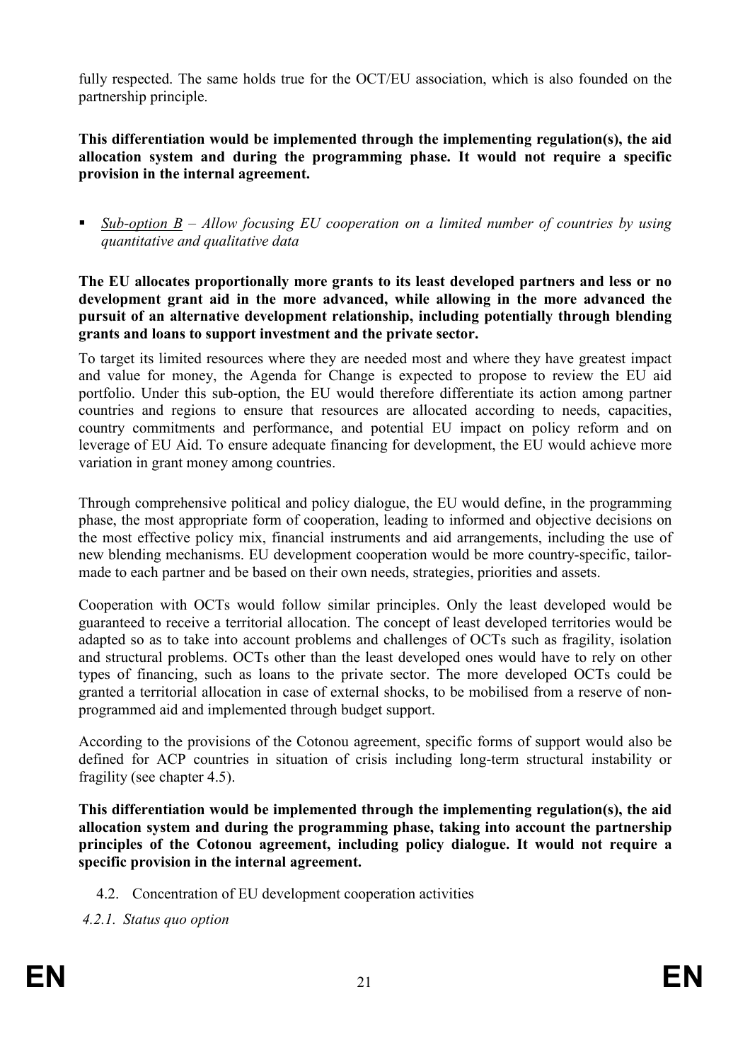fully respected. The same holds true for the OCT/EU association, which is also founded on the partnership principle.

**This differentiation would be implemented through the implementing regulation(s), the aid allocation system and during the programming phase. It would not require a specific provision in the internal agreement.**

- *<u>Sub-option B</u> – Allow focusing EU cooperation on a limited number of countries by using quantitative and qualitative data*

**The EU allocates proportionally more grants to its least developed partners and less or no development grant aid in the more advanced, while allowing in the more advanced the pursuit of an alternative development relationship, including potentially through blending grants and loans to support investment and the private sector.**

To target its limited resources where they are needed most and where they have greatest impact and value for money, the Agenda for Change is expected to propose to review the EU aid portfolio. Under this sub-option, the EU would therefore differentiate its action among partner countries and regions to ensure that resources are allocated according to needs, capacities, country commitments and performance, and potential EU impact on policy reform and on leverage of EU Aid. To ensure adequate financing for development, the EU would achieve more variation in grant money among countries.

Through comprehensive political and policy dialogue, the EU would define, in the programming phase, the most appropriate form of cooperation, leading to informed and objective decisions on the most effective policy mix, financial instruments and aid arrangements, including the use of new blending mechanisms. EU development cooperation would be more country-specific, tailor-made to each partner and be based on their own needs, strategies, priorities and assets.

Cooperation with OCTs would follow similar principles. Only the least developed would be guaranteed to receive a territorial allocation. The concept of least developed territories would be adapted so as to take into account problems and challenges of OCTs such as fragility, isolation and structural problems. OCTs other than the least developed ones would have to rely on other types of financing, such as loans to the private sector. The more developed OCTs could be granted a territorial allocation in case of external shocks, to be mobilised from a reserve of non-programmed aid and implemented through budget support.

According to the provisions of the Cotonou agreement, specific forms of support would also be defined for ACP countries in situation of crisis including long-term structural instability or fragility (see chapter 4.5).

**This differentiation would be implemented through the implementing regulation(s), the aid allocation system and during the programming phase, taking into account the partnership principles of the Cotonou agreement, including policy dialogue. It would not require a specific provision in the internal agreement.**

## 4.2. Concentration of EU development cooperation activities

### *4.2.1. Status quo option*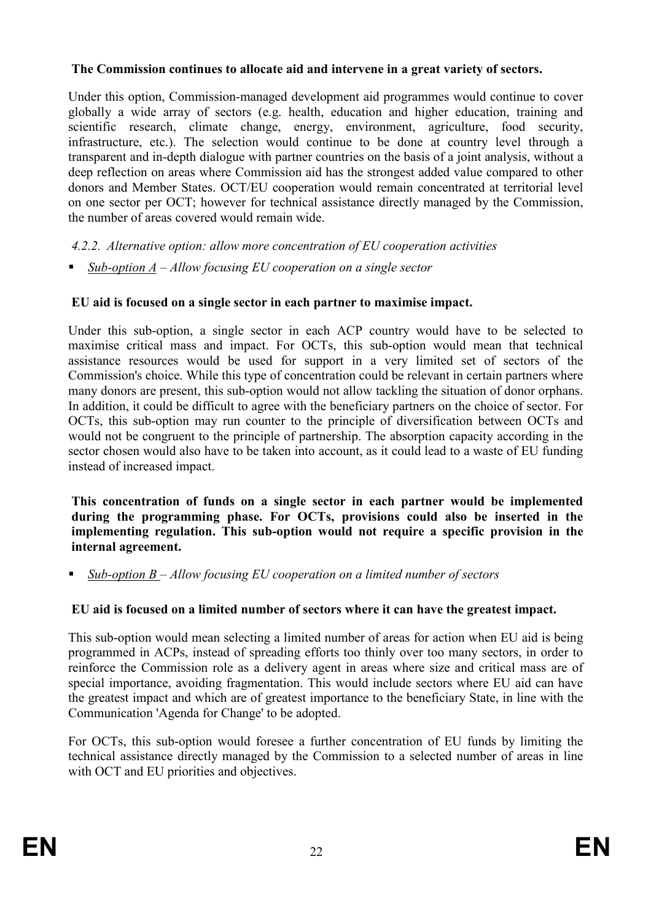**The Commission continues to allocate aid and intervene in a great variety of sectors.**

Under this option, Commission-managed development aid programmes would continue to cover globally a wide array of sectors (e.g. health, education and higher education, training and scientific research, climate change, energy, environment, agriculture, food security, infrastructure, etc.). The selection would continue to be done at country level through a transparent and in-depth dialogue with partner countries on the basis of a joint analysis, without a deep reflection on areas where Commission aid has the strongest added value compared to other donors and Member States. OCT/EU cooperation would remain concentrated at territorial level on one sector per OCT; however for technical assistance directly managed by the Commission, the number of areas covered would remain wide.

### *4.2.2. Alternative option: allow more concentration of EU cooperation activities*

- *Sub-option A – Allow focusing EU cooperation on a single sector*

**EU aid is focused on a single sector in each partner to maximise impact.**

Under this sub-option, a single sector in each ACP country would have to be selected to maximise critical mass and impact. For OCTs, this sub-option would mean that technical assistance resources would be used for support in a very limited set of sectors of the Commission's choice. While this type of concentration could be relevant in certain partners where many donors are present, this sub-option would not allow tackling the situation of donor orphans. In addition, it could be difficult to agree with the beneficiary partners on the choice of sector. For OCTs, this sub-option may run counter to the principle of diversification between OCTs and would not be congruent to the principle of partnership. The absorption capacity according in the sector chosen would also have to be taken into account, as it could lead to a waste of EU funding instead of increased impact.

**This concentration of funds on a single sector in each partner would be implemented during the programming phase. For OCTs, provisions could also be inserted in the implementing regulation. This sub-option would not require a specific provision in the internal agreement.**

- *Sub-option B – Allow focusing EU cooperation on a limited number of sectors*

**EU aid is focused on a limited number of sectors where it can have the greatest impact.**

This sub-option would mean selecting a limited number of areas for action when EU aid is being programmed in ACPs, instead of spreading efforts too thinly over too many sectors, in order to reinforce the Commission role as a delivery agent in areas where size and critical mass are of special importance, avoiding fragmentation. This would include sectors where EU aid can have the greatest impact and which are of greatest importance to the beneficiary State, in line with the Communication 'Agenda for Change' to be adopted.

For OCTs, this sub-option would foresee a further concentration of EU funds by limiting the technical assistance directly managed by the Commission to a selected number of areas in line with OCT and EU priorities and objectives.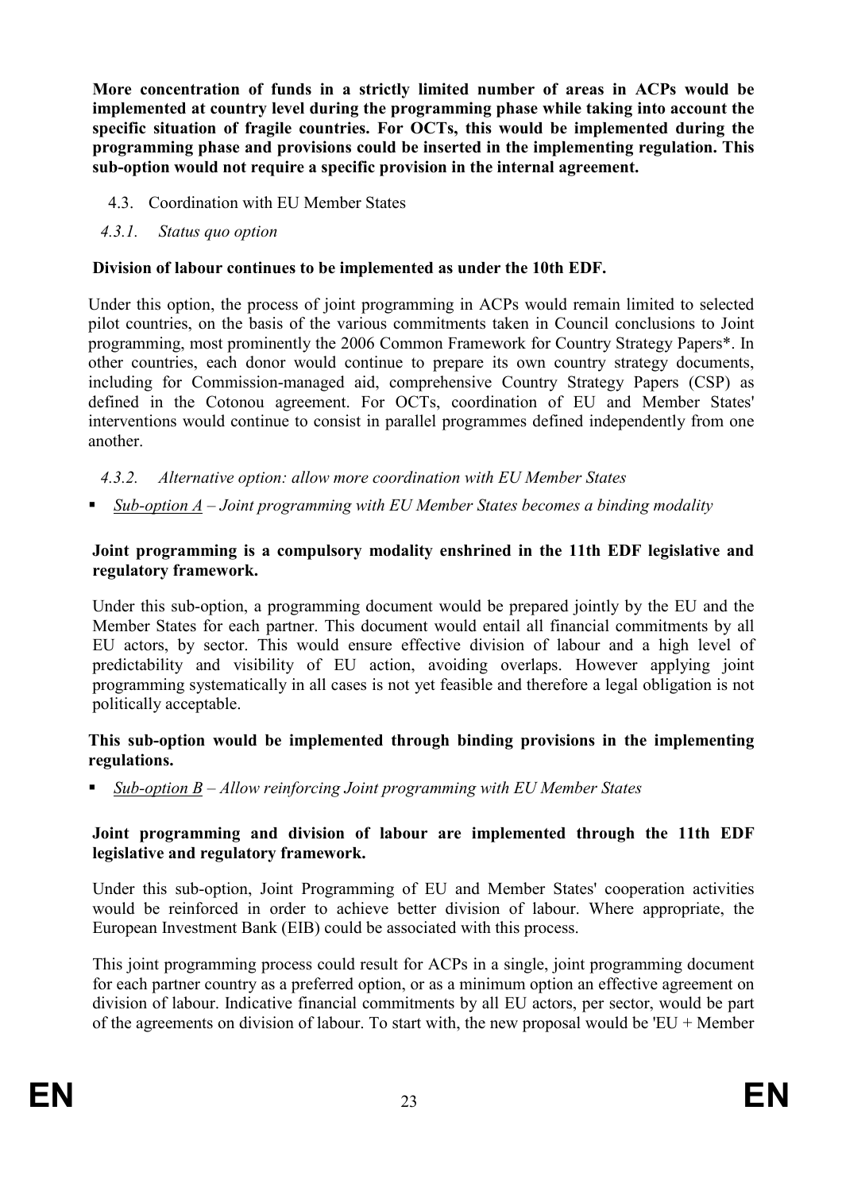**More concentration of funds in a strictly limited number of areas in ACPs would be implemented at country level during the programming phase while taking into account the specific situation of fragile countries. For OCTs, this would be implemented during the programming phase and provisions could be inserted in the implementing regulation. This sub-option would not require a specific provision in the internal agreement.**

## 4.3. Coordination with EU Member States

### *4.3.1. Status quo option*

**Division of labour continues to be implemented as under the 10th EDF.**

Under this option, the process of joint programming in ACPs would remain limited to selected pilot countries, on the basis of the various commitments taken in Council conclusions to Joint programming, most prominently the 2006 Common Framework for Country Strategy Papers*. In other countries, each donor would continue to prepare its own country strategy documents, including for Commission-managed aid, comprehensive Country Strategy Papers (CSP) as defined in the Cotonou agreement. For OCTs, coordination of EU and Member States' interventions would continue to consist in parallel programmes defined independently from one another.

### *4.3.2. Alternative option: allow more coordination with EU Member States*

- *Sub-option A – Joint programming with EU Member States becomes a binding modality*

**Joint programming is a compulsory modality enshrined in the 11th EDF legislative and regulatory framework.**

Under this sub-option, a programming document would be prepared jointly by the EU and the Member States for each partner. This document would entail all financial commitments by all EU actors, by sector. This would ensure effective division of labour and a high level of predictability and visibility of EU action, avoiding overlaps. However applying joint programming systematically in all cases is not yet feasible and therefore a legal obligation is not politically acceptable.

**This sub-option would be implemented through binding provisions in the implementing regulations.**

- *Sub-option B – Allow reinforcing Joint programming with EU Member States*

**Joint programming and division of labour are implemented through the 11th EDF legislative and regulatory framework.**

Under this sub-option, Joint Programming of EU and Member States' cooperation activities would be reinforced in order to achieve better division of labour. Where appropriate, the European Investment Bank (EIB) could be associated with this process.

This joint programming process could result for ACPs in a single, joint programming document for each partner country as a preferred option, or as a minimum option an effective agreement on division of labour. Indicative financial commitments by all EU actors, per sector, would be part of the agreements on division of labour. To start with, the new proposal would be 'EU + Member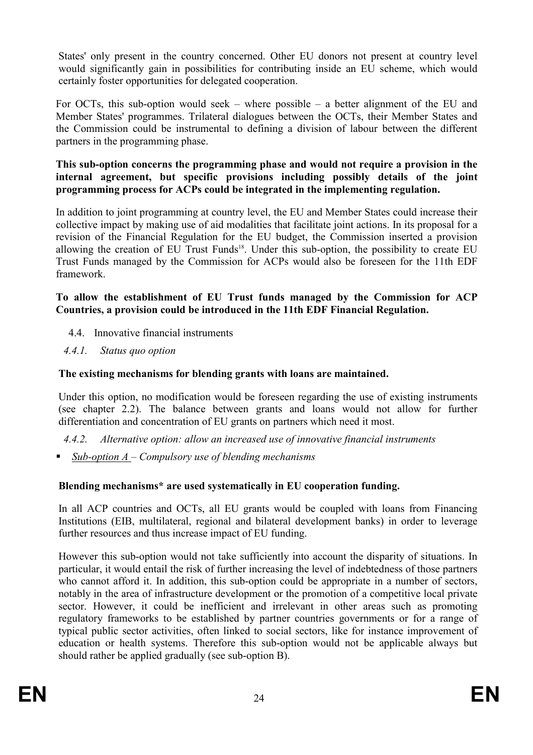States' only present in the country concerned. Other EU donors not present at country level would significantly gain in possibilities for contributing inside an EU scheme, which would certainly foster opportunities for delegated cooperation.

For OCTs, this sub-option would seek – where possible – a better alignment of the EU and Member States' programmes. Trilateral dialogues between the OCTs, their Member States and the Commission could be instrumental to defining a division of labour between the different partners in the programming phase.

**This sub-option concerns the programming phase and would not require a provision in the internal agreement, but specific provisions including possibly details of the joint programming process for ACPs could be integrated in the implementing regulation.**

In addition to joint programming at country level, the EU and Member States could increase their collective impact by making use of aid modalities that facilitate joint actions. In its proposal for a revision of the Financial Regulation for the EU budget, the Commission inserted a provision allowing the creation of EU Trust Funds[18]. Under this sub-option, the possibility to create EU Trust Funds managed by the Commission for ACPs would also be foreseen for the 11th EDF framework.

**To allow the establishment of EU Trust funds managed by the Commission for ACP Countries, a provision could be introduced in the 11th EDF Financial Regulation.**

### 4.4. Innovative financial instruments

#### *4.4.1. Status quo option*

**The existing mechanisms for blending grants with loans are maintained.**

Under this option, no modification would be foreseen regarding the use of existing instruments (see chapter 2.2). The balance between grants and loans would not allow for further differentiation and concentration of EU grants on partners which need it most.

#### *4.4.2. Alternative option: allow an increased use of innovative financial instruments*

- *Sub-option A – Compulsory use of blending mechanisms*

**Blending mechanisms* are used systematically in EU cooperation funding.**

In all ACP countries and OCTs, all EU grants would be coupled with loans from Financing Institutions (EIB, multilateral, regional and bilateral development banks) in order to leverage further resources and thus increase impact of EU funding.

However this sub-option would not take sufficiently into account the disparity of situations. In particular, it would entail the risk of further increasing the level of indebtedness of those partners who cannot afford it. In addition, this sub-option could be appropriate in a number of sectors, notably in the area of infrastructure development or the promotion of a competitive local private sector. However, it could be inefficient and irrelevant in other areas such as promoting regulatory frameworks to be established by partner countries governments or for a range of typical public sector activities, often linked to social sectors, like for instance improvement of education or health systems. Therefore this sub-option would not be applicable always but should rather be applied gradually (see sub-option B).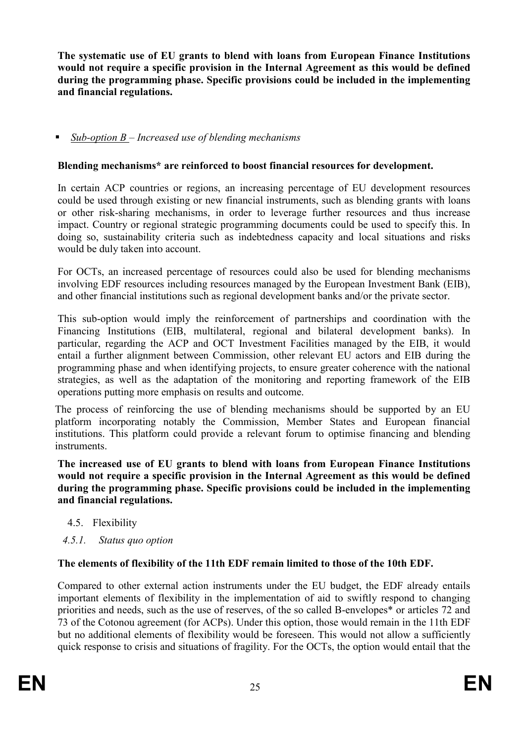**The systematic use of EU grants to blend with loans from European Finance Institutions would not require a specific provision in the Internal Agreement as this would be defined during the programming phase. Specific provisions could be included in the implementing and financial regulations.**

- *Sub-option B – Increased use of blending mechanisms*

**Blending mechanisms\* are reinforced to boost financial resources for development.**

In certain ACP countries or regions, an increasing percentage of EU development resources could be used through existing or new financial instruments, such as blending grants with loans or other risk-sharing mechanisms, in order to leverage further resources and thus increase impact. Country or regional strategic programming documents could be used to specify this. In doing so, sustainability criteria such as indebtedness capacity and local situations and risks would be duly taken into account.

For OCTs, an increased percentage of resources could also be used for blending mechanisms involving EDF resources including resources managed by the European Investment Bank (EIB), and other financial institutions such as regional development banks and/or the private sector.

This sub-option would imply the reinforcement of partnerships and coordination with the Financing Institutions (EIB, multilateral, regional and bilateral development banks). In particular, regarding the ACP and OCT Investment Facilities managed by the EIB, it would entail a further alignment between Commission, other relevant EU actors and EIB during the programming phase and when identifying projects, to ensure greater coherence with the national strategies, as well as the adaptation of the monitoring and reporting framework of the EIB operations putting more emphasis on results and outcome.

The process of reinforcing the use of blending mechanisms should be supported by an EU platform incorporating notably the Commission, Member States and European financial institutions. This platform could provide a relevant forum to optimise financing and blending instruments.

**The increased use of EU grants to blend with loans from European Finance Institutions would not require a specific provision in the Internal Agreement as this would be defined during the programming phase. Specific provisions could be included in the implementing and financial regulations.**

## 4.5. Flexibility

### *4.5.1. Status quo option*

**The elements of flexibility of the 11th EDF remain limited to those of the 10th EDF.**

Compared to other external action instruments under the EU budget, the EDF already entails important elements of flexibility in the implementation of aid to swiftly respond to changing priorities and needs, such as the use of reserves, of the so called B-envelopes\* or articles 72 and 73 of the Cotonou agreement (for ACPs). Under this option, those would remain in the 11th EDF but no additional elements of flexibility would be foreseen. This would not allow a sufficiently quick response to crisis and situations of fragility. For the OCTs, the option would entail that the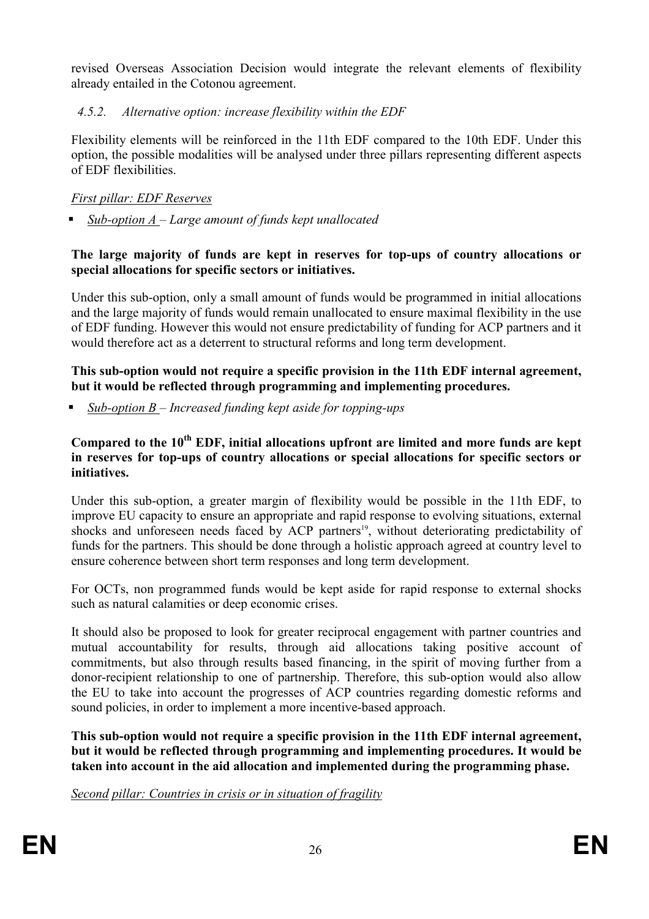revised Overseas Association Decision would integrate the relevant elements of flexibility already entailed in the Cotonou agreement.

#### 4.5.2. *Alternative option: increase flexibility within the EDF*

Flexibility elements will be reinforced in the 11th EDF compared to the 10th EDF. Under this option, the possible modalities will be analysed under three pillars representing different aspects of EDF flexibilities.

*First pillar: EDF Reserves*

- *Sub-option A – Large amount of funds kept unallocated*

**The large majority of funds are kept in reserves for top-ups of country allocations or special allocations for specific sectors or initiatives.**

Under this sub-option, only a small amount of funds would be programmed in initial allocations and the large majority of funds would remain unallocated to ensure maximal flexibility in the use of EDF funding. However this would not ensure predictability of funding for ACP partners and it would therefore act as a deterrent to structural reforms and long term development.

**This sub-option would not require a specific provision in the 11th EDF internal agreement, but it would be reflected through programming and implementing procedures.**

- *Sub-option B – Increased funding kept aside for topping-ups*

**Compared to the 10th EDF, initial allocations upfront are limited and more funds are kept in reserves for top-ups of country allocations or special allocations for specific sectors or initiatives.**

Under this sub-option, a greater margin of flexibility would be possible in the 11th EDF, to improve EU capacity to ensure an appropriate and rapid response to evolving situations, external shocks and unforeseen needs faced by ACP partners[19], without deteriorating predictability of funds for the partners. This should be done through a holistic approach agreed at country level to ensure coherence between short term responses and long term development.

For OCTs, non programmed funds would be kept aside for rapid response to external shocks such as natural calamities or deep economic crises.

It should also be proposed to look for greater reciprocal engagement with partner countries and mutual accountability for results, through aid allocations taking positive account of commitments, but also through results based financing, in the spirit of moving further from a donor-recipient relationship to one of partnership. Therefore, this sub-option would also allow the EU to take into account the progresses of ACP countries regarding domestic reforms and sound policies, in order to implement a more incentive-based approach.

**This sub-option would not require a specific provision in the 11th EDF internal agreement, but it would be reflected through programming and implementing procedures. It would be taken into account in the aid allocation and implemented during the programming phase.**

*Second pillar: Countries in crisis or in situation of fragility*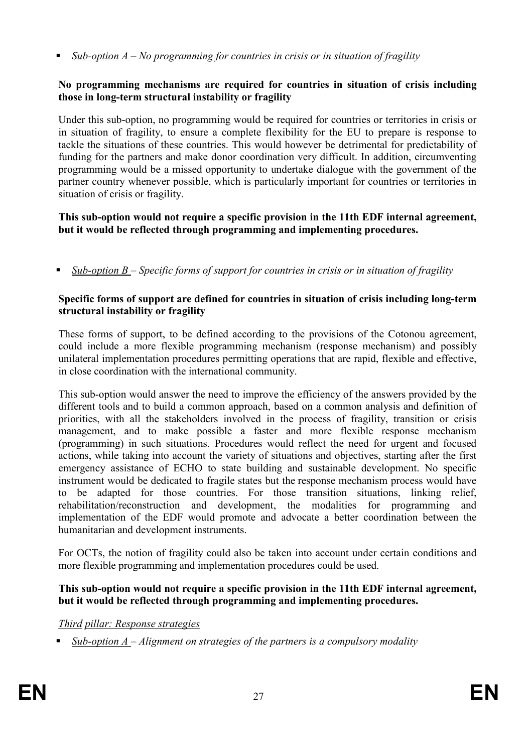- *<u>Sub-option A</u> – No programming for countries in crisis or in situation of fragility*

**No programming mechanisms are required for countries in situation of crisis including those in long-term structural instability or fragility**

Under this sub-option, no programming would be required for countries or territories in crisis or in situation of fragility, to ensure a complete flexibility for the EU to prepare is response to tackle the situations of these countries. This would however be detrimental for predictability of funding for the partners and make donor coordination very difficult. In addition, circumventing programming would be a missed opportunity to undertake dialogue with the government of the partner country whenever possible, which is particularly important for countries or territories in situation of crisis or fragility.

**This sub-option would not require a specific provision in the 11th EDF internal agreement, but it would be reflected through programming and implementing procedures.**

- *<u>Sub-option B</u> – Specific forms of support for countries in crisis or in situation of fragility*

**Specific forms of support are defined for countries in situation of crisis including long-term structural instability or fragility**

These forms of support, to be defined according to the provisions of the Cotonou agreement, could include a more flexible programming mechanism (response mechanism) and possibly unilateral implementation procedures permitting operations that are rapid, flexible and effective, in close coordination with the international community.

This sub-option would answer the need to improve the efficiency of the answers provided by the different tools and to build a common approach, based on a common analysis and definition of priorities, with all the stakeholders involved in the process of fragility, transition or crisis management, and to make possible a faster and more flexible response mechanism (programming) in such situations. Procedures would reflect the need for urgent and focused actions, while taking into account the variety of situations and objectives, starting after the first emergency assistance of ECHO to state building and sustainable development. No specific instrument would be dedicated to fragile states but the response mechanism process would have to be adapted for those countries. For those transition situations, linking relief, rehabilitation/reconstruction and development, the modalities for programming and implementation of the EDF would promote and advocate a better coordination between the humanitarian and development instruments.

For OCTs, the notion of fragility could also be taken into account under certain conditions and more flexible programming and implementation procedures could be used.

**This sub-option would not require a specific provision in the 11th EDF internal agreement, but it would be reflected through programming and implementing procedures.**

*<u>Third pillar: Response strategies</u>*

- *<u>Sub-option A</u> – Alignment on strategies of the partners is a compulsory modality*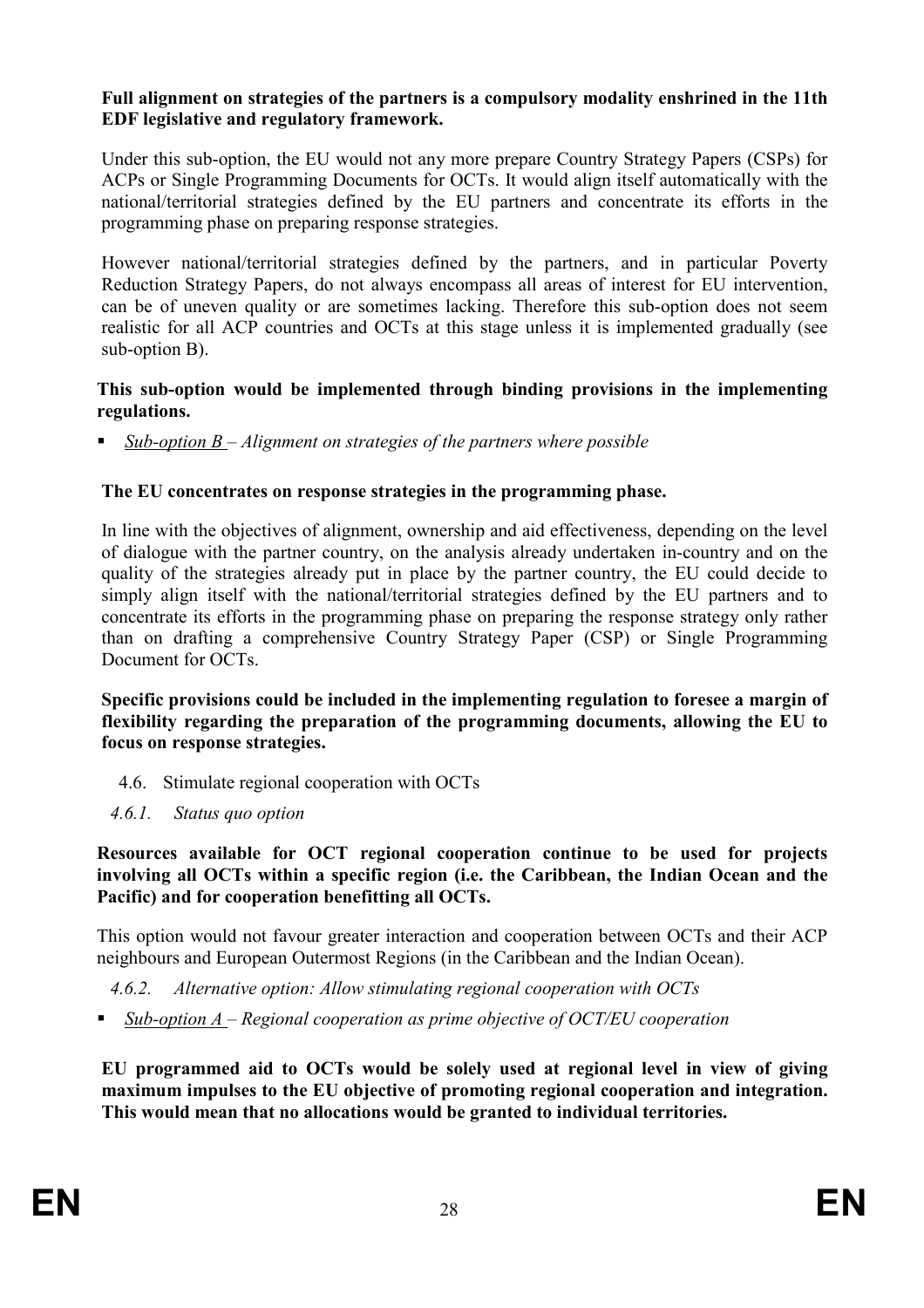**Full alignment on strategies of the partners is a compulsory modality enshrined in the 11th EDF legislative and regulatory framework.**

Under this sub-option, the EU would not any more prepare Country Strategy Papers (CSPs) for ACPs or Single Programming Documents for OCTs. It would align itself automatically with the national/territorial strategies defined by the EU partners and concentrate its efforts in the programming phase on preparing response strategies.

However national/territorial strategies defined by the partners, and in particular Poverty Reduction Strategy Papers, do not always encompass all areas of interest for EU intervention, can be of uneven quality or are sometimes lacking. Therefore this sub-option does not seem realistic for all ACP countries and OCTs at this stage unless it is implemented gradually (see sub-option B).

**This sub-option would be implemented through binding provisions in the implementing regulations.**

- *Sub-option B – Alignment on strategies of the partners where possible*

**The EU concentrates on response strategies in the programming phase.**

In line with the objectives of alignment, ownership and aid effectiveness, depending on the level of dialogue with the partner country, on the analysis already undertaken in-country and on the quality of the strategies already put in place by the partner country, the EU could decide to simply align itself with the national/territorial strategies defined by the EU partners and to concentrate its efforts in the programming phase on preparing the response strategy only rather than on drafting a comprehensive Country Strategy Paper (CSP) or Single Programming Document for OCTs.

**Specific provisions could be included in the implementing regulation to foresee a margin of flexibility regarding the preparation of the programming documents, allowing the EU to focus on response strategies.**

## 4.6. Stimulate regional cooperation with OCTs

### *4.6.1. Status quo option*

**Resources available for OCT regional cooperation continue to be used for projects involving all OCTs within a specific region (i.e. the Caribbean, the Indian Ocean and the Pacific) and for cooperation benefitting all OCTs.**

This option would not favour greater interaction and cooperation between OCTs and their ACP neighbours and European Outermost Regions (in the Caribbean and the Indian Ocean).

### *4.6.2. Alternative option: Allow stimulating regional cooperation with OCTs*

- *Sub-option A – Regional cooperation as prime objective of OCT/EU cooperation*

**EU programmed aid to OCTs would be solely used at regional level in view of giving maximum impulses to the EU objective of promoting regional cooperation and integration. This would mean that no allocations would be granted to individual territories.**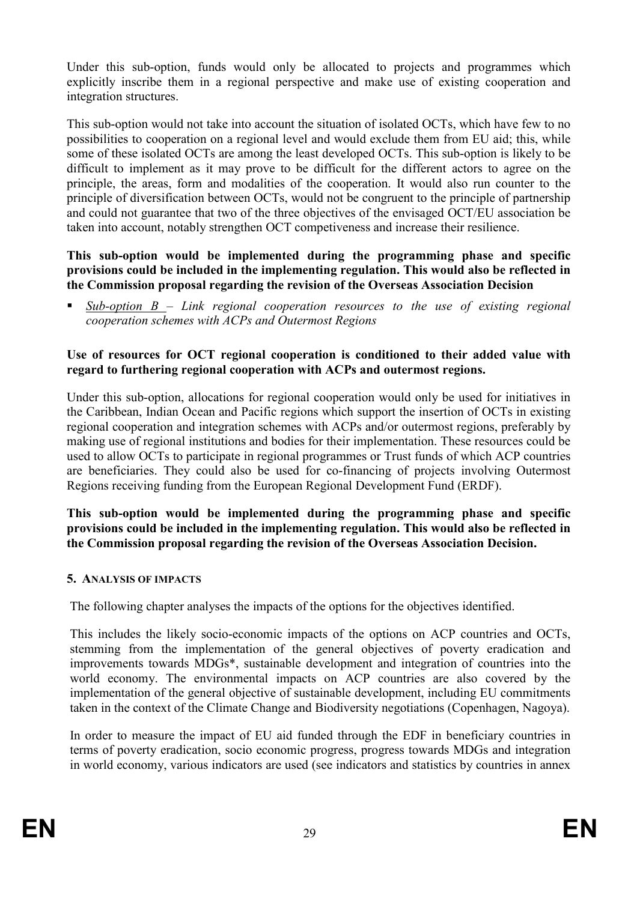Under this sub-option, funds would only be allocated to projects and programmes which explicitly inscribe them in a regional perspective and make use of existing cooperation and integration structures.

This sub-option would not take into account the situation of isolated OCTs, which have few to no possibilities to cooperation on a regional level and would exclude them from EU aid; this, while some of these isolated OCTs are among the least developed OCTs. This sub-option is likely to be difficult to implement as it may prove to be difficult for the different actors to agree on the principle, the areas, form and modalities of the cooperation. It would also run counter to the principle of diversification between OCTs, would not be congruent to the principle of partnership and could not guarantee that two of the three objectives of the envisaged OCT/EU association be taken into account, notably strengthen OCT competiveness and increase their resilience.

**This sub-option would be implemented during the programming phase and specific provisions could be included in the implementing regulation. This would also be reflected in the Commission proposal regarding the revision of the Overseas Association Decision**

- *Sub-option B – Link regional cooperation resources to the use of existing regional cooperation schemes with ACPs and Outermost Regions*

**Use of resources for OCT regional cooperation is conditioned to their added value with regard to furthering regional cooperation with ACPs and outermost regions.**

Under this sub-option, allocations for regional cooperation would only be used for initiatives in the Caribbean, Indian Ocean and Pacific regions which support the insertion of OCTs in existing regional cooperation and integration schemes with ACPs and/or outermost regions, preferably by making use of regional institutions and bodies for their implementation. These resources could be used to allow OCTs to participate in regional programmes or Trust funds of which ACP countries are beneficiaries. They could also be used for co-financing of projects involving Outermost Regions receiving funding from the European Regional Development Fund (ERDF).

**This sub-option would be implemented during the programming phase and specific provisions could be included in the implementing regulation. This would also be reflected in the Commission proposal regarding the revision of the Overseas Association Decision.**

## 5. ANALYSIS OF IMPACTS

The following chapter analyses the impacts of the options for the objectives identified.

This includes the likely socio-economic impacts of the options on ACP countries and OCTs, stemming from the implementation of the general objectives of poverty eradication and improvements towards MDGs*, sustainable development and integration of countries into the world economy. The environmental impacts on ACP countries are also covered by the implementation of the general objective of sustainable development, including EU commitments taken in the context of the Climate Change and Biodiversity negotiations (Copenhagen, Nagoya).

In order to measure the impact of EU aid funded through the EDF in beneficiary countries in terms of poverty eradication, socio economic progress, progress towards MDGs and integration in world economy, various indicators are used (see indicators and statistics by countries in annex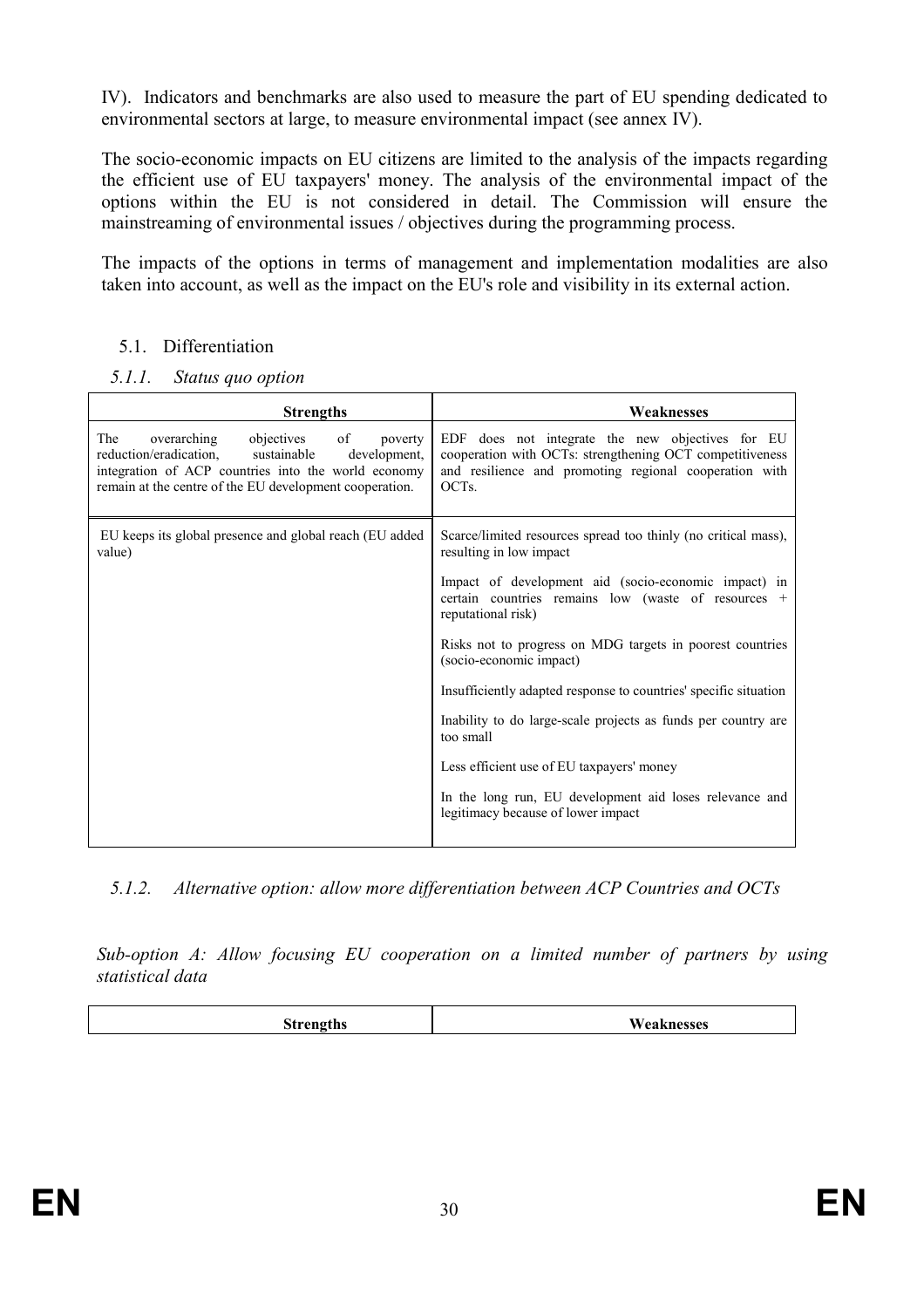IV). Indicators and benchmarks are also used to measure the part of EU spending dedicated to environmental sectors at large, to measure environmental impact (see annex IV).

The socio-economic impacts on EU citizens are limited to the analysis of the impacts regarding the efficient use of EU taxpayers' money. The analysis of the environmental impact of the options within the EU is not considered in detail. The Commission will ensure the mainstreaming of environmental issues / objectives during the programming process.

The impacts of the options in terms of management and implementation modalities are also taken into account, as well as the impact on the EU's role and visibility in its external action.

## 5.1. Differentiation

### *5.1.1. Status quo option*

| Strengths | Weaknesses |
|---|---|
| The overarching objectives of poverty reduction/eradication, sustainable development, integration of ACP countries into the world economy remain at the centre of the EU development cooperation. | EDF does not integrate the new objectives for EU cooperation with OCTs: strengthening OCT competitiveness and resilience and promoting regional cooperation with OCTs. |
| EU keeps its global presence and global reach (EU added value) | Scarce/limited resources spread too thinly (no critical mass), resulting in low impact<br><br>Impact of development aid (socio-economic impact) in certain countries remains low (waste of resources + reputational risk)<br><br>Risks not to progress on MDG targets in poorest countries (socio-economic impact)<br><br>Insufficiently adapted response to countries' specific situation<br><br>Inability to do large-scale projects as funds per country are too small<br><br>Less efficient use of EU taxpayers' money<br><br>In the long run, EU development aid loses relevance and legitimacy because of lower impact |

### *5.1.2. Alternative option: allow more differentiation between ACP Countries and OCTs*

*Sub-option A: Allow focusing EU cooperation on a limited number of partners by using statistical data*

| Strengths | Weaknesses |
|---|---|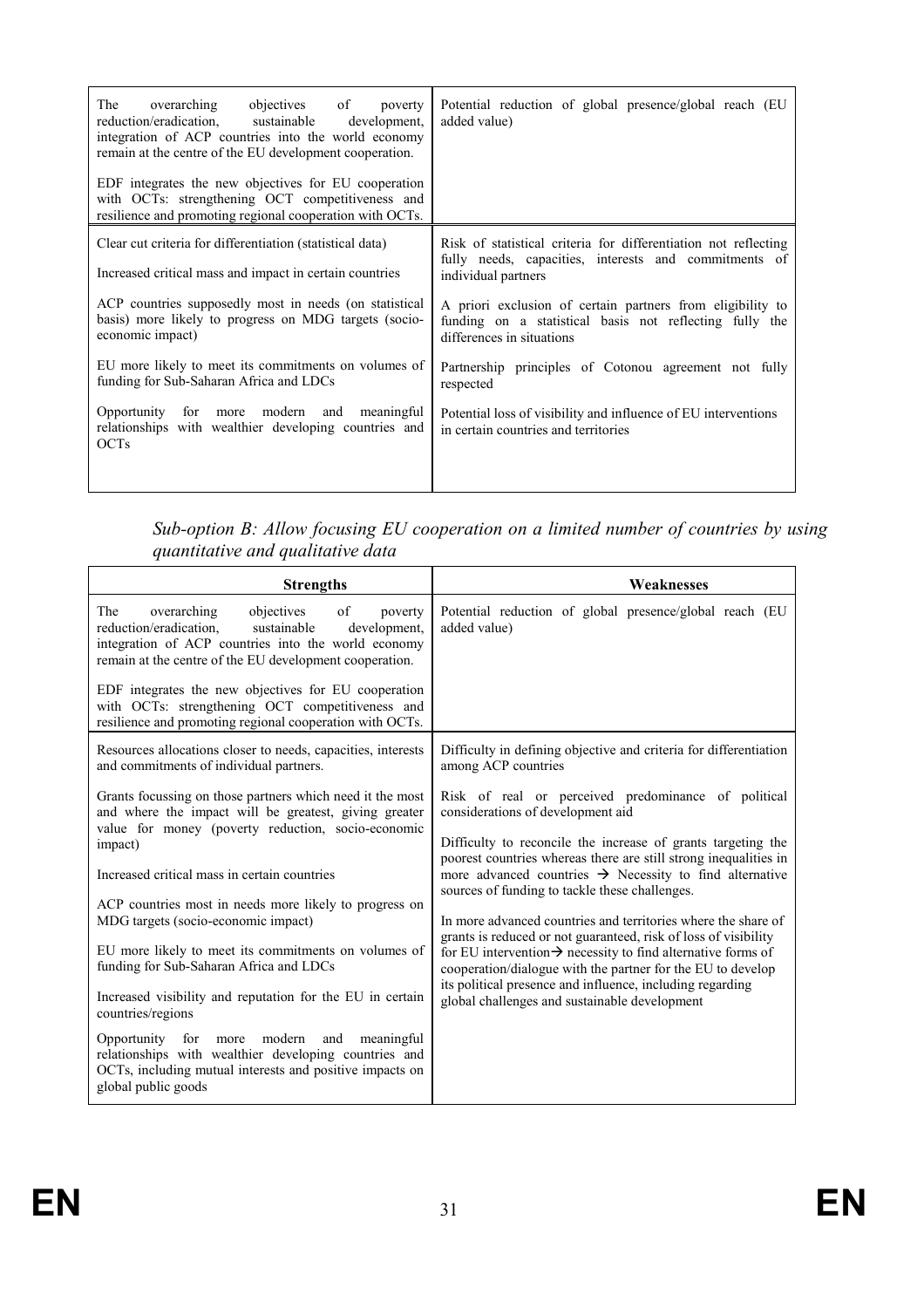| | |
|---|---|
| The overarching objectives of poverty reduction/eradication, sustainable development, integration of ACP countries into the world economy remain at the centre of the EU development cooperation.<br><br>EDF integrates the new objectives for EU cooperation with OCTs: strengthening OCT competitiveness and resilience and promoting regional cooperation with OCTs. | Potential reduction of global presence/global reach (EU added value) |
| Clear cut criteria for differentiation (statistical data)<br><br>Increased critical mass and impact in certain countries<br><br>ACP countries supposedly most in needs (on statistical basis) more likely to progress on MDG targets (socio-economic impact)<br><br>EU more likely to meet its commitments on volumes of funding for Sub-Saharan Africa and LDCs<br><br>Opportunity for more modern and meaningful relationships with wealthier developing countries and OCTs | Risk of statistical criteria for differentiation not reflecting fully needs, capacities, interests and commitments of individual partners<br><br>A priori exclusion of certain partners from eligibility to funding on a statistical basis not reflecting fully the differences in situations<br><br>Partnership principles of Cotonou agreement not fully respected<br><br>Potential loss of visibility and influence of EU interventions in certain countries and territories |

*Sub-option B: Allow focusing EU cooperation on a limited number of countries by using quantitative and qualitative data*

| **Strengths** | **Weaknesses** |
|---|---|
| The overarching objectives of poverty reduction/eradication, sustainable development, integration of ACP countries into the world economy remain at the centre of the EU development cooperation.<br><br>EDF integrates the new objectives for EU cooperation with OCTs: strengthening OCT competitiveness and resilience and promoting regional cooperation with OCTs. | Potential reduction of global presence/global reach (EU added value) |
| Resources allocations closer to needs, capacities, interests and commitments of individual partners.<br><br>Grants focussing on those partners which need it the most and where the impact will be greatest, giving greater value for money (poverty reduction, socio-economic impact)<br><br>Increased critical mass in certain countries<br><br>ACP countries most in needs more likely to progress on MDG targets (socio-economic impact)<br><br>EU more likely to meet its commitments on volumes of funding for Sub-Saharan Africa and LDCs<br><br>Increased visibility and reputation for the EU in certain countries/regions<br><br>Opportunity for more modern and meaningful relationships with wealthier developing countries and OCTs, including mutual interests and positive impacts on global public goods | Difficulty in defining objective and criteria for differentiation among ACP countries<br><br>Risk of real or perceived predominance of political considerations of development aid<br><br>Difficulty to reconcile the increase of grants targeting the poorest countries whereas there are still strong inequalities in more advanced countries → Necessity to find alternative sources of funding to tackle these challenges.<br><br>In more advanced countries and territories where the share of grants is reduced or not guaranteed, risk of loss of visibility for EU intervention→ necessity to find alternative forms of cooperation/dialogue with the partner for the EU to develop its political presence and influence, including regarding global challenges and sustainable development |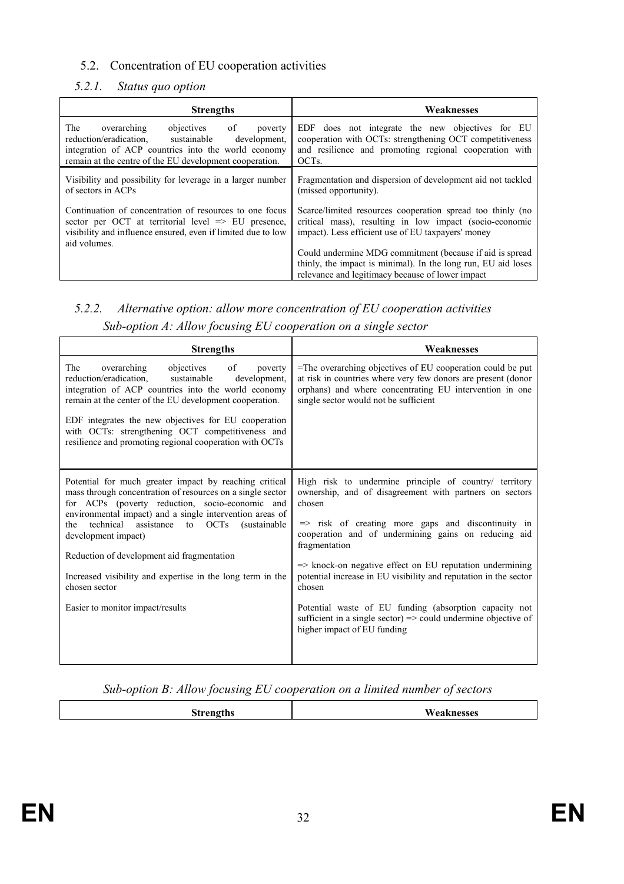## 5.2. Concentration of EU cooperation activities

### *5.2.1. Status quo option*

| Strengths | Weaknesses |
|---|---|
| The overarching objectives of poverty reduction/eradication, sustainable development, integration of ACP countries into the world economy remain at the centre of the EU development cooperation. | EDF does not integrate the new objectives for EU cooperation with OCTs: strengthening OCT competitiveness and resilience and promoting regional cooperation with OCTs. |
| Visibility and possibility for leverage in a larger number of sectors in ACPs<br><br>Continuation of concentration of resources to one focus sector per OCT at territorial level => EU presence, visibility and influence ensured, even if limited due to low aid volumes. | Fragmentation and dispersion of development aid not tackled (missed opportunity).<br><br>Scarce/limited resources cooperation spread too thinly (no critical mass), resulting in low impact (socio-economic impact). Less efficient use of EU taxpayers' money<br><br>Could undermine MDG commitment (because if aid is spread thinly, the impact is minimal). In the long run, EU aid loses relevance and legitimacy because of lower impact |

### *5.2.2. Alternative option: allow more concentration of EU cooperation activities*

*Sub-option A: Allow focusing EU cooperation on a single sector*

| Strengths | Weaknesses |
|---|---|
| The overarching objectives of poverty reduction/eradication, sustainable development, integration of ACP countries into the world economy remain at the center of the EU development cooperation.<br><br>EDF integrates the new objectives for EU cooperation with OCTs: strengthening OCT competitiveness and resilience and promoting regional cooperation with OCTs | =The overarching objectives of EU cooperation could be put at risk in countries where very few donors are present (donor orphans) and where concentrating EU intervention in one single sector would not be sufficient |
| Potential for much greater impact by reaching critical mass through concentration of resources on a single sector for ACPs (poverty reduction, socio-economic and environmental impact) and a single intervention areas of the technical assistance to OCTs (sustainable development impact)<br><br>Reduction of development aid fragmentation<br><br>Increased visibility and expertise in the long term in the chosen sector<br><br>Easier to monitor impact/results | High risk to undermine principle of country/ territory ownership, and of disagreement with partners on sectors chosen<br><br>=> risk of creating more gaps and discontinuity in cooperation and of undermining gains on reducing aid fragmentation<br><br>=> knock-on negative effect on EU reputation undermining potential increase in EU visibility and reputation in the sector chosen<br><br>Potential waste of EU funding (absorption capacity not sufficient in a single sector) => could undermine objective of higher impact of EU funding |

*Sub-option B: Allow focusing EU cooperation on a limited number of sectors*

| Strengths | Weaknesses |
|---|---|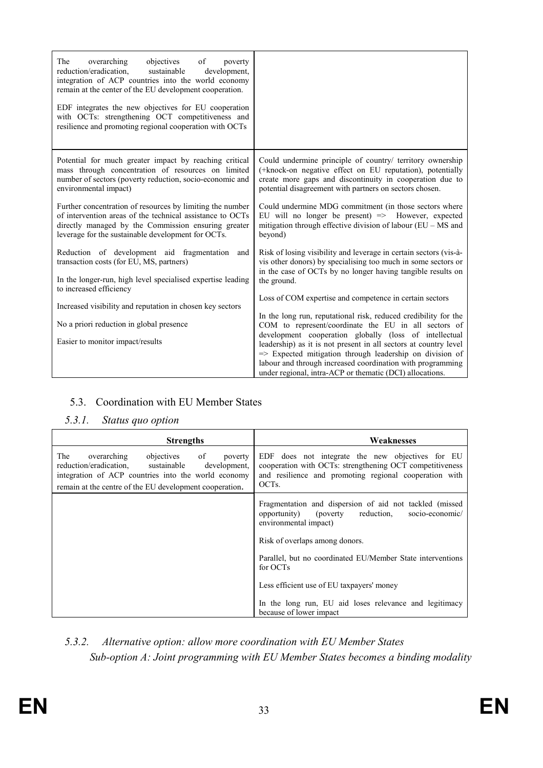| | |
|---|---|
| The overarching objectives of poverty reduction/eradication, sustainable development, integration of ACP countries into the world economy remain at the center of the EU development cooperation.<br><br>EDF integrates the new objectives for EU cooperation with OCTs: strengthening OCT competitiveness and resilience and promoting regional cooperation with OCTs | |
| Potential for much greater impact by reaching critical mass through concentration of resources on limited number of sectors (poverty reduction, socio-economic and environmental impact)<br><br>Further concentration of resources by limiting the number of intervention areas of the technical assistance to OCTs directly managed by the Commission ensuring greater leverage for the sustainable development for OCTs.<br><br>Reduction of development aid fragmentation and transaction costs (for EU, MS, partners)<br><br>In the longer-run, high level specialised expertise leading to increased efficiency<br><br>Increased visibility and reputation in chosen key sectors<br><br>No a priori reduction in global presence<br><br>Easier to monitor impact/results | Could undermine principle of country/ territory ownership (+knock-on negative effect on EU reputation), potentially create more gaps and discontinuity in cooperation due to potential disagreement with partners on sectors chosen.<br><br>Could undermine MDG commitment (in those sectors where EU will no longer be present) => However, expected mitigation through effective division of labour (EU – MS and beyond)<br><br>Risk of losing visibility and leverage in certain sectors (vis-à-vis other donors) by specialising too much in some sectors or in the case of OCTs by no longer having tangible results on the ground.<br><br>Loss of COM expertise and competence in certain sectors<br><br>In the long run, reputational risk, reduced credibility for the COM to represent/coordinate the EU in all sectors of development cooperation globally (loss of intellectual leadership) as it is not present in all sectors at country level => Expected mitigation through leadership on division of labour and through increased coordination with programming under regional, intra-ACP or thematic (DCI) allocations. |

## 5.3. Coordination with EU Member States

### *5.3.1. Status quo option*

| **Strengths** | **Weaknesses** |
|---|---|
| The overarching objectives of poverty reduction/eradication, sustainable development, integration of ACP countries into the world economy remain at the centre of the EU development cooperation. | EDF does not integrate the new objectives for EU cooperation with OCTs: strengthening OCT competitiveness and resilience and promoting regional cooperation with OCTs. |
| | Fragmentation and dispersion of aid not tackled (missed opportunity) (poverty reduction, socio-economic/ environmental impact)<br><br>Risk of overlaps among donors.<br><br>Parallel, but no coordinated EU/Member State interventions for OCTs<br><br>Less efficient use of EU taxpayers' money<br><br>In the long run, EU aid loses relevance and legitimacy because of lower impact |

### *5.3.2. Alternative option: allow more coordination with EU Member States*

*Sub-option A: Joint programming with EU Member States becomes a binding modality*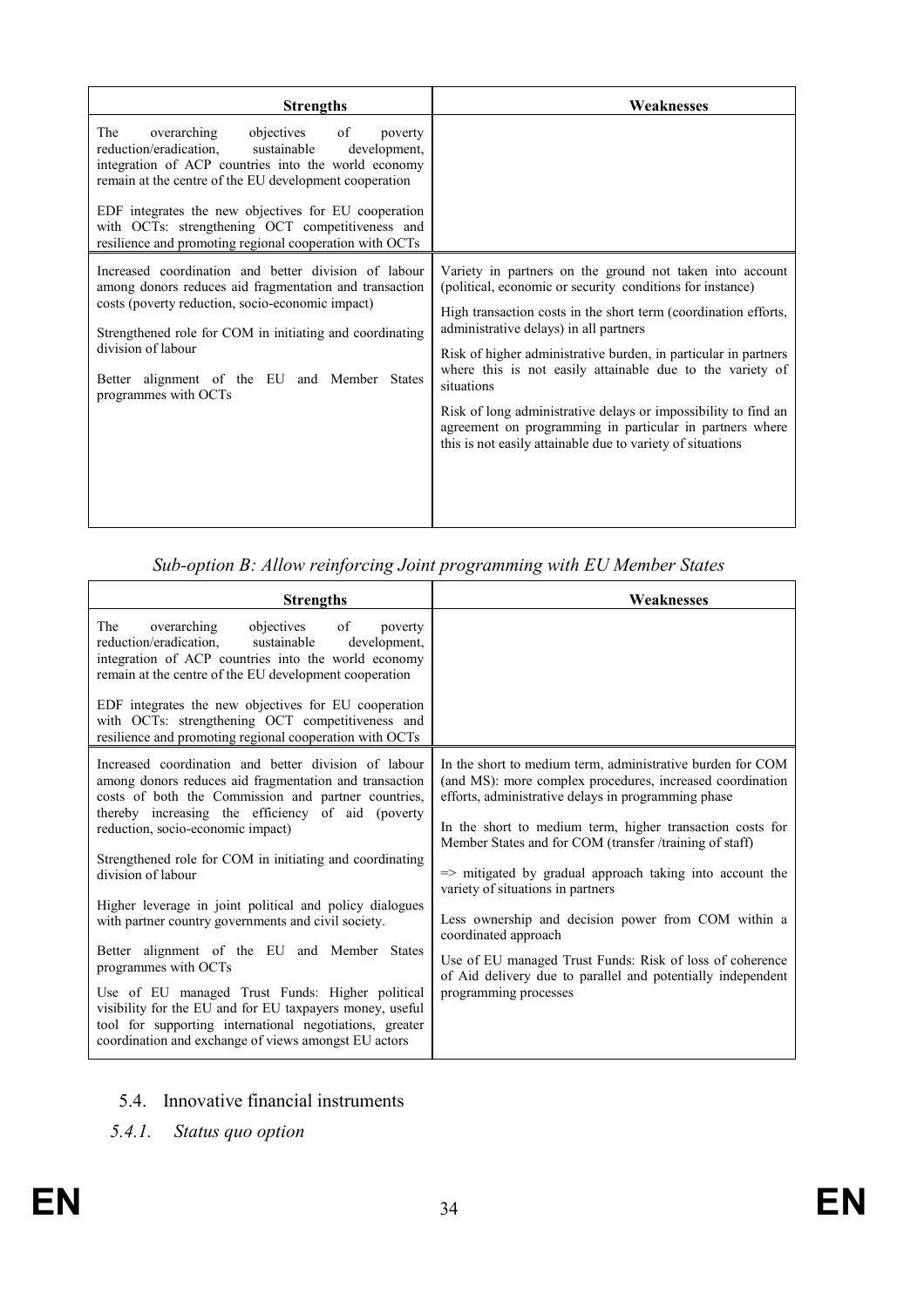| Strengths | Weaknesses |
|---|---|
| The overarching objectives of poverty reduction/eradication, sustainable development, integration of ACP countries into the world economy remain at the centre of the EU development cooperation<br><br>EDF integrates the new objectives for EU cooperation with OCTs: strengthening OCT competitiveness and resilience and promoting regional cooperation with OCTs | |
| Increased coordination and better division of labour among donors reduces aid fragmentation and transaction costs (poverty reduction, socio-economic impact)<br><br>Strengthened role for COM in initiating and coordinating division of labour<br><br>Better alignment of the EU and Member States programmes with OCTs | Variety in partners on the ground not taken into account (political, economic or security conditions for instance)<br><br>High transaction costs in the short term (coordination efforts, administrative delays) in all partners<br><br>Risk of higher administrative burden, in particular in partners where this is not easily attainable due to the variety of situations<br><br>Risk of long administrative delays or impossibility to find an agreement on programming in particular in partners where this is not easily attainable due to variety of situations |

*Sub-option B: Allow reinforcing Joint programming with EU Member States*

| Strengths | Weaknesses |
|---|---|
| The overarching objectives of poverty reduction/eradication, sustainable development, integration of ACP countries into the world economy remain at the centre of the EU development cooperation<br><br>EDF integrates the new objectives for EU cooperation with OCTs: strengthening OCT competitiveness and resilience and promoting regional cooperation with OCTs | |
| Increased coordination and better division of labour among donors reduces aid fragmentation and transaction costs of both the Commission and partner countries, thereby increasing the efficiency of aid (poverty reduction, socio-economic impact)<br><br>Strengthened role for COM in initiating and coordinating division of labour<br><br>Higher leverage in joint political and policy dialogues with partner country governments and civil society.<br><br>Better alignment of the EU and Member States programmes with OCTs<br><br>Use of EU managed Trust Funds: Higher political visibility for the EU and for EU taxpayers money, useful tool for supporting international negotiations, greater coordination and exchange of views amongst EU actors | In the short to medium term, administrative burden for COM (and MS): more complex procedures, increased coordination efforts, administrative delays in programming phase<br><br>In the short to medium term, higher transaction costs for Member States and for COM (transfer /training of staff)<br><br>=> mitigated by gradual approach taking into account the variety of situations in partners<br><br>Less ownership and decision power from COM within a coordinated approach<br><br>Use of EU managed Trust Funds: Risk of loss of coherence of Aid delivery due to parallel and potentially independent programming processes |

## 5.4. Innovative financial instruments

### *5.4.1. Status quo option*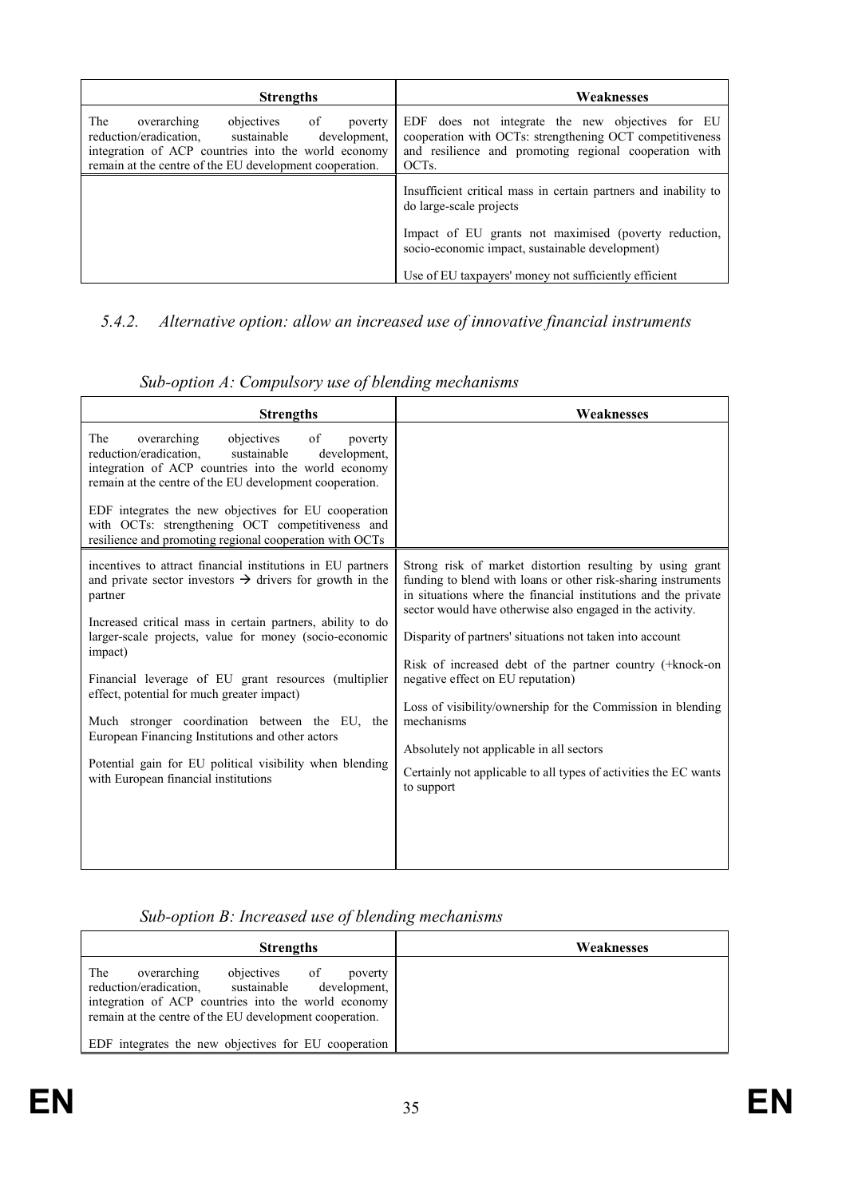| Strengths | Weaknesses |
|---|---|
| The overarching objectives of poverty reduction/eradication, sustainable development, integration of ACP countries into the world economy remain at the centre of the EU development cooperation. | EDF does not integrate the new objectives for EU cooperation with OCTs: strengthening OCT competitiveness and resilience and promoting regional cooperation with OCTs. |
| | Insufficient critical mass in certain partners and inability to do large-scale projects<br><br>Impact of EU grants not maximised (poverty reduction, socio-economic impact, sustainable development)<br><br>Use of EU taxpayers' money not sufficiently efficient |

### *5.4.2. Alternative option: allow an increased use of innovative financial instruments*

*Sub-option A: Compulsory use of blending mechanisms*

| Strengths | Weaknesses |
|---|---|
| The overarching objectives of poverty reduction/eradication, sustainable development, integration of ACP countries into the world economy remain at the centre of the EU development cooperation.<br><br>EDF integrates the new objectives for EU cooperation with OCTs: strengthening OCT competitiveness and resilience and promoting regional cooperation with OCTs | |
| incentives to attract financial institutions in EU partners and private sector investors → drivers for growth in the partner<br><br>Increased critical mass in certain partners, ability to do larger-scale projects, value for money (socio-economic impact)<br><br>Financial leverage of EU grant resources (multiplier effect, potential for much greater impact)<br><br>Much stronger coordination between the EU, the European Financing Institutions and other actors<br><br>Potential gain for EU political visibility when blending with European financial institutions | Strong risk of market distortion resulting by using grant funding to blend with loans or other risk-sharing instruments in situations where the financial institutions and the private sector would have otherwise also engaged in the activity.<br><br>Disparity of partners' situations not taken into account<br><br>Risk of increased debt of the partner country (+knock-on negative effect on EU reputation)<br><br>Loss of visibility/ownership for the Commission in blending mechanisms<br><br>Absolutely not applicable in all sectors<br><br>Certainly not applicable to all types of activities the EC wants to support |

*Sub-option B: Increased use of blending mechanisms*

| Strengths | Weaknesses |
|---|---|
| The overarching objectives of poverty reduction/eradication, sustainable development, integration of ACP countries into the world economy remain at the centre of the EU development cooperation.<br><br>EDF integrates the new objectives for EU cooperation | |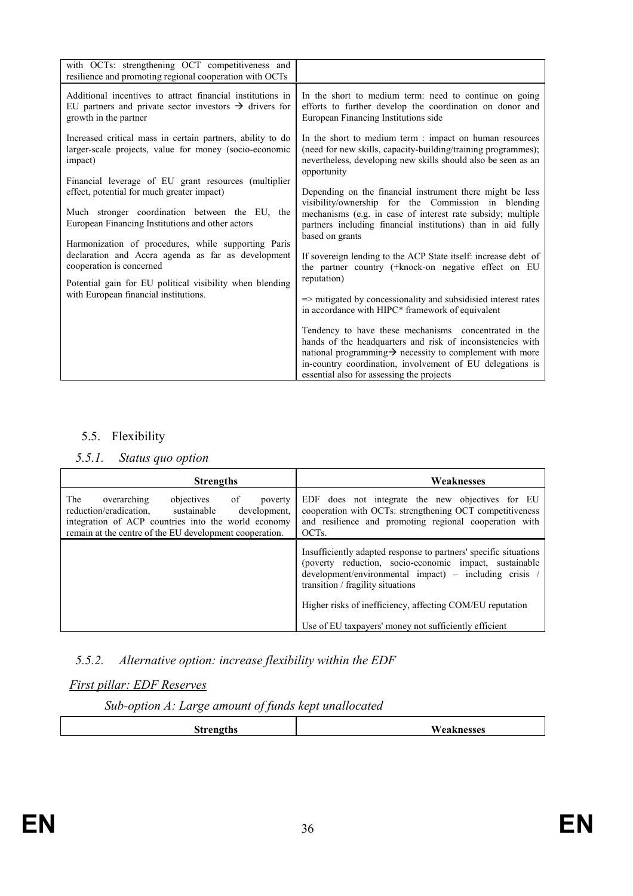| | |
|---|---|
| with OCTs: strengthening OCT competitiveness and resilience and promoting regional cooperation with OCTs | |
| Additional incentives to attract financial institutions in EU partners and private sector investors → drivers for growth in the partner<br><br>Increased critical mass in certain partners, ability to do larger-scale projects, value for money (socio-economic impact)<br><br>Financial leverage of EU grant resources (multiplier effect, potential for much greater impact)<br><br>Much stronger coordination between the EU, the European Financing Institutions and other actors<br><br>Harmonization of procedures, while supporting Paris declaration and Accra agenda as far as development cooperation is concerned<br><br>Potential gain for EU political visibility when blending with European financial institutions. | In the short to medium term: need to continue on going efforts to further develop the coordination on donor and European Financing Institutions side<br><br>In the short to medium term : impact on human resources (need for new skills, capacity-building/training programmes); nevertheless, developing new skills should also be seen as an opportunity<br><br>Depending on the financial instrument there might be less visibility/ownership for the Commission in blending mechanisms (e.g. in case of interest rate subsidy; multiple partners including financial institutions) than in aid fully based on grants<br><br>If sovereign lending to the ACP State itself: increase debt of the partner country (+knock-on negative effect on EU reputation)<br><br>=> mitigated by concessionality and subsidisied interest rates in accordance with HIPC* framework of equivalent<br><br>Tendency to have these mechanisms concentrated in the hands of the headquarters and risk of inconsistencies with national programming→ necessity to complement with more in-country coordination, involvement of EU delegations is essential also for assessing the projects |

## 5.5. Flexibility

### *5.5.1. Status quo option*

| Strengths | Weaknesses |
|---|---|
| The overarching objectives of poverty reduction/eradication, sustainable development, integration of ACP countries into the world economy remain at the centre of the EU development cooperation. | EDF does not integrate the new objectives for EU cooperation with OCTs: strengthening OCT competitiveness and resilience and promoting regional cooperation with OCTs. |
| | Insufficiently adapted response to partners' specific situations (poverty reduction, socio-economic impact, sustainable development/environmental impact) – including crisis / transition / fragility situations<br><br>Higher risks of inefficiency, affecting COM/EU reputation<br><br>Use of EU taxpayers' money not sufficiently efficient |

### *5.5.2. Alternative option: increase flexibility within the EDF*

*First pillar: EDF Reserves*

*Sub-option A: Large amount of funds kept unallocated*

| Strengths | Weaknesses |
|---|---|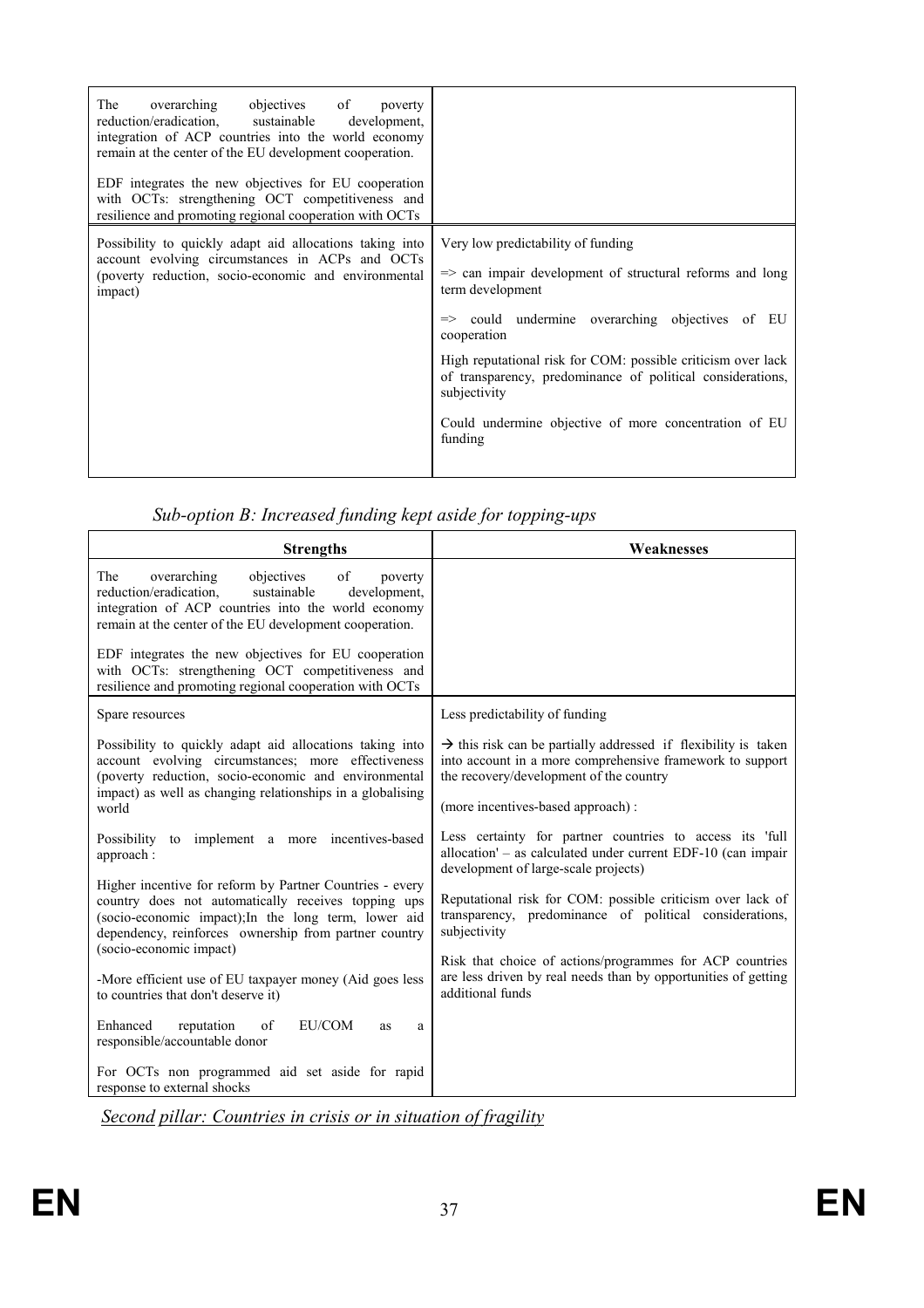| | |
|---|---|
| The overarching objectives of poverty reduction/eradication, sustainable development, integration of ACP countries into the world economy remain at the center of the EU development cooperation.<br><br>EDF integrates the new objectives for EU cooperation with OCTs: strengthening OCT competitiveness and resilience and promoting regional cooperation with OCTs | |
| Possibility to quickly adapt aid allocations taking into account evolving circumstances in ACPs and OCTs (poverty reduction, socio-economic and environmental impact) | Very low predictability of funding<br><br>=> can impair development of structural reforms and long term development<br><br>=> could undermine overarching objectives of EU cooperation<br><br>High reputational risk for COM: possible criticism over lack of transparency, predominance of political considerations, subjectivity<br><br>Could undermine objective of more concentration of EU funding |

*Sub-option B: Increased funding kept aside for topping-ups*

| **Strengths** | **Weaknesses** |
|---|---|
| The overarching objectives of poverty reduction/eradication, sustainable development, integration of ACP countries into the world economy remain at the center of the EU development cooperation.<br><br>EDF integrates the new objectives for EU cooperation with OCTs: strengthening OCT competitiveness and resilience and promoting regional cooperation with OCTs | |
| Spare resources<br><br>Possibility to quickly adapt aid allocations taking into account evolving circumstances; more effectiveness (poverty reduction, socio-economic and environmental impact) as well as changing relationships in a globalising world<br><br>Possibility to implement a more incentives-based approach :<br><br>Higher incentive for reform by Partner Countries - every country does not automatically receives topping ups (socio-economic impact);In the long term, lower aid dependency, reinforces ownership from partner country (socio-economic impact)<br><br>-More efficient use of EU taxpayer money (Aid goes less to countries that don't deserve it)<br><br>Enhanced reputation of EU/COM as a responsible/accountable donor<br><br>For OCTs non programmed aid set aside for rapid response to external shocks | Less predictability of funding<br><br>→ this risk can be partially addressed if flexibility is taken into account in a more comprehensive framework to support the recovery/development of the country<br><br>(more incentives-based approach) :<br><br>Less certainty for partner countries to access its 'full allocation' – as calculated under current EDF-10 (can impair development of large-scale projects)<br><br>Reputational risk for COM: possible criticism over lack of transparency, predominance of political considerations, subjectivity<br><br>Risk that choice of actions/programmes for ACP countries are less driven by real needs than by opportunities of getting additional funds |

*Second pillar: Countries in crisis or in situation of fragility*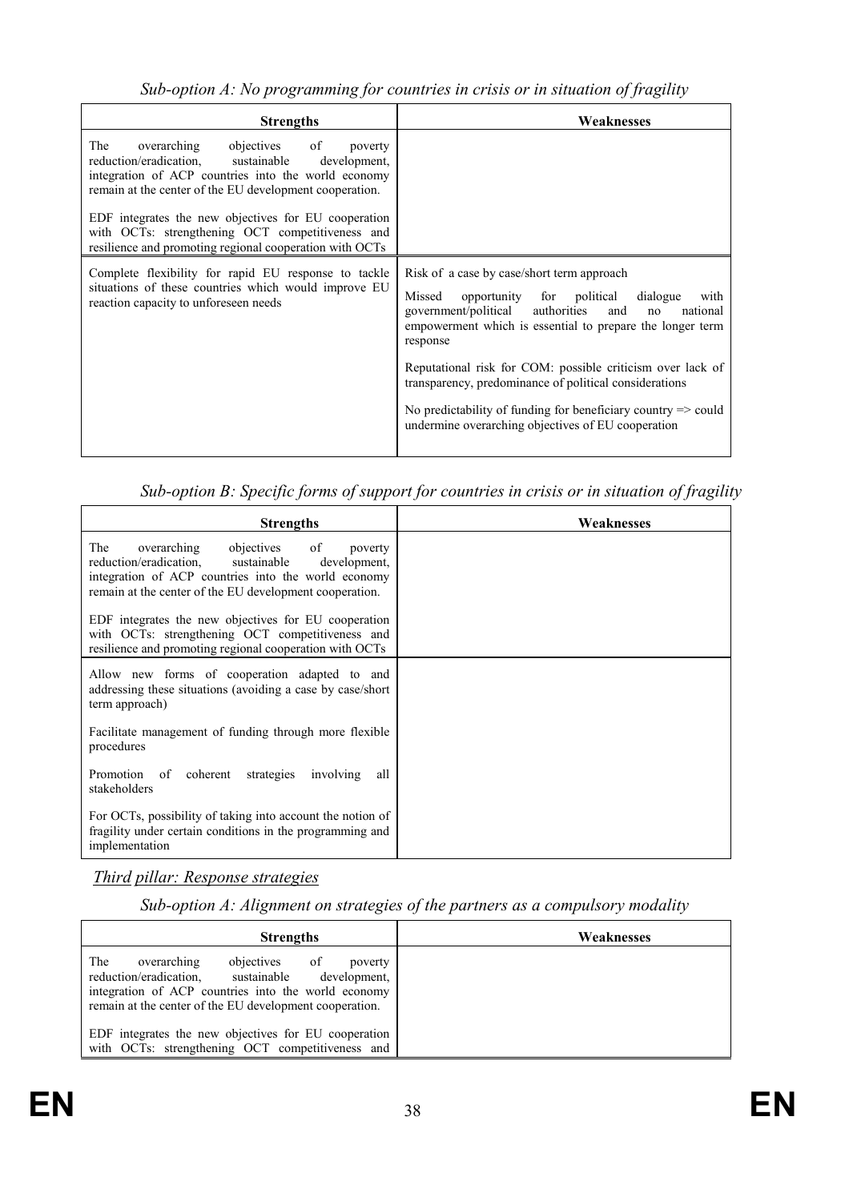*Sub-option A: No programming for countries in crisis or in situation of fragility*

| Strengths | Weaknesses |
|---|---|
| The overarching objectives of poverty reduction/eradication, sustainable development, integration of ACP countries into the world economy remain at the center of the EU development cooperation.<br><br>EDF integrates the new objectives for EU cooperation with OCTs: strengthening OCT competitiveness and resilience and promoting regional cooperation with OCTs | |
| Complete flexibility for rapid EU response to tackle situations of these countries which would improve EU reaction capacity to unforeseen needs | Risk of a case by case/short term approach<br><br>Missed opportunity for political dialogue with government/political authorities and no national empowerment which is essential to prepare the longer term response<br><br>Reputational risk for COM: possible criticism over lack of transparency, predominance of political considerations<br><br>No predictability of funding for beneficiary country => could undermine overarching objectives of EU cooperation |

*Sub-option B: Specific forms of support for countries in crisis or in situation of fragility*

| Strengths | Weaknesses |
|---|---|
| The overarching objectives of poverty reduction/eradication, sustainable development, integration of ACP countries into the world economy remain at the center of the EU development cooperation.<br><br>EDF integrates the new objectives for EU cooperation with OCTs: strengthening OCT competitiveness and resilience and promoting regional cooperation with OCTs | |
| Allow new forms of cooperation adapted to and addressing these situations (avoiding a case by case/short term approach)<br><br>Facilitate management of funding through more flexible procedures<br><br>Promotion of coherent strategies involving all stakeholders<br><br>For OCTs, possibility of taking into account the notion of fragility under certain conditions in the programming and implementation | |

*Third pillar: Response strategies*

*Sub-option A: Alignment on strategies of the partners as a compulsory modality*

| Strengths | Weaknesses |
|---|---|
| The overarching objectives of poverty reduction/eradication, sustainable development, integration of ACP countries into the world economy remain at the center of the EU development cooperation.<br><br>EDF integrates the new objectives for EU cooperation with OCTs: strengthening OCT competitiveness and | |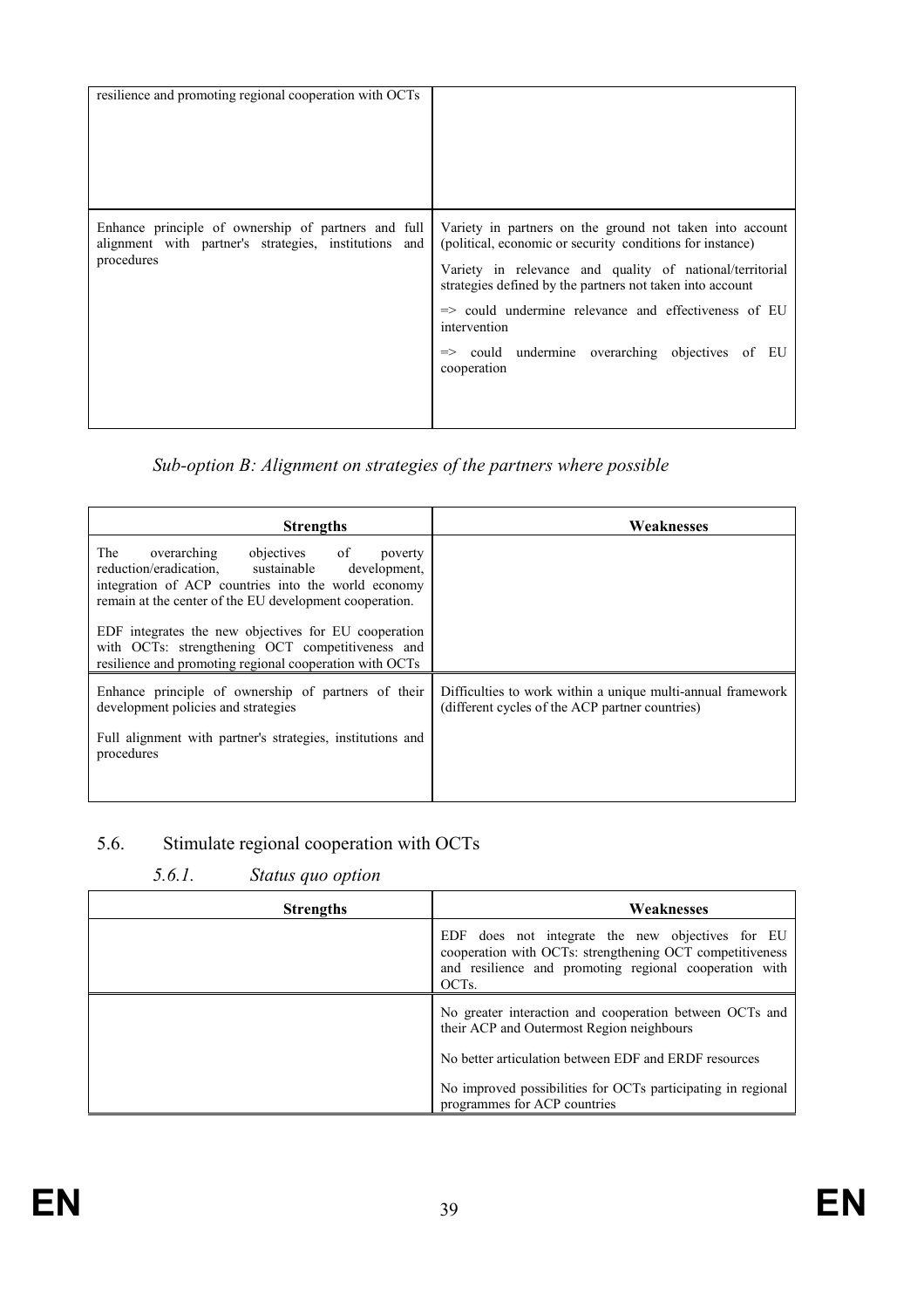| | |
|---|---|
| resilience and promoting regional cooperation with OCTs | |
| Enhance principle of ownership of partners and full alignment with partner's strategies, institutions and procedures | Variety in partners on the ground not taken into account (political, economic or security conditions for instance)<br><br>Variety in relevance and quality of national/territorial strategies defined by the partners not taken into account<br><br>=> could undermine relevance and effectiveness of EU intervention<br><br>=> could undermine overarching objectives of EU cooperation |

*Sub-option B: Alignment on strategies of the partners where possible*

| Strengths | Weaknesses |
|---|---|
| The overarching objectives of poverty reduction/eradication, sustainable development, integration of ACP countries into the world economy remain at the center of the EU development cooperation.<br><br>EDF integrates the new objectives for EU cooperation with OCTs: strengthening OCT competitiveness and resilience and promoting regional cooperation with OCTs | |
| Enhance principle of ownership of partners of their development policies and strategies<br><br>Full alignment with partner's strategies, institutions and procedures | Difficulties to work within a unique multi-annual framework (different cycles of the ACP partner countries) |

## 5.6. Stimulate regional cooperation with OCTs

### *5.6.1. Status quo option*

| Strengths | Weaknesses |
|---|---|
| | EDF does not integrate the new objectives for EU cooperation with OCTs: strengthening OCT competitiveness and resilience and promoting regional cooperation with OCTs. |
| | No greater interaction and cooperation between OCTs and their ACP and Outermost Region neighbours<br><br>No better articulation between EDF and ERDF resources<br><br>No improved possibilities for OCTs participating in regional programmes for ACP countries |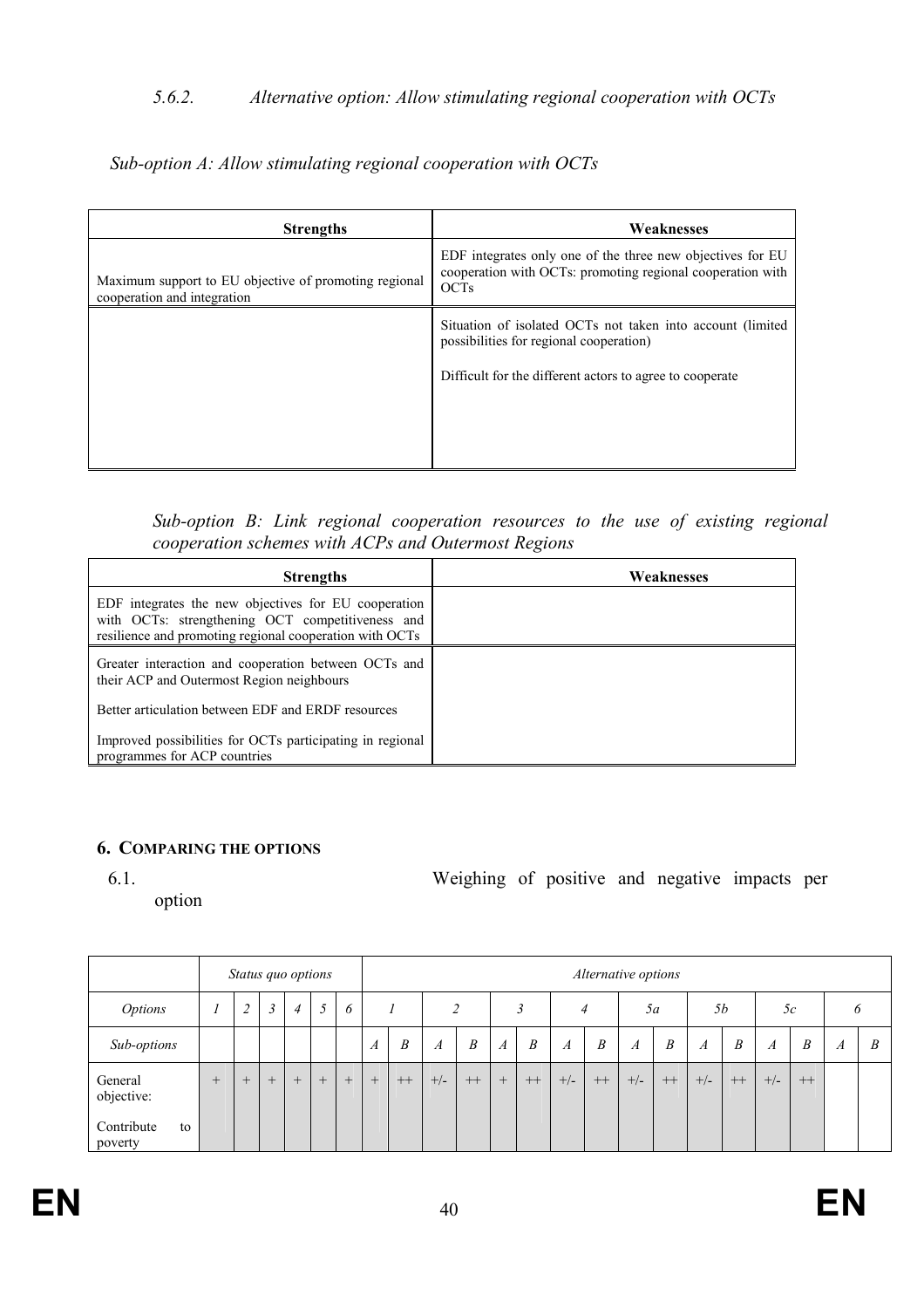#### 5.6.2. Alternative option: Allow stimulating regional cooperation with OCTs

*Sub-option A: Allow stimulating regional cooperation with OCTs*

| Strengths | Weaknesses |
|---|---|
| Maximum support to EU objective of promoting regional cooperation and integration | EDF integrates only one of the three new objectives for EU cooperation with OCTs: promoting regional cooperation with OCTs |
| | Situation of isolated OCTs not taken into account (limited possibilities for regional cooperation)<br><br>Difficult for the different actors to agree to cooperate |

*Sub-option B: Link regional cooperation resources to the use of existing regional cooperation schemes with ACPs and Outermost Regions*

| Strengths | Weaknesses |
|---|---|
| EDF integrates the new objectives for EU cooperation with OCTs: strengthening OCT competitiveness and resilience and promoting regional cooperation with OCTs | |
| Greater interaction and cooperation between OCTs and their ACP and Outermost Region neighbours<br><br>Better articulation between EDF and ERDF resources<br><br>Improved possibilities for OCTs participating in regional programmes for ACP countries | |

## 6. COMPARING THE OPTIONS

### 6.1. Weighing of positive and negative impacts per option

| | *Status quo options* | | | | | | *Alternative options* | | | | | | | | | | | | | | | | | |
|---|---|---|---|---|---|---|---|---|---|---|---|---|---|---|---|---|---|---|---|---|---|---|---|---|
| *Options* | *1* | *2* | *3* | *4* | *5* | *6* | *1* | | *2* | | *3* | | *4* | | *5a* | | *5b* | | *5c* | | *6* | |
| *Sub-options* | | | | | | | *A* | *B* | *A* | *B* | *A* | *B* | *A* | *B* | *A* | *B* | *A* | *B* | *A* | *B* | *A* | *B* |
| General objective:<br><br>Contribute to poverty | + | + | + | + | + | + | + | ++ | +/- | ++ | + | ++ | +/- | ++ | +/- | ++ | +/- | ++ | +/- | ++ | | |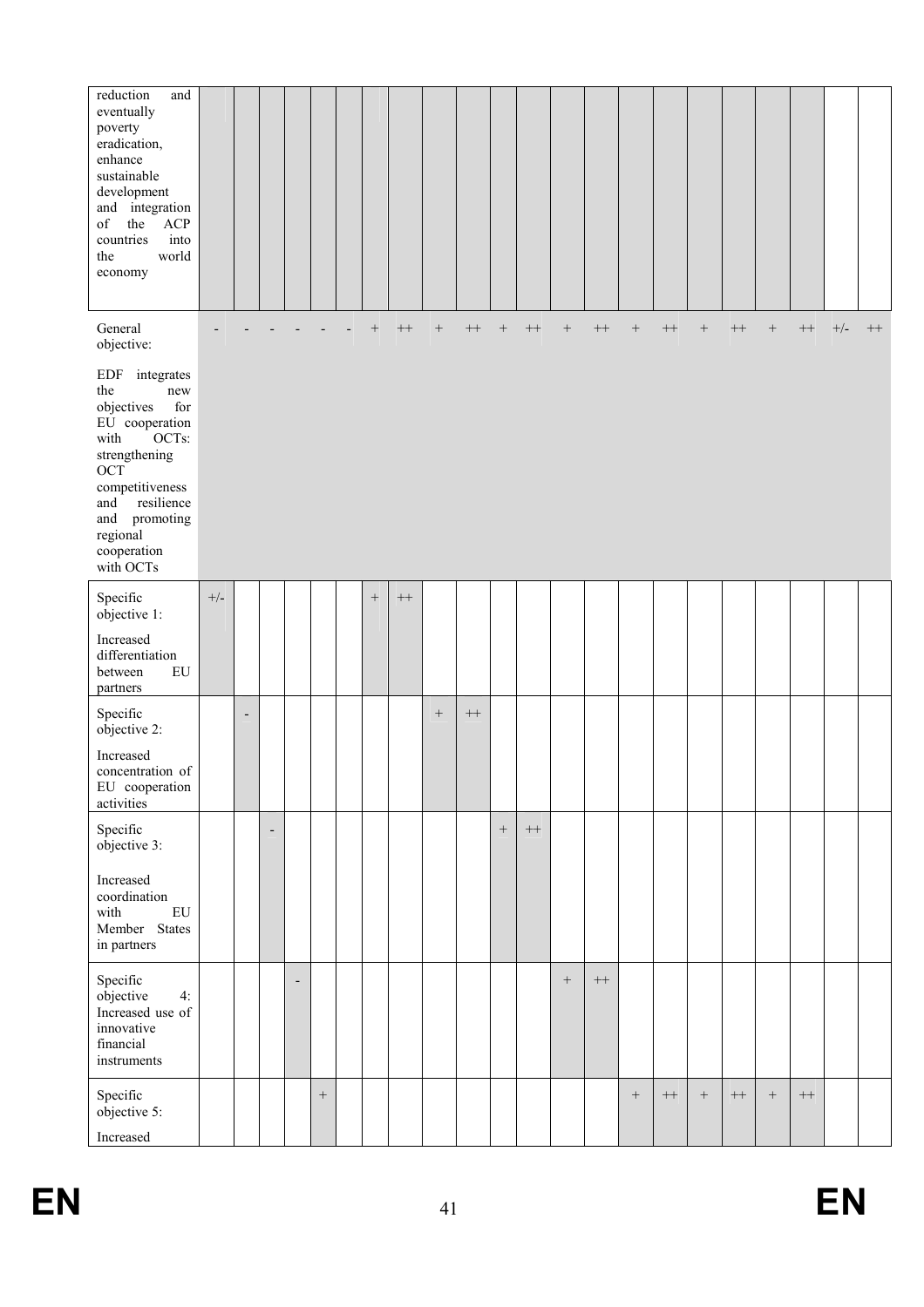| | | | | | | | | | | | | | | | | | | | | | | |
|---|---|---|---|---|---|---|---|---|---|---|---|---|---|---|---|---|---|---|---|---|---|---|
| reduction and eventually poverty eradication, enhance sustainable development and integration of the ACP countries into the world economy | | | | | | | | | | | | | | | | | | | | | | |
| General objective: EDF integrates the new objectives for EU cooperation with OCTs: strengthening OCT competitiveness and resilience and promoting regional cooperation with OCTs | - | - | - | - | - | - | + | ++ | + | ++ | + | ++ | + | ++ | + | ++ | + | ++ | + | ++ | +/- | ++ |
| Specific objective 1: Increased differentiation between EU partners | +/- | | | | | | + | ++ | | | | | | | | | | | | | | |
| Specific objective 2: Increased concentration of EU cooperation activities | | - | | | | | | | + | ++ | | | | | | | | | | | | |
| Specific objective 3: Increased coordination with EU Member States in partners | | | - | | | | | | | | + | ++ | | | | | | | | | | |
| Specific objective 4: Increased use of innovative financial instruments | | | | - | | | | | | | | | + | ++ | | | | | | | | |
| Specific objective 5: Increased | | | | | + | | | | | | | | | | + | ++ | + | ++ | + | ++ | | |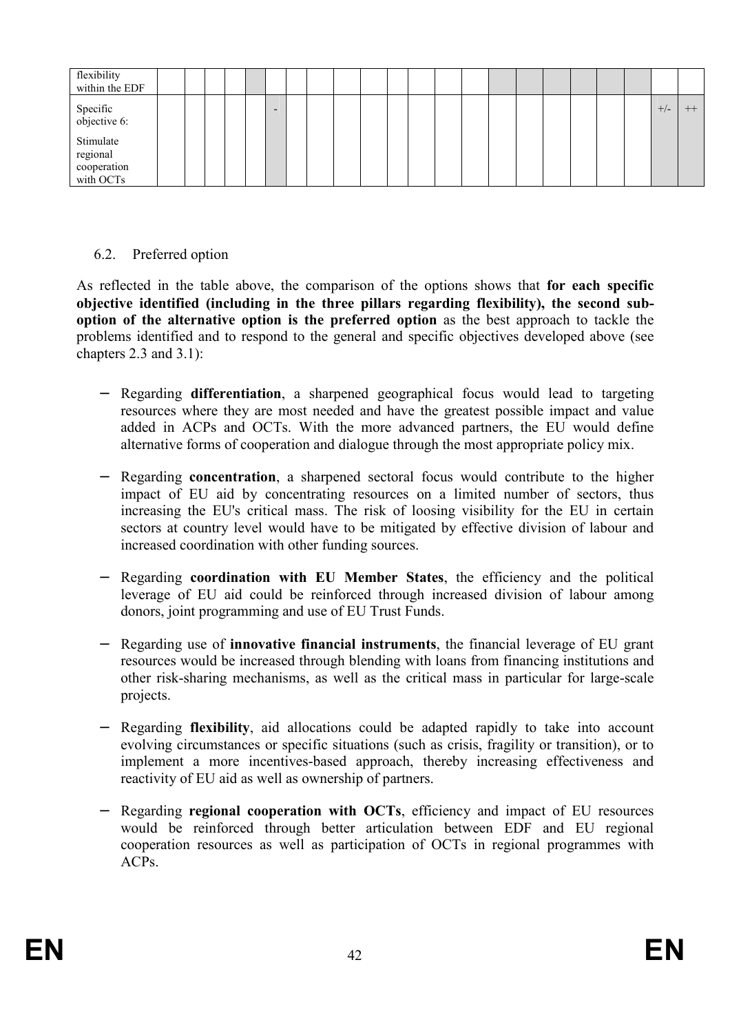| | | | | | | | | | | | | | | | | | | | | | | |
|---|---|---|---|---|---|---|---|---|---|---|---|---|---|---|---|---|---|---|---|---|---|---|
| flexibility within the EDF | | | | | | | | | | | | | | | | | | | | | | |
| Specific objective 6: Stimulate regional cooperation with OCTs | | | | | | - | | | | | | | | | | | | | | | +/- | ++ |

6.2. Preferred option

As reflected in the table above, the comparison of the options shows that **for each specific objective identified (including in the three pillars regarding flexibility), the second sub-option of the alternative option is the preferred option** as the best approach to tackle the problems identified and to respond to the general and specific objectives developed above (see chapters 2.3 and 3.1):

– Regarding **differentiation**, a sharpened geographical focus would lead to targeting resources where they are most needed and have the greatest possible impact and value added in ACPs and OCTs. With the more advanced partners, the EU would define alternative forms of cooperation and dialogue through the most appropriate policy mix.

– Regarding **concentration**, a sharpened sectoral focus would contribute to the higher impact of EU aid by concentrating resources on a limited number of sectors, thus increasing the EU's critical mass. The risk of loosing visibility for the EU in certain sectors at country level would have to be mitigated by effective division of labour and increased coordination with other funding sources.

– Regarding **coordination with EU Member States**, the efficiency and the political leverage of EU aid could be reinforced through increased division of labour among donors, joint programming and use of EU Trust Funds.

– Regarding use of **innovative financial instruments**, the financial leverage of EU grant resources would be increased through blending with loans from financing institutions and other risk-sharing mechanisms, as well as the critical mass in particular for large-scale projects.

– Regarding **flexibility**, aid allocations could be adapted rapidly to take into account evolving circumstances or specific situations (such as crisis, fragility or transition), or to implement a more incentives-based approach, thereby increasing effectiveness and reactivity of EU aid as well as ownership of partners.

– Regarding **regional cooperation with OCTs**, efficiency and impact of EU resources would be reinforced through better articulation between EDF and EU regional cooperation resources as well as participation of OCTs in regional programmes with ACPs.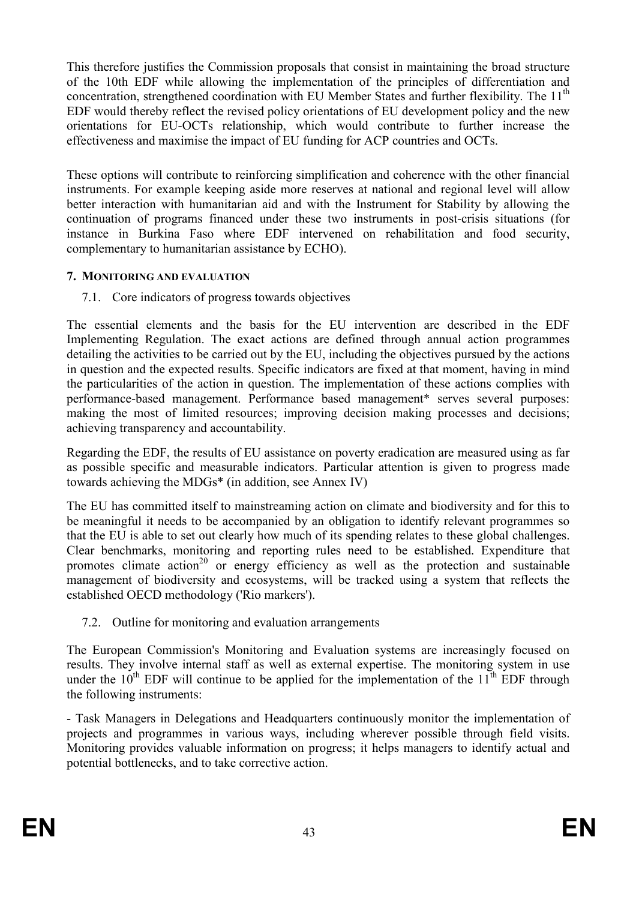This therefore justifies the Commission proposals that consist in maintaining the broad structure of the 10th EDF while allowing the implementation of the principles of differentiation and concentration, strengthened coordination with EU Member States and further flexibility. The 11th EDF would thereby reflect the revised policy orientations of EU development policy and the new orientations for EU-OCTs relationship, which would contribute to further increase the effectiveness and maximise the impact of EU funding for ACP countries and OCTs.

These options will contribute to reinforcing simplification and coherence with the other financial instruments. For example keeping aside more reserves at national and regional level will allow better interaction with humanitarian aid and with the Instrument for Stability by allowing the continuation of programs financed under these two instruments in post-crisis situations (for instance in Burkina Faso where EDF intervened on rehabilitation and food security, complementary to humanitarian assistance by ECHO).

## 7. MONITORING AND EVALUATION

### 7.1. Core indicators of progress towards objectives

The essential elements and the basis for the EU intervention are described in the EDF Implementing Regulation. The exact actions are defined through annual action programmes detailing the activities to be carried out by the EU, including the objectives pursued by the actions in question and the expected results. Specific indicators are fixed at that moment, having in mind the particularities of the action in question. The implementation of these actions complies with performance-based management. Performance based management* serves several purposes: making the most of limited resources; improving decision making processes and decisions; achieving transparency and accountability.

Regarding the EDF, the results of EU assistance on poverty eradication are measured using as far as possible specific and measurable indicators. Particular attention is given to progress made towards achieving the MDGs* (in addition, see Annex IV)

The EU has committed itself to mainstreaming action on climate and biodiversity and for this to be meaningful it needs to be accompanied by an obligation to identify relevant programmes so that the EU is able to set out clearly how much of its spending relates to these global challenges. Clear benchmarks, monitoring and reporting rules need to be established. Expenditure that promotes climate action[20] or energy efficiency as well as the protection and sustainable management of biodiversity and ecosystems, will be tracked using a system that reflects the established OECD methodology ('Rio markers').

### 7.2. Outline for monitoring and evaluation arrangements

The European Commission's Monitoring and Evaluation systems are increasingly focused on results. They involve internal staff as well as external expertise. The monitoring system in use under the 10th EDF will continue to be applied for the implementation of the 11th EDF through the following instruments:

- Task Managers in Delegations and Headquarters continuously monitor the implementation of projects and programmes in various ways, including wherever possible through field visits. Monitoring provides valuable information on progress; it helps managers to identify actual and potential bottlenecks, and to take corrective action.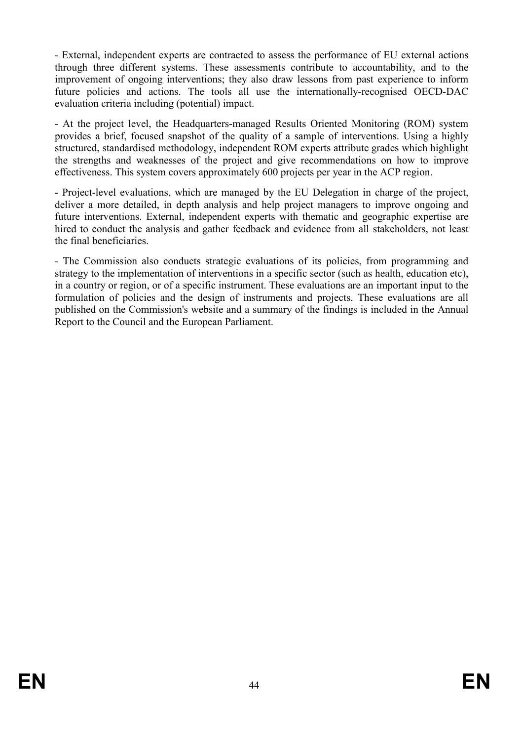- External, independent experts are contracted to assess the performance of EU external actions through three different systems. These assessments contribute to accountability, and to the improvement of ongoing interventions; they also draw lessons from past experience to inform future policies and actions. The tools all use the internationally-recognised OECD-DAC evaluation criteria including (potential) impact.

- At the project level, the Headquarters-managed Results Oriented Monitoring (ROM) system provides a brief, focused snapshot of the quality of a sample of interventions. Using a highly structured, standardised methodology, independent ROM experts attribute grades which highlight the strengths and weaknesses of the project and give recommendations on how to improve effectiveness. This system covers approximately 600 projects per year in the ACP region.

- Project-level evaluations, which are managed by the EU Delegation in charge of the project, deliver a more detailed, in depth analysis and help project managers to improve ongoing and future interventions. External, independent experts with thematic and geographic expertise are hired to conduct the analysis and gather feedback and evidence from all stakeholders, not least the final beneficiaries.

- The Commission also conducts strategic evaluations of its policies, from programming and strategy to the implementation of interventions in a specific sector (such as health, education etc), in a country or region, or of a specific instrument. These evaluations are an important input to the formulation of policies and the design of instruments and projects. These evaluations are all published on the Commission's website and a summary of the findings is included in the Annual Report to the Council and the European Parliament.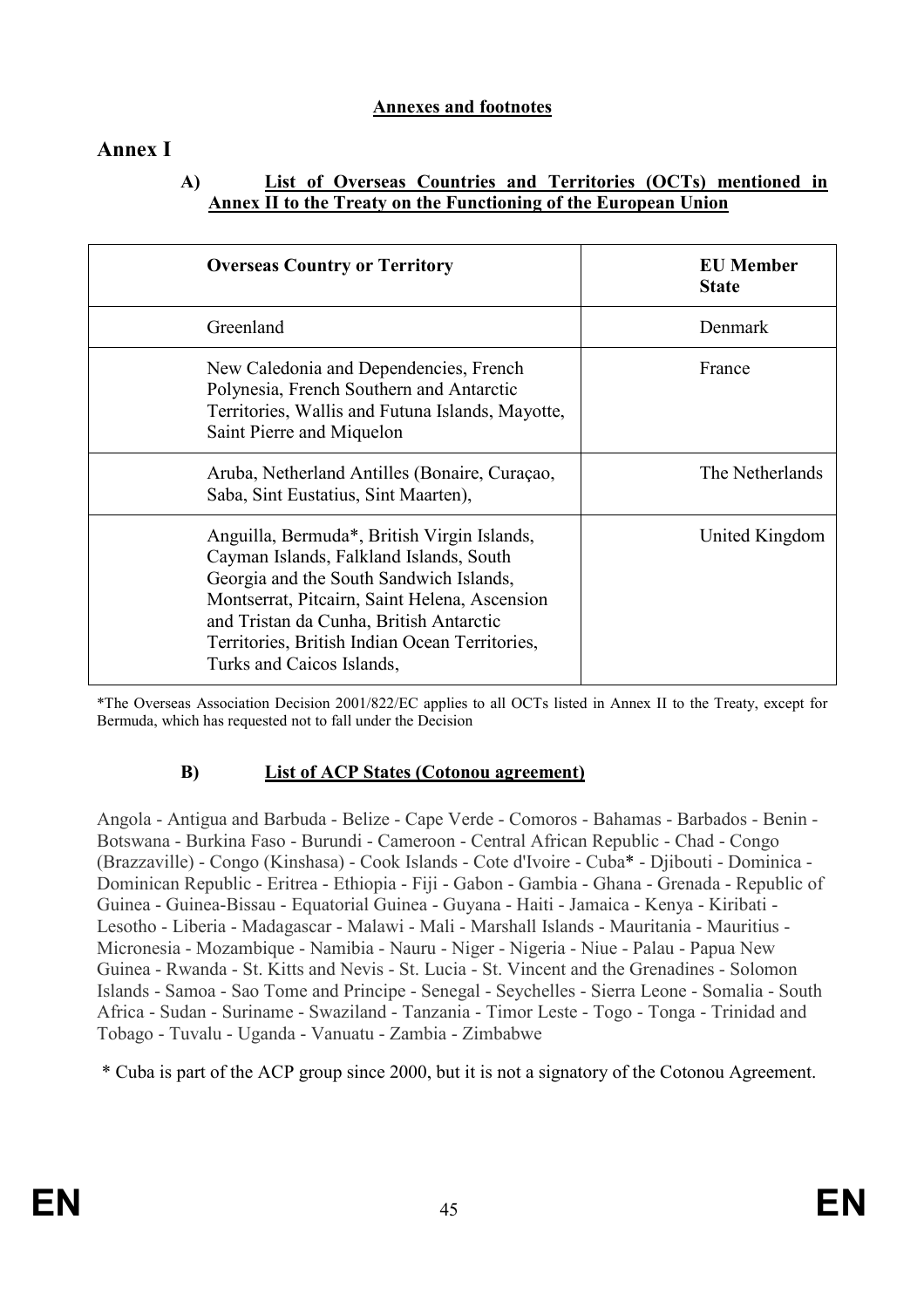**Annexes and footnotes**

# Annex I

## A) List of Overseas Countries and Territories (OCTs) mentioned in Annex II to the Treaty on the Functioning of the European Union

| Overseas Country or Territory | EU Member State |
|---|---|
| Greenland | Denmark |
| New Caledonia and Dependencies, French Polynesia, French Southern and Antarctic Territories, Wallis and Futuna Islands, Mayotte, Saint Pierre and Miquelon | France |
| Aruba, Netherland Antilles (Bonaire, Curaçao, Saba, Sint Eustatius, Sint Maarten), | The Netherlands |
| Anguilla, Bermuda*, British Virgin Islands, Cayman Islands, Falkland Islands, South Georgia and the South Sandwich Islands, Montserrat, Pitcairn, Saint Helena, Ascension and Tristan da Cunha, British Antarctic Territories, British Indian Ocean Territories, Turks and Caicos Islands, | United Kingdom |

*The Overseas Association Decision 2001/822/EC applies to all OCTs listed in Annex II to the Treaty, except for Bermuda, which has requested not to fall under the Decision

## B) List of ACP States (Cotonou agreement)

Angola - Antigua and Barbuda - Belize - Cape Verde - Comoros - Bahamas - Barbados - Benin - Botswana - Burkina Faso - Burundi - Cameroon - Central African Republic - Chad - Congo (Brazzaville) - Congo (Kinshasa) - Cook Islands - Cote d'Ivoire - Cuba* - Djibouti - Dominica - Dominican Republic - Eritrea - Ethiopia - Fiji - Gabon - Gambia - Ghana - Grenada - Republic of Guinea - Guinea-Bissau - Equatorial Guinea - Guyana - Haiti - Jamaica - Kenya - Kiribati - Lesotho - Liberia - Madagascar - Malawi - Mali - Marshall Islands - Mauritania - Mauritius - Micronesia - Mozambique - Namibia - Nauru - Niger - Nigeria - Niue - Palau - Papua New Guinea - Rwanda - St. Kitts and Nevis - St. Lucia - St. Vincent and the Grenadines - Solomon Islands - Samoa - Sao Tome and Principe - Senegal - Seychelles - Sierra Leone - Somalia - South Africa - Sudan - Suriname - Swaziland - Tanzania - Timor Leste - Togo - Tonga - Trinidad and Tobago - Tuvalu - Uganda - Vanuatu - Zambia - Zimbabwe

\* Cuba is part of the ACP group since 2000, but it is not a signatory of the Cotonou Agreement.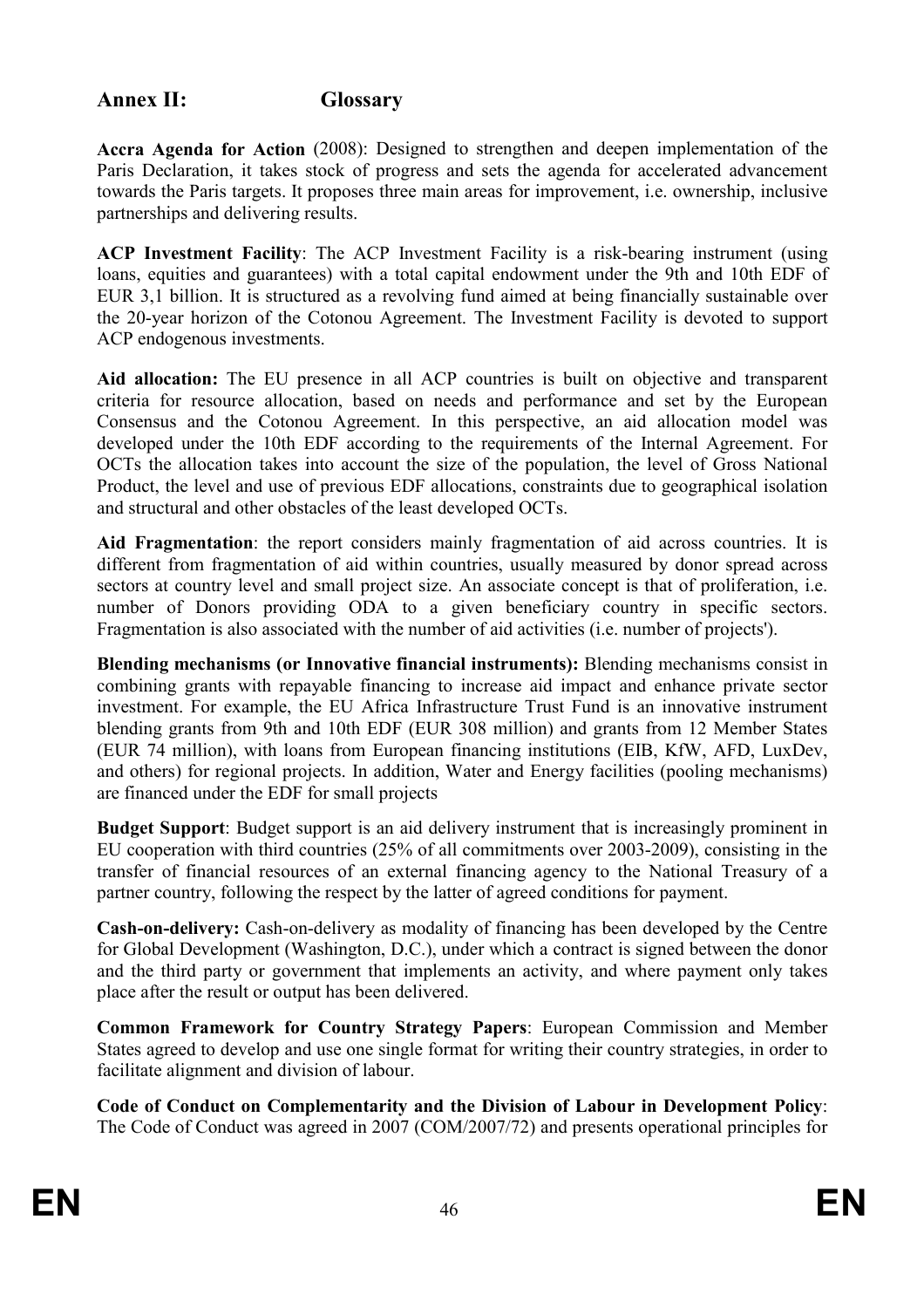## Annex II: Glossary

**Accra Agenda for Action** (2008): Designed to strengthen and deepen implementation of the Paris Declaration, it takes stock of progress and sets the agenda for accelerated advancement towards the Paris targets. It proposes three main areas for improvement, i.e. ownership, inclusive partnerships and delivering results.

**ACP Investment Facility**: The ACP Investment Facility is a risk-bearing instrument (using loans, equities and guarantees) with a total capital endowment under the 9th and 10th EDF of EUR 3,1 billion. It is structured as a revolving fund aimed at being financially sustainable over the 20-year horizon of the Cotonou Agreement. The Investment Facility is devoted to support ACP endogenous investments.

**Aid allocation:** The EU presence in all ACP countries is built on objective and transparent criteria for resource allocation, based on needs and performance and set by the European Consensus and the Cotonou Agreement. In this perspective, an aid allocation model was developed under the 10th EDF according to the requirements of the Internal Agreement. For OCTs the allocation takes into account the size of the population, the level of Gross National Product, the level and use of previous EDF allocations, constraints due to geographical isolation and structural and other obstacles of the least developed OCTs.

**Aid Fragmentation**: the report considers mainly fragmentation of aid across countries. It is different from fragmentation of aid within countries, usually measured by donor spread across sectors at country level and small project size. An associate concept is that of proliferation, i.e. number of Donors providing ODA to a given beneficiary country in specific sectors. Fragmentation is also associated with the number of aid activities (i.e. number of projects').

**Blending mechanisms (or Innovative financial instruments):** Blending mechanisms consist in combining grants with repayable financing to increase aid impact and enhance private sector investment. For example, the EU Africa Infrastructure Trust Fund is an innovative instrument blending grants from 9th and 10th EDF (EUR 308 million) and grants from 12 Member States (EUR 74 million), with loans from European financing institutions (EIB, KfW, AFD, LuxDev, and others) for regional projects. In addition, Water and Energy facilities (pooling mechanisms) are financed under the EDF for small projects

**Budget Support**: Budget support is an aid delivery instrument that is increasingly prominent in EU cooperation with third countries (25% of all commitments over 2003-2009), consisting in the transfer of financial resources of an external financing agency to the National Treasury of a partner country, following the respect by the latter of agreed conditions for payment.

**Cash-on-delivery:** Cash-on-delivery as modality of financing has been developed by the Centre for Global Development (Washington, D.C.), under which a contract is signed between the donor and the third party or government that implements an activity, and where payment only takes place after the result or output has been delivered.

**Common Framework for Country Strategy Papers**: European Commission and Member States agreed to develop and use one single format for writing their country strategies, in order to facilitate alignment and division of labour.

**Code of Conduct on Complementarity and the Division of Labour in Development Policy**: The Code of Conduct was agreed in 2007 (COM/2007/72) and presents operational principles for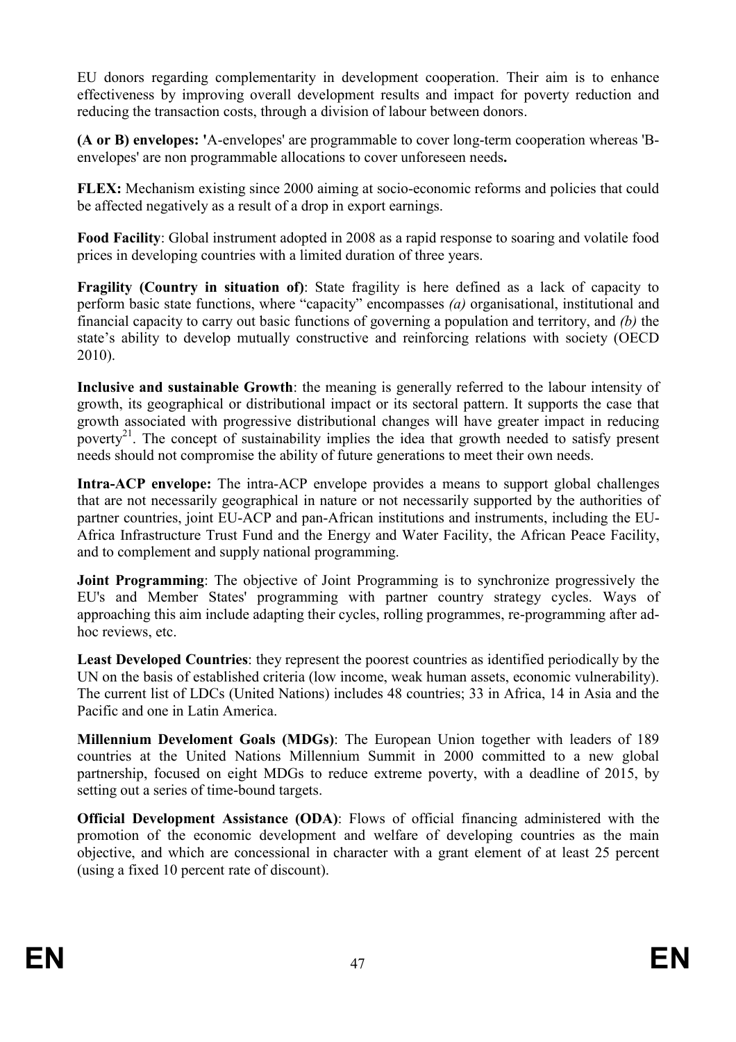EU donors regarding complementarity in development cooperation. Their aim is to enhance effectiveness by improving overall development results and impact for poverty reduction and reducing the transaction costs, through a division of labour between donors.

**(A or B) envelopes: '**A-envelopes' are programmable to cover long-term cooperation whereas 'B-envelopes' are non programmable allocations to cover unforeseen needs**.**

**FLEX:** Mechanism existing since 2000 aiming at socio-economic reforms and policies that could be affected negatively as a result of a drop in export earnings.

**Food Facility**: Global instrument adopted in 2008 as a rapid response to soaring and volatile food prices in developing countries with a limited duration of three years.

**Fragility (Country in situation of)**: State fragility is here defined as a lack of capacity to perform basic state functions, where "capacity" encompasses *(a)* organisational, institutional and financial capacity to carry out basic functions of governing a population and territory, and *(b)* the state's ability to develop mutually constructive and reinforcing relations with society (OECD 2010).

**Inclusive and sustainable Growth**: the meaning is generally referred to the labour intensity of growth, its geographical or distributional impact or its sectoral pattern. It supports the case that growth associated with progressive distributional changes will have greater impact in reducing poverty[21]. The concept of sustainability implies the idea that growth needed to satisfy present needs should not compromise the ability of future generations to meet their own needs.

**Intra-ACP envelope:** The intra-ACP envelope provides a means to support global challenges that are not necessarily geographical in nature or not necessarily supported by the authorities of partner countries, joint EU-ACP and pan-African institutions and instruments, including the EU-Africa Infrastructure Trust Fund and the Energy and Water Facility, the African Peace Facility, and to complement and supply national programming.

**Joint Programming**: The objective of Joint Programming is to synchronize progressively the EU's and Member States' programming with partner country strategy cycles. Ways of approaching this aim include adapting their cycles, rolling programmes, re-programming after ad-hoc reviews, etc.

**Least Developed Countries**: they represent the poorest countries as identified periodically by the UN on the basis of established criteria (low income, weak human assets, economic vulnerability). The current list of LDCs (United Nations) includes 48 countries; 33 in Africa, 14 in Asia and the Pacific and one in Latin America.

**Millennium Develoment Goals (MDGs)**: The European Union together with leaders of 189 countries at the United Nations Millennium Summit in 2000 committed to a new global partnership, focused on eight MDGs to reduce extreme poverty, with a deadline of 2015, by setting out a series of time-bound targets.

**Official Development Assistance (ODA)**: Flows of official financing administered with the promotion of the economic development and welfare of developing countries as the main objective, and which are concessional in character with a grant element of at least 25 percent (using a fixed 10 percent rate of discount).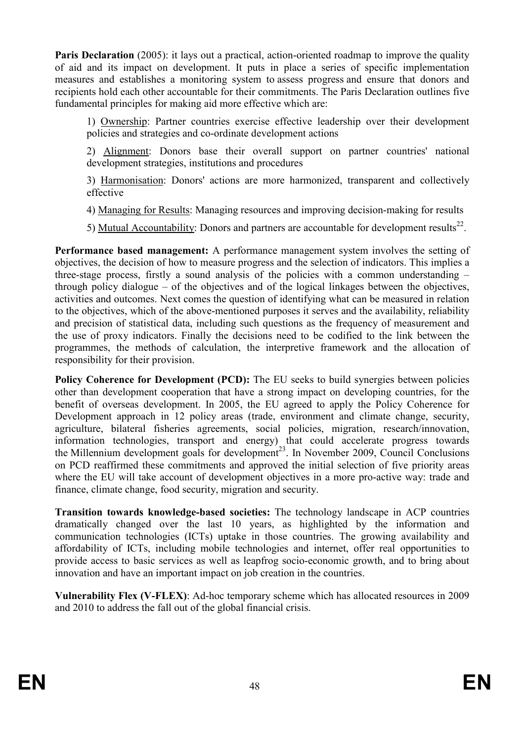**Paris Declaration** (2005): it lays out a practical, action-oriented roadmap to improve the quality of aid and its impact on development. It puts in place a series of specific implementation measures and establishes a monitoring system to assess progress and ensure that donors and recipients hold each other accountable for their commitments. The Paris Declaration outlines five fundamental principles for making aid more effective which are:

1) Ownership: Partner countries exercise effective leadership over their development policies and strategies and co-ordinate development actions

2) Alignment: Donors base their overall support on partner countries' national development strategies, institutions and procedures

3) Harmonisation: Donors' actions are more harmonized, transparent and collectively effective

4) Managing for Results: Managing resources and improving decision-making for results

5) Mutual Accountability: Donors and partners are accountable for development results[22].

**Performance based management:** A performance management system involves the setting of objectives, the decision of how to measure progress and the selection of indicators. This implies a three-stage process, firstly a sound analysis of the policies with a common understanding – through policy dialogue – of the objectives and of the logical linkages between the objectives, activities and outcomes. Next comes the question of identifying what can be measured in relation to the objectives, which of the above-mentioned purposes it serves and the availability, reliability and precision of statistical data, including such questions as the frequency of measurement and the use of proxy indicators. Finally the decisions need to be codified to the link between the programmes, the methods of calculation, the interpretive framework and the allocation of responsibility for their provision.

**Policy Coherence for Development (PCD):** The EU seeks to build synergies between policies other than development cooperation that have a strong impact on developing countries, for the benefit of overseas development. In 2005, the EU agreed to apply the Policy Coherence for Development approach in 12 policy areas (trade, environment and climate change, security, agriculture, bilateral fisheries agreements, social policies, migration, research/innovation, information technologies, transport and energy) that could accelerate progress towards the Millennium development goals for development[23]. In November 2009, Council Conclusions on PCD reaffirmed these commitments and approved the initial selection of five priority areas where the EU will take account of development objectives in a more pro-active way: trade and finance, climate change, food security, migration and security.

**Transition towards knowledge-based societies:** The technology landscape in ACP countries dramatically changed over the last 10 years, as highlighted by the information and communication technologies (ICTs) uptake in those countries. The growing availability and affordability of ICTs, including mobile technologies and internet, offer real opportunities to provide access to basic services as well as leapfrog socio-economic growth, and to bring about innovation and have an important impact on job creation in the countries.

**Vulnerability Flex (V-FLEX)**: Ad-hoc temporary scheme which has allocated resources in 2009 and 2010 to address the fall out of the global financial crisis.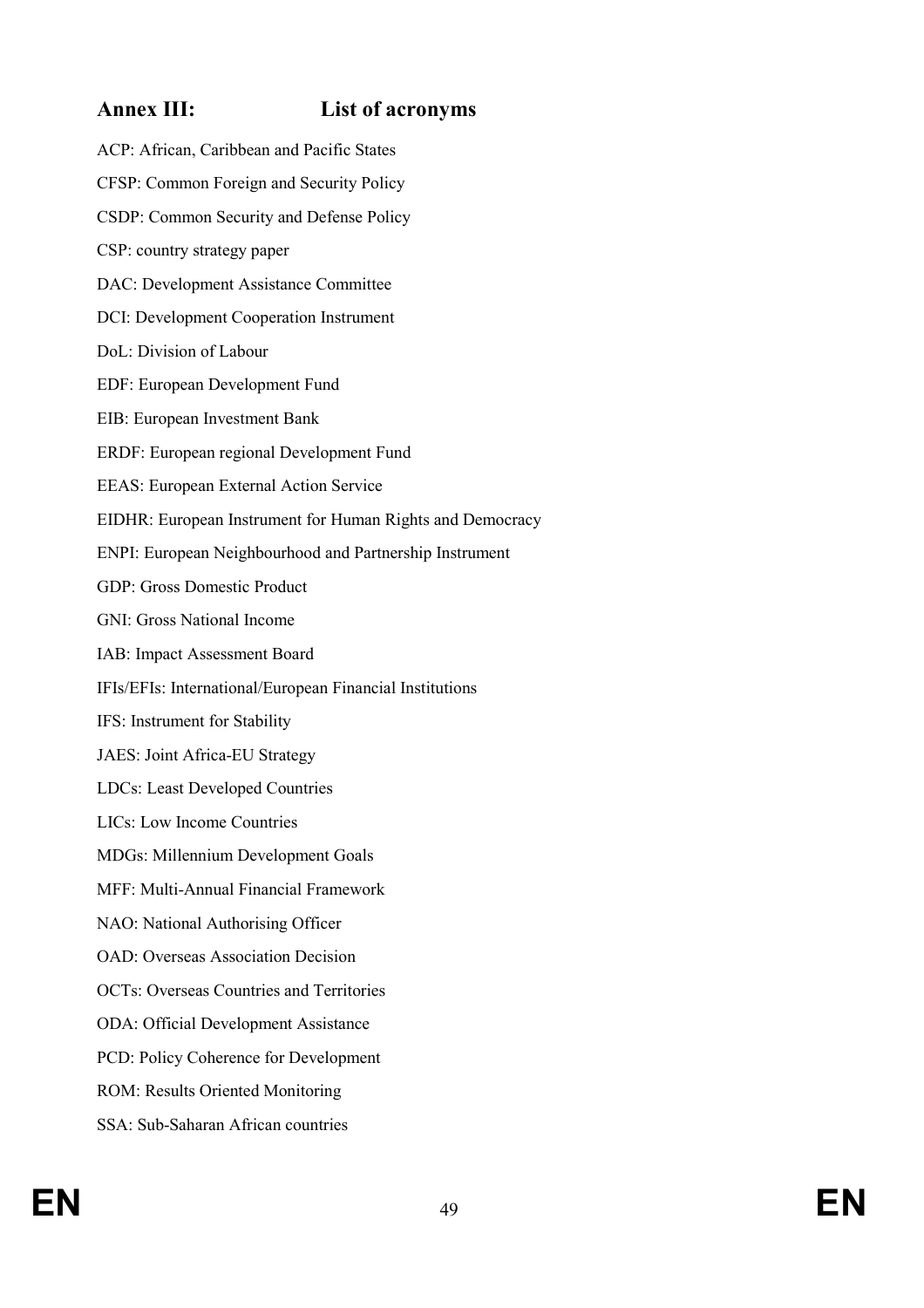## Annex III: List of acronyms

ACP: African, Caribbean and Pacific States

CFSP: Common Foreign and Security Policy

CSDP: Common Security and Defense Policy

CSP: country strategy paper

DAC: Development Assistance Committee

DCI: Development Cooperation Instrument

DoL: Division of Labour

EDF: European Development Fund

EIB: European Investment Bank

ERDF: European regional Development Fund

EEAS: European External Action Service

EIDHR: European Instrument for Human Rights and Democracy

ENPI: European Neighbourhood and Partnership Instrument

GDP: Gross Domestic Product

GNI: Gross National Income

IAB: Impact Assessment Board

IFIs/EFIs: International/European Financial Institutions

IFS: Instrument for Stability

JAES: Joint Africa-EU Strategy

LDCs: Least Developed Countries

LICs: Low Income Countries

MDGs: Millennium Development Goals

MFF: Multi-Annual Financial Framework

NAO: National Authorising Officer

OAD: Overseas Association Decision

OCTs: Overseas Countries and Territories

ODA: Official Development Assistance

PCD: Policy Coherence for Development

ROM: Results Oriented Monitoring

SSA: Sub-Saharan African countries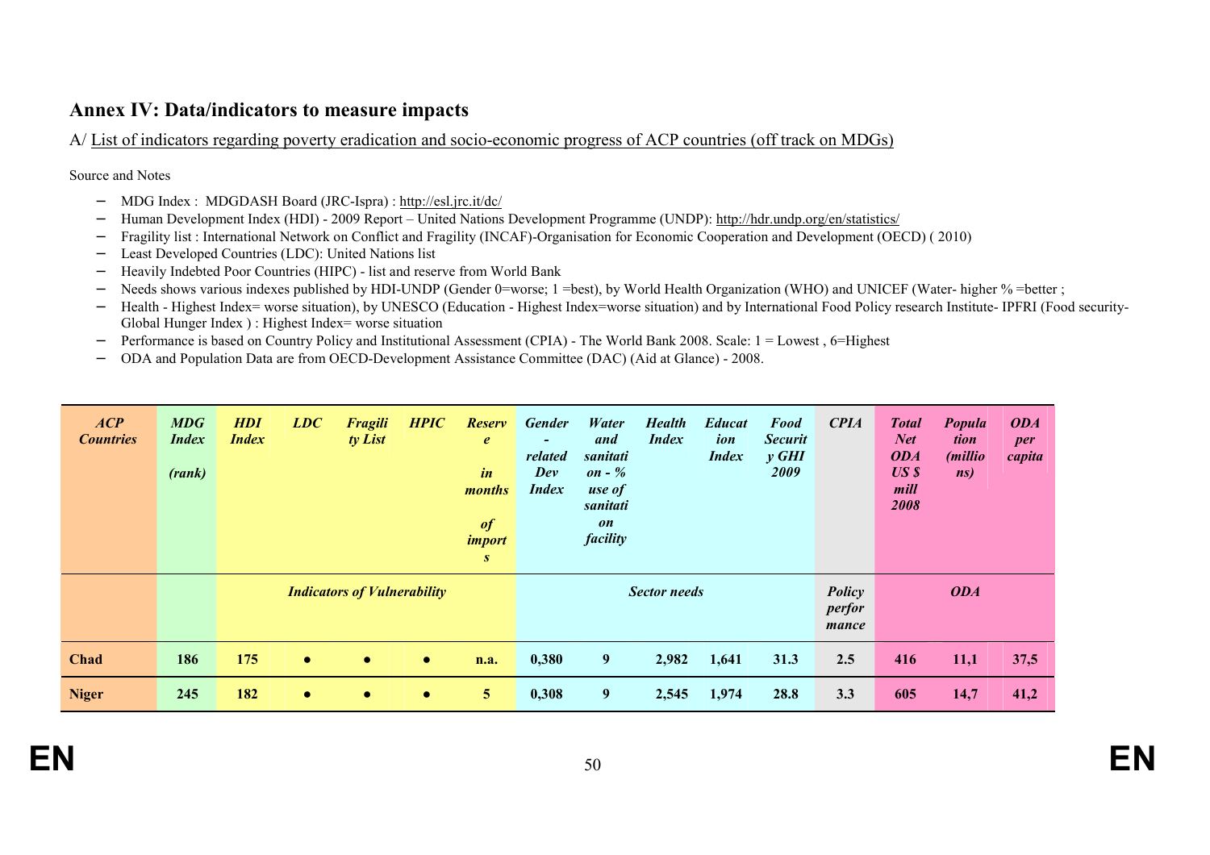## Annex IV: Data/indicators to measure impacts

A/ List of indicators regarding poverty eradication and socio-economic progress of ACP countries (off track on MDGs)

Source and Notes

- MDG Index : MDGDASH Board (JRC-Ispra) : http://esl.jrc.it/dc/
- Human Development Index (HDI) - 2009 Report – United Nations Development Programme (UNDP): http://hdr.undp.org/en/statistics/
- Fragility list : International Network on Conflict and Fragility (INCAF)-Organisation for Economic Cooperation and Development (OECD) ( 2010)
- Least Developed Countries (LDC): United Nations list
- Heavily Indebted Poor Countries (HIPC) - list and reserve from World Bank
- Needs shows various indexes published by HDI-UNDP (Gender 0=worse; 1 =best), by World Health Organization (WHO) and UNICEF (Water- higher % =better ;
- Health - Highest Index= worse situation), by UNESCO (Education - Highest Index=worse situation) and by International Food Policy research Institute- IPFRI (Food security-Global Hunger Index ) : Highest Index= worse situation
- Performance is based on Country Policy and Institutional Assessment (CPIA) - The World Bank 2008. Scale: 1 = Lowest , 6=Highest
- ODA and Population Data are from OECD-Development Assistance Committee (DAC) (Aid at Glance) - 2008.

| *ACP Countries* | *MDG Index (rank)* | *HDI Index* | *LDC* | *Fragility List* | *HPIC* | *Reserve in months of imports* | *Gender - related Dev Index* | *Water and sanitation - % use of sanitation facility* | *Health Index* | *Education Index* | *Food Security GHI 2009* | *CPIA* | *Total Net ODA US $ mill 2008* | *Population (millions)* | *ODA per capita* |
|---|---|---|---|---|---|---|---|---|---|---|---|---|---|---|---|
| | | *Indicators of Vulnerability* | | | | | *Sector needs* | | | | | *Policy performance* | *ODA* | | |
| **Chad** | **186** | **175** | **●** | **●** | **●** | **n.a.** | **0,380** | **9** | **2,982** | **1,641** | **31.3** | **2.5** | **416** | **11,1** | **37,5** |
| **Niger** | **245** | **182** | **●** | **●** | **●** | **5** | **0,308** | **9** | **2,545** | **1,974** | **28.8** | **3.3** | **605** | **14,7** | **41,2** |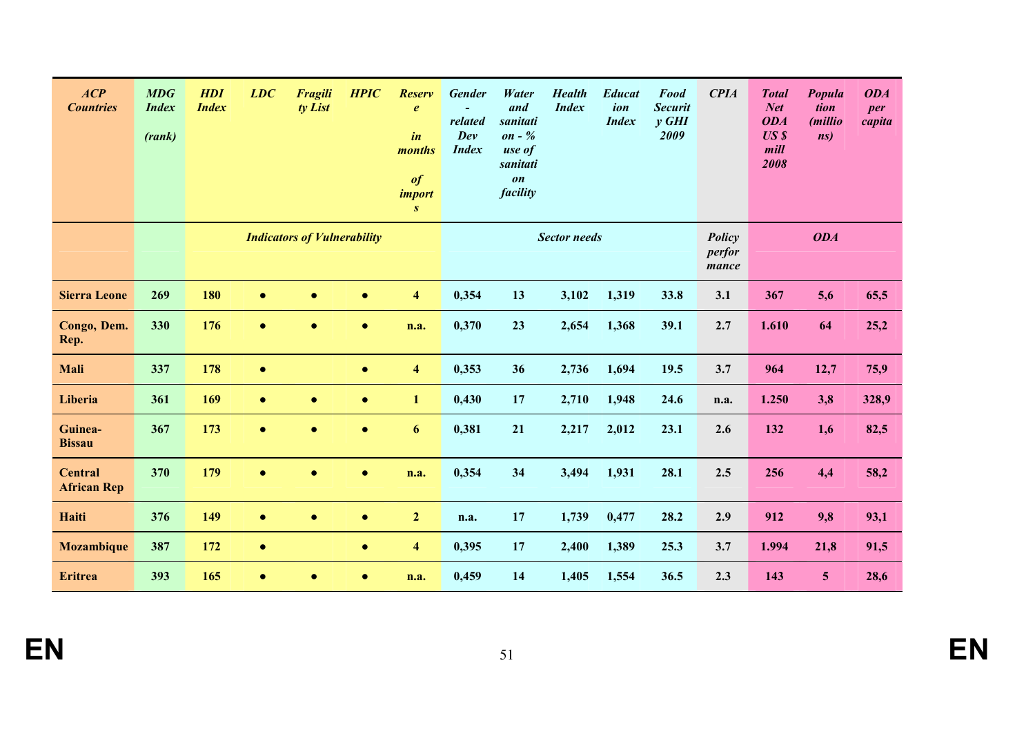| *ACP Countries* | *MDG Index (rank)* | *HDI Index* | *LDC* | *Fragility List* | *HPIC* | *Reserve in months of imports* | *Gender - related Dev Index* | *Water and sanitation - % use of sanitation facility* | *Health Index* | *Education Index* | *Food Security GHI 2009* | *CPIA* | *Total Net ODA US $ mill 2008* | *Population (millions)* | *ODA per capita* |
|---|---|---|---|---|---|---|---|---|---|---|---|---|---|---|---|
| | | ***Indicators of Vulnerability*** | | | | | ***Sector needs*** | | | | | ***Policy performance*** | ***ODA*** | | |
| **Sierra Leone** | **269** | **180** | ● | ● | ● | **4** | **0,354** | **13** | **3,102** | **1,319** | **33.8** | **3.1** | **367** | **5,6** | **65,5** |
| **Congo, Dem. Rep.** | **330** | **176** | ● | ● | ● | **n.a.** | **0,370** | **23** | **2,654** | **1,368** | **39.1** | **2.7** | **1.610** | **64** | **25,2** |
| **Mali** | **337** | **178** | ● | | ● | **4** | **0,353** | **36** | **2,736** | **1,694** | **19.5** | **3.7** | **964** | **12,7** | **75,9** |
| **Liberia** | **361** | **169** | ● | ● | ● | **1** | **0,430** | **17** | **2,710** | **1,948** | **24.6** | **n.a.** | **1.250** | **3,8** | **328,9** |
| **Guinea-Bissau** | **367** | **173** | ● | ● | ● | **6** | **0,381** | **21** | **2,217** | **2,012** | **23.1** | **2.6** | **132** | **1,6** | **82,5** |
| **Central African Rep** | **370** | **179** | ● | ● | ● | **n.a.** | **0,354** | **34** | **3,494** | **1,931** | **28.1** | **2.5** | **256** | **4,4** | **58,2** |
| **Haiti** | **376** | **149** | ● | ● | ● | **2** | **n.a.** | **17** | **1,739** | **0,477** | **28.2** | **2.9** | **912** | **9,8** | **93,1** |
| **Mozambique** | **387** | **172** | ● | | ● | **4** | **0,395** | **17** | **2,400** | **1,389** | **25.3** | **3.7** | **1.994** | **21,8** | **91,5** |
| **Eritrea** | **393** | **165** | ● | ● | ● | **n.a.** | **0,459** | **14** | **1,405** | **1,554** | **36.5** | **2.3** | **143** | **5** | **28,6** |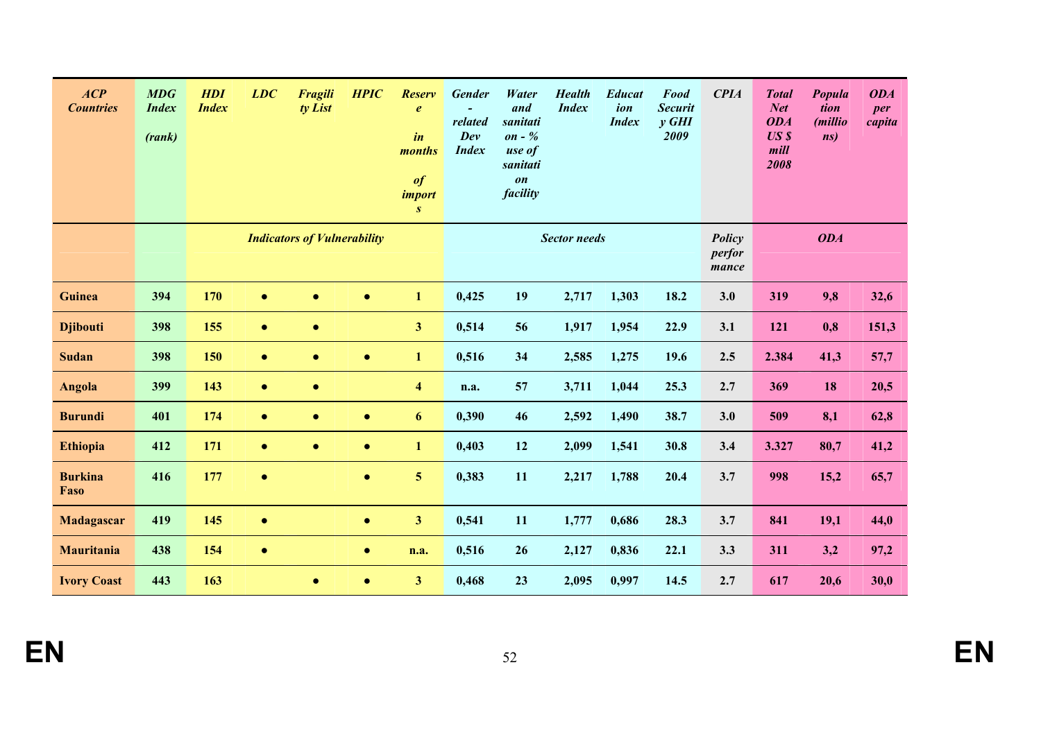| *ACP Countries* | *MDG Index (rank)* | *HDI Index* | *LDC* | *Fragility List* | *HPIC* | *Reserve in months of imports* | *Gender-related Dev Index* | *Water and sanitation - % use of sanitation facility* | *Health Index* | *Education Index* | *Food Security GHI 2009* | *CPIA* | *Total Net ODA US $ mill 2008* | *Population (millions)* | *ODA per capita* |
|---|---|---|---|---|---|---|---|---|---|---|---|---|---|---|---|
| | | ***Indicators of Vulnerability*** | | | | | ***Sector needs*** | | | | | ***Policy performance*** | ***ODA*** | | |
| **Guinea** | **394** | **170** | ● | ● | ● | **1** | **0,425** | **19** | **2,717** | **1,303** | **18.2** | **3.0** | **319** | **9,8** | **32,6** |
| **Djibouti** | **398** | **155** | ● | ● | | **3** | **0,514** | **56** | **1,917** | **1,954** | **22.9** | **3.1** | **121** | **0,8** | **151,3** |
| **Sudan** | **398** | **150** | ● | ● | ● | **1** | **0,516** | **34** | **2,585** | **1,275** | **19.6** | **2.5** | **2.384** | **41,3** | **57,7** |
| **Angola** | **399** | **143** | ● | ● | | **4** | **n.a.** | **57** | **3,711** | **1,044** | **25.3** | **2.7** | **369** | **18** | **20,5** |
| **Burundi** | **401** | **174** | ● | ● | ● | **6** | **0,390** | **46** | **2,592** | **1,490** | **38.7** | **3.0** | **509** | **8,1** | **62,8** |
| **Ethiopia** | **412** | **171** | ● | ● | ● | **1** | **0,403** | **12** | **2,099** | **1,541** | **30.8** | **3.4** | **3.327** | **80,7** | **41,2** |
| **Burkina Faso** | **416** | **177** | ● | | ● | **5** | **0,383** | **11** | **2,217** | **1,788** | **20.4** | **3.7** | **998** | **15,2** | **65,7** |
| **Madagascar** | **419** | **145** | ● | | ● | **3** | **0,541** | **11** | **1,777** | **0,686** | **28.3** | **3.7** | **841** | **19,1** | **44,0** |
| **Mauritania** | **438** | **154** | ● | | ● | **n.a.** | **0,516** | **26** | **2,127** | **0,836** | **22.1** | **3.3** | **311** | **3,2** | **97,2** |
| **Ivory Coast** | **443** | **163** | | ● | ● | **3** | **0,468** | **23** | **2,095** | **0,997** | **14.5** | **2.7** | **617** | **20,6** | **30,0** |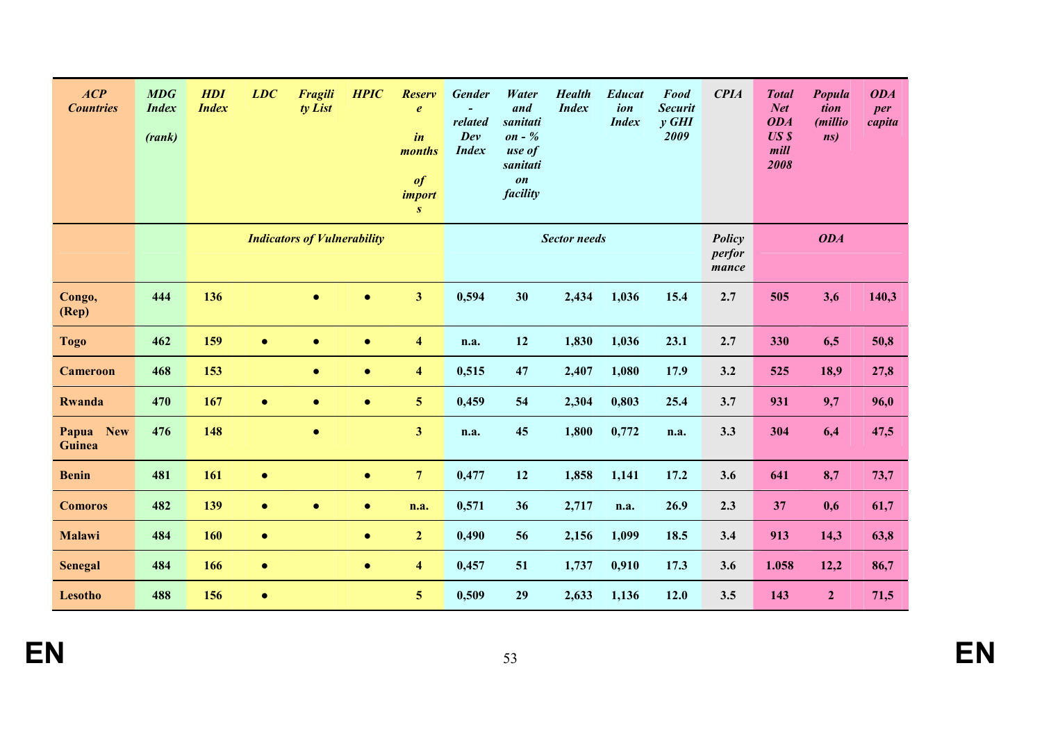| ACP Countries | MDG Index (rank) | HDI Index | LDC | Fragility List | HPIC | Reserve in months of imports | Gender-related Dev Index | Water and sanitation - % use of sanitation facility | Health Index | Education Index | Food Security GHI 2009 | CPIA | Total Net ODA US $ mill 2008 | Population (millions) | ODA per capita |
|---|---|---|---|---|---|---|---|---|---|---|---|---|---|---|---|
| | | Indicators of Vulnerability | | | | | Sector needs | | | | | Policy performance | ODA | | |
| **Congo, (Rep)** | **444** | **136** | | ● | ● | **3** | **0,594** | **30** | **2,434** | **1,036** | **15.4** | **2.7** | **505** | **3,6** | **140,3** |
| **Togo** | **462** | **159** | ● | ● | ● | **4** | **n.a.** | **12** | **1,830** | **1,036** | **23.1** | **2.7** | **330** | **6,5** | **50,8** |
| **Cameroon** | **468** | **153** | | ● | ● | **4** | **0,515** | **47** | **2,407** | **1,080** | **17.9** | **3.2** | **525** | **18,9** | **27,8** |
| **Rwanda** | **470** | **167** | ● | ● | ● | **5** | **0,459** | **54** | **2,304** | **0,803** | **25.4** | **3.7** | **931** | **9,7** | **96,0** |
| **Papua New Guinea** | **476** | **148** | | ● | | **3** | **n.a.** | **45** | **1,800** | **0,772** | **n.a.** | **3.3** | **304** | **6,4** | **47,5** |
| **Benin** | **481** | **161** | ● | | ● | **7** | **0,477** | **12** | **1,858** | **1,141** | **17.2** | **3.6** | **641** | **8,7** | **73,7** |
| **Comoros** | **482** | **139** | ● | ● | ● | **n.a.** | **0,571** | **36** | **2,717** | **n.a.** | **26.9** | **2.3** | **37** | **0,6** | **61,7** |
| **Malawi** | **484** | **160** | ● | | ● | **2** | **0,490** | **56** | **2,156** | **1,099** | **18.5** | **3.4** | **913** | **14,3** | **63,8** |
| **Senegal** | **484** | **166** | ● | | ● | **4** | **0,457** | **51** | **1,737** | **0,910** | **17.3** | **3.6** | **1.058** | **12,2** | **86,7** |
| **Lesotho** | **488** | **156** | ● | | | **5** | **0,509** | **29** | **2,633** | **1,136** | **12.0** | **3.5** | **143** | **2** | **71,5** |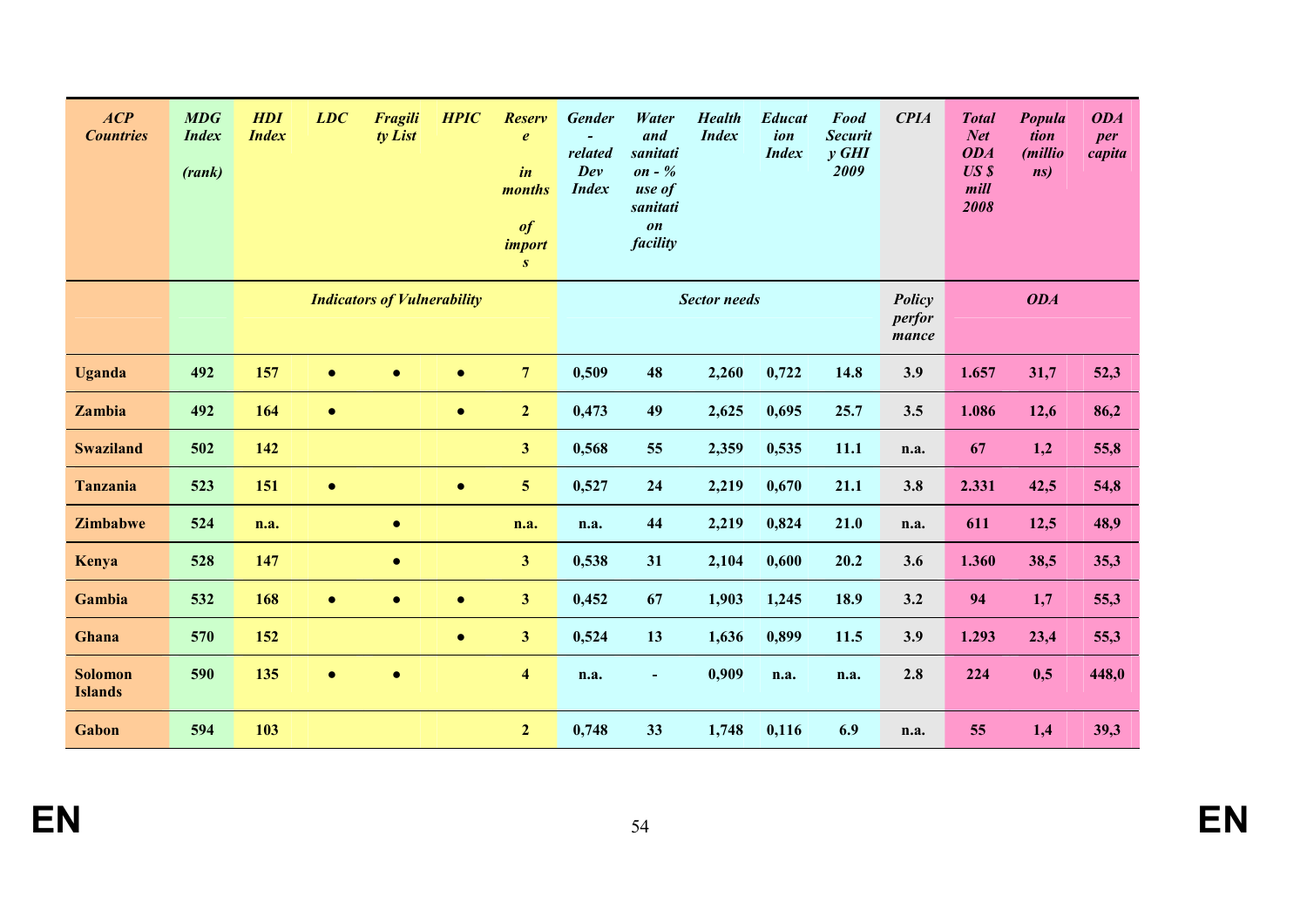| ACP Countries | MDG Index (rank) | HDI Index | LDC | Fragility List | HPIC | Reserve in months of imports | Gender-related Dev Index | Water and sanitation - % use of sanitation facility | Health Index | Education Index | Food Security GHI 2009 | CPIA | Total Net ODA US $ mill 2008 | Population (millions) | ODA per capita |
|---|---|---|---|---|---|---|---|---|---|---|---|---|---|---|---|
| | | Indicators of Vulnerability | | | | | Sector needs | | | | | Policy performance | ODA | | |
| **Uganda** | 492 | 157 | ● | ● | ● | 7 | 0,509 | 48 | 2,260 | 0,722 | 14.8 | 3.9 | 1.657 | 31,7 | 52,3 |
| **Zambia** | 492 | 164 | ● | | ● | 2 | 0,473 | 49 | 2,625 | 0,695 | 25.7 | 3.5 | 1.086 | 12,6 | 86,2 |
| **Swaziland** | 502 | 142 | | | | 3 | 0,568 | 55 | 2,359 | 0,535 | 11.1 | n.a. | 67 | 1,2 | 55,8 |
| **Tanzania** | 523 | 151 | ● | | ● | 5 | 0,527 | 24 | 2,219 | 0,670 | 21.1 | 3.8 | 2.331 | 42,5 | 54,8 |
| **Zimbabwe** | 524 | n.a. | | ● | | n.a. | n.a. | 44 | 2,219 | 0,824 | 21.0 | n.a. | 611 | 12,5 | 48,9 |
| **Kenya** | 528 | 147 | | ● | | 3 | 0,538 | 31 | 2,104 | 0,600 | 20.2 | 3.6 | 1.360 | 38,5 | 35,3 |
| **Gambia** | 532 | 168 | ● | ● | ● | 3 | 0,452 | 67 | 1,903 | 1,245 | 18.9 | 3.2 | 94 | 1,7 | 55,3 |
| **Ghana** | 570 | 152 | | | ● | 3 | 0,524 | 13 | 1,636 | 0,899 | 11.5 | 3.9 | 1.293 | 23,4 | 55,3 |
| **Solomon Islands** | 590 | 135 | ● | ● | | 4 | n.a. | - | 0,909 | n.a. | n.a. | 2.8 | 224 | 0,5 | 448,0 |
| **Gabon** | 594 | 103 | | | | 2 | 0,748 | 33 | 1,748 | 0,116 | 6.9 | n.a. | 55 | 1,4 | 39,3 |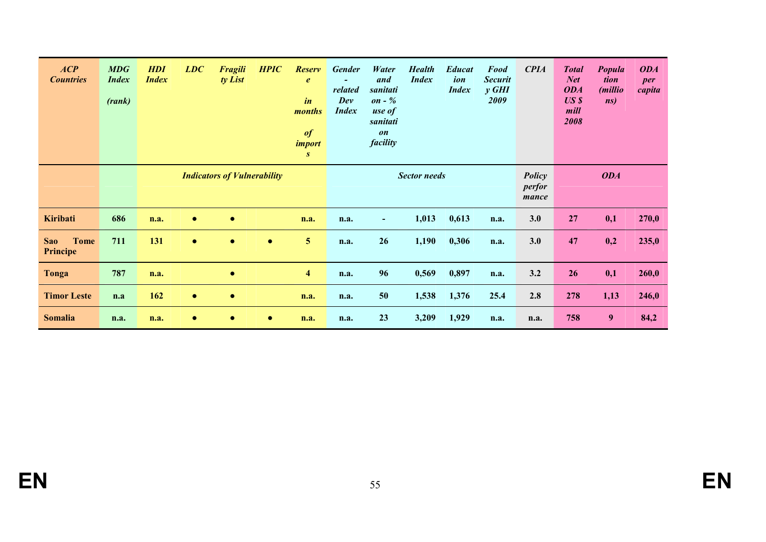| *ACP Countries* | *MDG Index (rank)* | *HDI Index* | *LDC* | *Fragility List* | *HPIC* | *Reserve in months of imports* | *Gender - related Dev Index* | *Water and sanitation - % use of sanitation facility* | *Health Index* | *Education Index* | *Food Security GHI 2009* | *CPIA* | *Total Net ODA US $ mill 2008* | *Population (millions)* | *ODA per capita* |
|---|---|---|---|---|---|---|---|---|---|---|---|---|---|---|---|
| | | *Indicators of Vulnerability* | | | | | *Sector needs* | | | | | *Policy performance* | *ODA* | | |
| **Kiribati** | **686** | **n.a.** | ● | ● | | **n.a.** | **n.a.** | **-** | **1,013** | **0,613** | **n.a.** | **3.0** | **27** | **0,1** | **270,0** |
| **Sao Tome Principe** | **711** | **131** | ● | ● | ● | **5** | **n.a.** | **26** | **1,190** | **0,306** | **n.a.** | **3.0** | **47** | **0,2** | **235,0** |
| **Tonga** | **787** | **n.a.** | | ● | | **4** | **n.a.** | **96** | **0,569** | **0,897** | **n.a.** | **3.2** | **26** | **0,1** | **260,0** |
| **Timor Leste** | **n.a** | **162** | ● | ● | | **n.a.** | **n.a.** | **50** | **1,538** | **1,376** | **25.4** | **2.8** | **278** | **1,13** | **246,0** |
| **Somalia** | **n.a.** | **n.a.** | ● | ● | ● | **n.a.** | **n.a.** | **23** | **3,209** | **1,929** | **n.a.** | **n.a.** | **758** | **9** | **84,2** |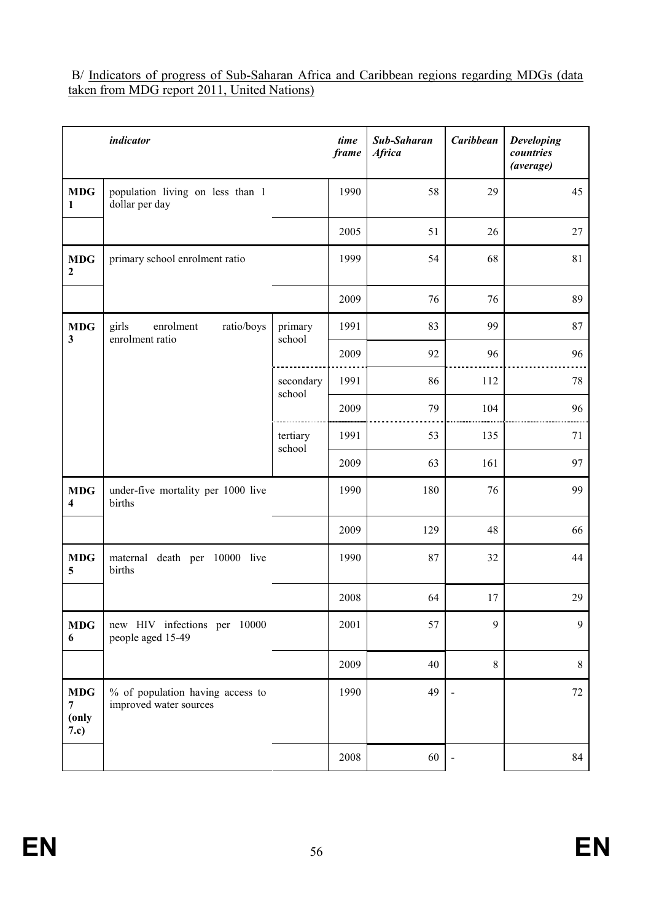B/ Indicators of progress of Sub-Saharan Africa and Caribbean regions regarding MDGs (data taken from MDG report 2011, United Nations)

| | *indicator* | | *time frame* | *Sub-Saharan Africa* | *Caribbean* | *Developing countries (average)* |
|---|---|---|---|---|---|---|
| **MDG 1** | population living on less than 1 dollar per day | | 1990 | 58 | 29 | 45 |
| | | | 2005 | 51 | 26 | 27 |
| **MDG 2** | primary school enrolment ratio | | 1999 | 54 | 68 | 81 |
| | | | 2009 | 76 | 76 | 89 |
| **MDG 3** | girls enrolment ratio/boys enrolment ratio | primary school | 1991 | 83 | 99 | 87 |
| | | | 2009 | 92 | 96 | 96 |
| | | secondary school | 1991 | 86 | 112 | 78 |
| | | | 2009 | 79 | 104 | 96 |
| | | tertiary school | 1991 | 53 | 135 | 71 |
| | | | 2009 | 63 | 161 | 97 |
| **MDG 4** | under-five mortality per 1000 live births | | 1990 | 180 | 76 | 99 |
| | | | 2009 | 129 | 48 | 66 |
| **MDG 5** | maternal death per 10000 live births | | 1990 | 87 | 32 | 44 |
| | | | 2008 | 64 | 17 | 29 |
| **MDG 6** | new HIV infections per 10000 people aged 15-49 | | 2001 | 57 | 9 | 9 |
| | | | 2009 | 40 | 8 | 8 |
| **MDG 7 (only 7.c)** | % of population having access to improved water sources | | 1990 | 49 | - | 72 |
| | | | 2008 | 60 | - | 84 |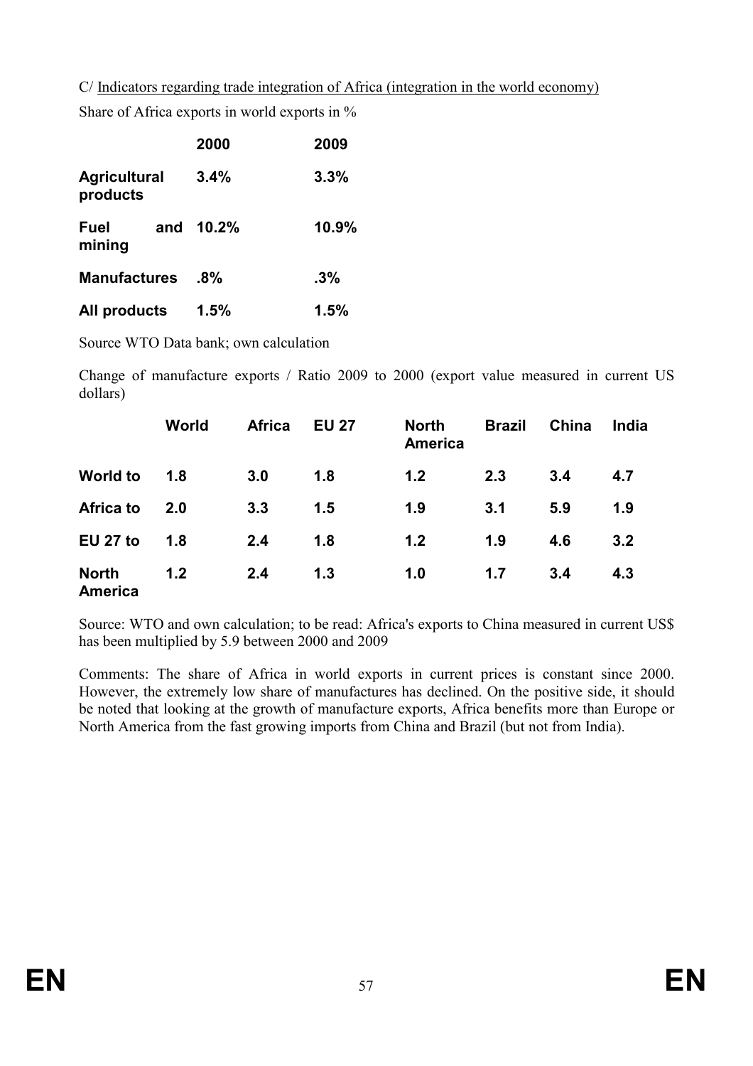C/ Indicators regarding trade integration of Africa (integration in the world economy)

Share of Africa exports in world exports in %

| | 2000 | 2009 |
|---|---|---|
| **Agricultural products** | **3.4%** | **3.3%** |
| **Fuel and mining** | **10.2%** | **10.9%** |
| **Manufactures** | **.8%** | **.3%** |
| **All products** | **1.5%** | **1.5%** |

Source WTO Data bank; own calculation

Change of manufacture exports / Ratio 2009 to 2000 (export value measured in current US dollars)

| | World | Africa | EU 27 | North America | Brazil | China | India |
|---|---|---|---|---|---|---|---|
| **World to** | **1.8** | **3.0** | **1.8** | **1.2** | **2.3** | **3.4** | **4.7** |
| **Africa to** | **2.0** | **3.3** | **1.5** | **1.9** | **3.1** | **5.9** | **1.9** |
| **EU 27 to** | **1.8** | **2.4** | **1.8** | **1.2** | **1.9** | **4.6** | **3.2** |
| **North America** | **1.2** | **2.4** | **1.3** | **1.0** | **1.7** | **3.4** | **4.3** |

Source: WTO and own calculation; to be read: Africa's exports to China measured in current US$ has been multiplied by 5.9 between 2000 and 2009

Comments: The share of Africa in world exports in current prices is constant since 2000. However, the extremely low share of manufactures has declined. On the positive side, it should be noted that looking at the growth of manufacture exports, Africa benefits more than Europe or North America from the fast growing imports from China and Brazil (but not from India).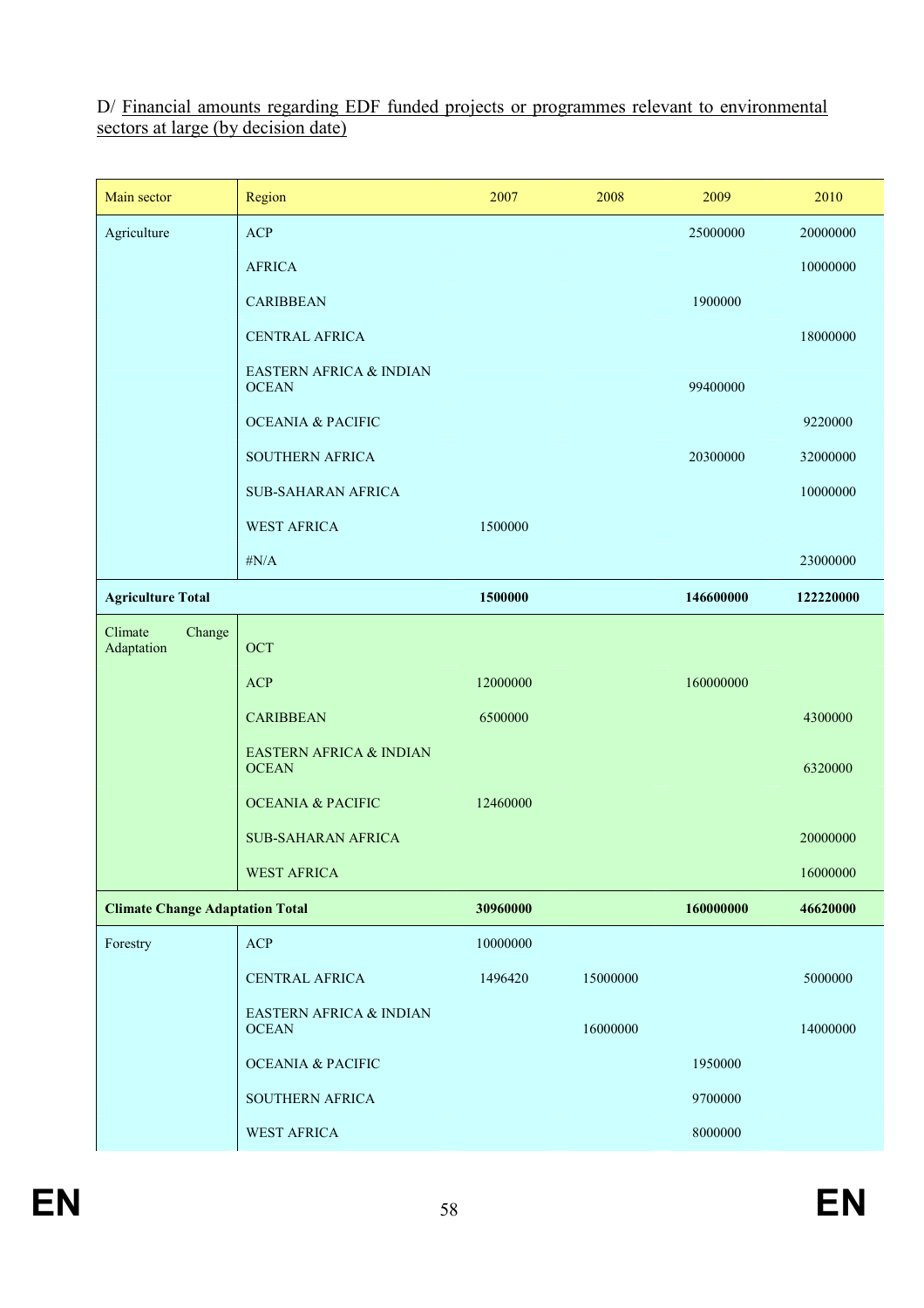D/ Financial amounts regarding EDF funded projects or programmes relevant to environmental sectors at large (by decision date)

| Main sector | Region | 2007 | 2008 | 2009 | 2010 |
|---|---|---|---|---|---|
| Agriculture | ACP | | | 25000000 | 20000000 |
| | AFRICA | | | | 10000000 |
| | CARIBBEAN | | | 1900000 | |
| | CENTRAL AFRICA | | | | 18000000 |
| | EASTERN AFRICA & INDIAN OCEAN | | | 99400000 | |
| | OCEANIA & PACIFIC | | | | 9220000 |
| | SOUTHERN AFRICA | | | 20300000 | 32000000 |
| | SUB-SAHARAN AFRICA | | | | 10000000 |
| | WEST AFRICA | 1500000 | | | |
| | #N/A | | | | 23000000 |
| **Agriculture Total** | | **1500000** | | **146600000** | **122220000** |
| Climate Change Adaptation | OCT | | | | |
| | ACP | 12000000 | | 160000000 | |
| | CARIBBEAN | 6500000 | | | 4300000 |
| | EASTERN AFRICA & INDIAN OCEAN | | | | 6320000 |
| | OCEANIA & PACIFIC | 12460000 | | | |
| | SUB-SAHARAN AFRICA | | | | 20000000 |
| | WEST AFRICA | | | | 16000000 |
| **Climate Change Adaptation Total** | | **30960000** | | **160000000** | **46620000** |
| Forestry | ACP | 10000000 | | | |
| | CENTRAL AFRICA | 1496420 | 15000000 | | 5000000 |
| | EASTERN AFRICA & INDIAN OCEAN | | 16000000 | | 14000000 |
| | OCEANIA & PACIFIC | | | 1950000 | |
| | SOUTHERN AFRICA | | | 9700000 | |
| | WEST AFRICA | | | 8000000 | |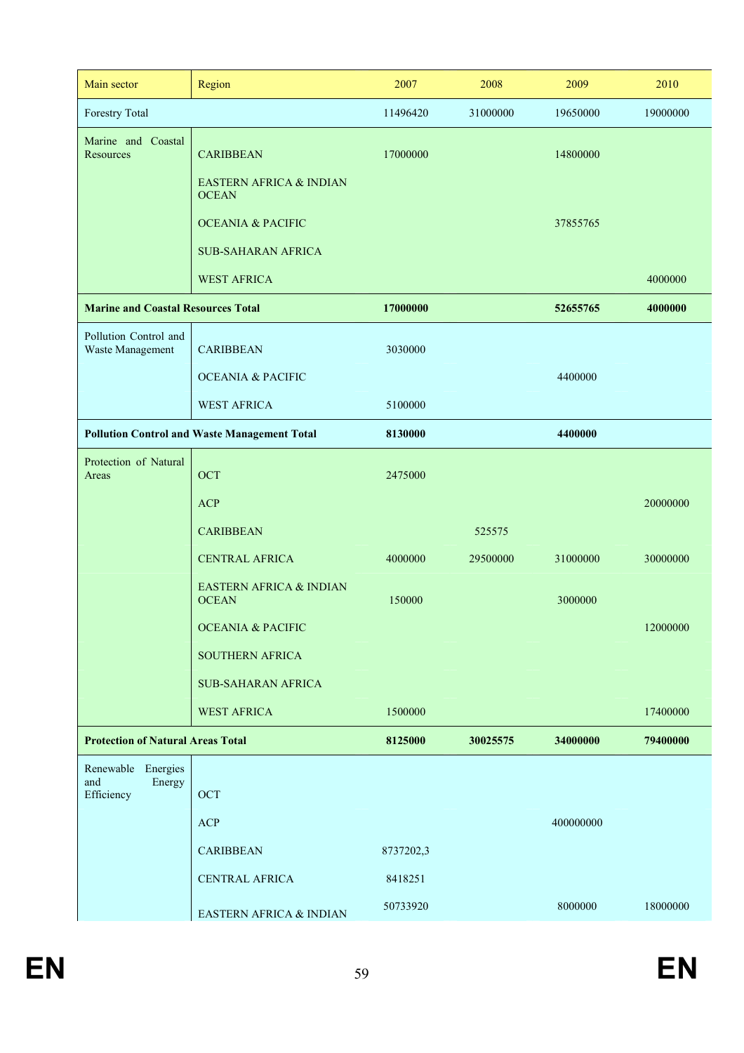| Main sector | Region | 2007 | 2008 | 2009 | 2010 |
|---|---|---|---|---|---|
| Forestry Total | | 11496420 | 31000000 | 19650000 | 19000000 |
| Marine and Coastal Resources | CARIBBEAN | 17000000 | | 14800000 | |
| | EASTERN AFRICA & INDIAN OCEAN | | | | |
| | OCEANIA & PACIFIC | | | 37855765 | |
| | SUB-SAHARAN AFRICA | | | | |
| | WEST AFRICA | | | | 4000000 |
| **Marine and Coastal Resources Total** | | **17000000** | | **52655765** | **4000000** |
| Pollution Control and Waste Management | CARIBBEAN | 3030000 | | | |
| | OCEANIA & PACIFIC | | | 4400000 | |
| | WEST AFRICA | 5100000 | | | |
| **Pollution Control and Waste Management Total** | | **8130000** | | **4400000** | |
| Protection of Natural Areas | OCT | 2475000 | | | |
| | ACP | | | | 20000000 |
| | CARIBBEAN | | 525575 | | |
| | CENTRAL AFRICA | 4000000 | 29500000 | 31000000 | 30000000 |
| | EASTERN AFRICA & INDIAN OCEAN | 150000 | | 3000000 | |
| | OCEANIA & PACIFIC | | | | 12000000 |
| | SOUTHERN AFRICA | | | | |
| | SUB-SAHARAN AFRICA | | | | |
| | WEST AFRICA | 1500000 | | | 17400000 |
| **Protection of Natural Areas Total** | | **8125000** | **30025575** | **34000000** | **79400000** |
| Renewable Energies and Energy Efficiency | OCT | | | | |
| | ACP | | | 400000000 | |
| | CARIBBEAN | 8737202,3 | | | |
| | CENTRAL AFRICA | 8418251 | | | |
| | EASTERN AFRICA & INDIAN | 50733920 | | 8000000 | 18000000 |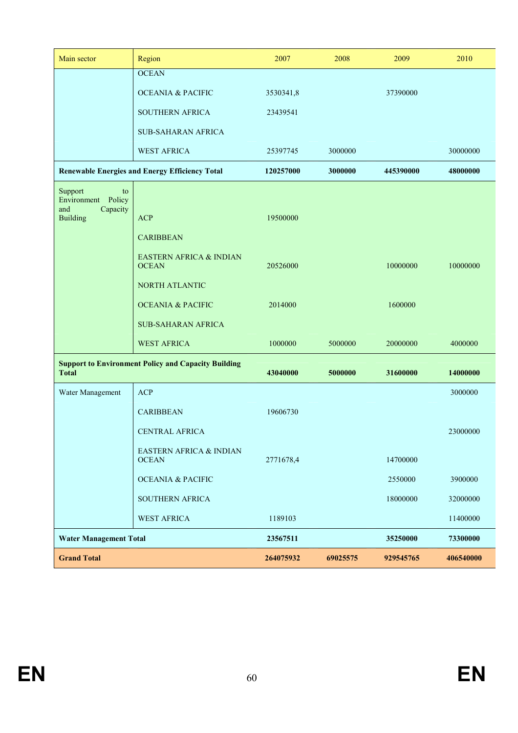| Main sector | Region | 2007 | 2008 | 2009 | 2010 |
|---|---|---|---|---|---|
| | OCEAN | | | | |
| | OCEANIA & PACIFIC | 3530341,8 | | 37390000 | |
| | SOUTHERN AFRICA | 23439541 | | | |
| | SUB-SAHARAN AFRICA | | | | |
| | WEST AFRICA | 25397745 | 3000000 | | 30000000 |
| **Renewable Energies and Energy Efficiency Total** | | **120257000** | **3000000** | **445390000** | **48000000** |
| Support to Environment Policy and Capacity Building | ACP | 19500000 | | | |
| | CARIBBEAN | | | | |
| | EASTERN AFRICA & INDIAN OCEAN | 20526000 | | 10000000 | 10000000 |
| | NORTH ATLANTIC | | | | |
| | OCEANIA & PACIFIC | 2014000 | | 1600000 | |
| | SUB-SAHARAN AFRICA | | | | |
| | WEST AFRICA | 1000000 | 5000000 | 20000000 | 4000000 |
| **Support to Environment Policy and Capacity Building Total** | | **43040000** | **5000000** | **31600000** | **14000000** |
| Water Management | ACP | | | | 3000000 |
| | CARIBBEAN | 19606730 | | | |
| | CENTRAL AFRICA | | | | 23000000 |
| | EASTERN AFRICA & INDIAN OCEAN | 2771678,4 | | 14700000 | |
| | OCEANIA & PACIFIC | | | 2550000 | 3900000 |
| | SOUTHERN AFRICA | | | 18000000 | 32000000 |
| | WEST AFRICA | 1189103 | | | 11400000 |
| **Water Management Total** | | **23567511** | | **35250000** | **73300000** |
| **Grand Total** | | **264075932** | **69025575** | **929545765** | **406540000** |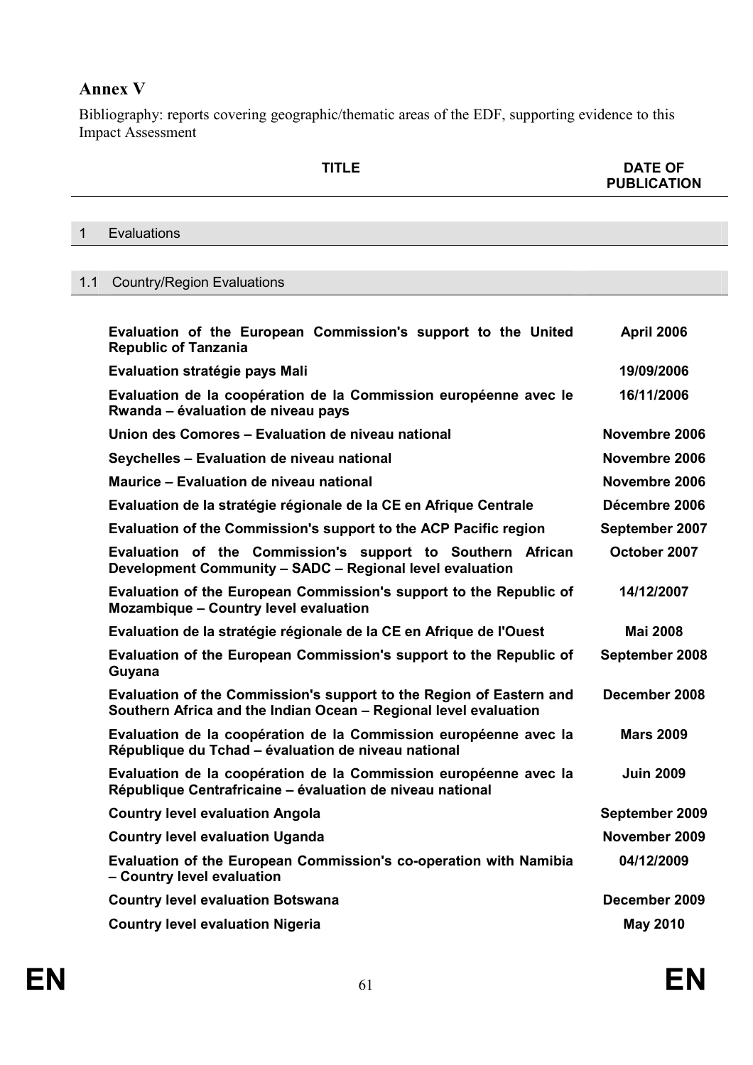## Annex V

Bibliography: reports covering geographic/thematic areas of the EDF, supporting evidence to this Impact Assessment

| TITLE | DATE OF PUBLICATION |
|---|---|
| **1 Evaluations** | |
| **1.1 Country/Region Evaluations** | |
| **Evaluation of the European Commission's support to the United Republic of Tanzania** | **April 2006** |
| **Evaluation stratégie pays Mali** | **19/09/2006** |
| **Evaluation de la coopération de la Commission européenne avec le Rwanda – évaluation de niveau pays** | **16/11/2006** |
| **Union des Comores – Evaluation de niveau national** | **Novembre 2006** |
| **Seychelles – Evaluation de niveau national** | **Novembre 2006** |
| **Maurice – Evaluation de niveau national** | **Novembre 2006** |
| **Evaluation de la stratégie régionale de la CE en Afrique Centrale** | **Décembre 2006** |
| **Evaluation of the Commission's support to the ACP Pacific region** | **September 2007** |
| **Evaluation of the Commission's support to Southern African Development Community – SADC – Regional level evaluation** | **October 2007** |
| **Evaluation of the European Commission's support to the Republic of Mozambique – Country level evaluation** | **14/12/2007** |
| **Evaluation de la stratégie régionale de la CE en Afrique de l'Ouest** | **Mai 2008** |
| **Evaluation of the European Commission's support to the Republic of Guyana** | **September 2008** |
| **Evaluation of the Commission's support to the Region of Eastern and Southern Africa and the Indian Ocean – Regional level evaluation** | **December 2008** |
| **Evaluation de la coopération de la Commission européenne avec la République du Tchad – évaluation de niveau national** | **Mars 2009** |
| **Evaluation de la coopération de la Commission européenne avec la République Centrafricaine – évaluation de niveau national** | **Juin 2009** |
| **Country level evaluation Angola** | **September 2009** |
| **Country level evaluation Uganda** | **November 2009** |
| **Evaluation of the European Commission's co-operation with Namibia – Country level evaluation** | **04/12/2009** |
| **Country level evaluation Botswana** | **December 2009** |
| **Country level evaluation Nigeria** | **May 2010** |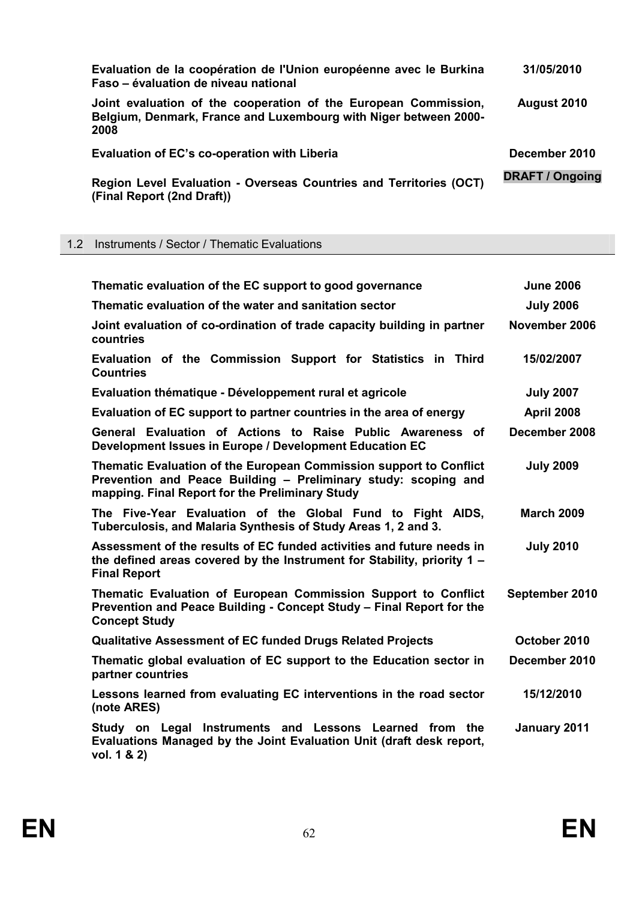| | |
|---|---|
| **Evaluation de la coopération de l'Union européenne avec le Burkina Faso – évaluation de niveau national** | **31/05/2010** |
| **Joint evaluation of the cooperation of the European Commission, Belgium, Denmark, France and Luxembourg with Niger between 2000-2008** | **August 2010** |
| **Evaluation of EC's co-operation with Liberia** | **December 2010** |
| **Region Level Evaluation - Overseas Countries and Territories (OCT) (Final Report (2nd Draft))** | **DRAFT / Ongoing** |

## 1.2 Instruments / Sector / Thematic Evaluations

| | |
|---|---|
| **Thematic evaluation of the EC support to good governance** | **June 2006** |
| **Thematic evaluation of the water and sanitation sector** | **July 2006** |
| **Joint evaluation of co-ordination of trade capacity building in partner countries** | **November 2006** |
| **Evaluation of the Commission Support for Statistics in Third Countries** | **15/02/2007** |
| **Evaluation thématique - Développement rural et agricole** | **July 2007** |
| **Evaluation of EC support to partner countries in the area of energy** | **April 2008** |
| **General Evaluation of Actions to Raise Public Awareness of Development Issues in Europe / Development Education EC** | **December 2008** |
| **Thematic Evaluation of the European Commission support to Conflict Prevention and Peace Building – Preliminary study: scoping and mapping. Final Report for the Preliminary Study** | **July 2009** |
| **The Five-Year Evaluation of the Global Fund to Fight AIDS, Tuberculosis, and Malaria Synthesis of Study Areas 1, 2 and 3.** | **March 2009** |
| **Assessment of the results of EC funded activities and future needs in the defined areas covered by the Instrument for Stability, priority 1 – Final Report** | **July 2010** |
| **Thematic Evaluation of European Commission Support to Conflict Prevention and Peace Building - Concept Study – Final Report for the Concept Study** | **September 2010** |
| **Qualitative Assessment of EC funded Drugs Related Projects** | **October 2010** |
| **Thematic global evaluation of EC support to the Education sector in partner countries** | **December 2010** |
| **Lessons learned from evaluating EC interventions in the road sector (note ARES)** | **15/12/2010** |
| **Study on Legal Instruments and Lessons Learned from the Evaluations Managed by the Joint Evaluation Unit (draft desk report, vol. 1 & 2)** | **January 2011** |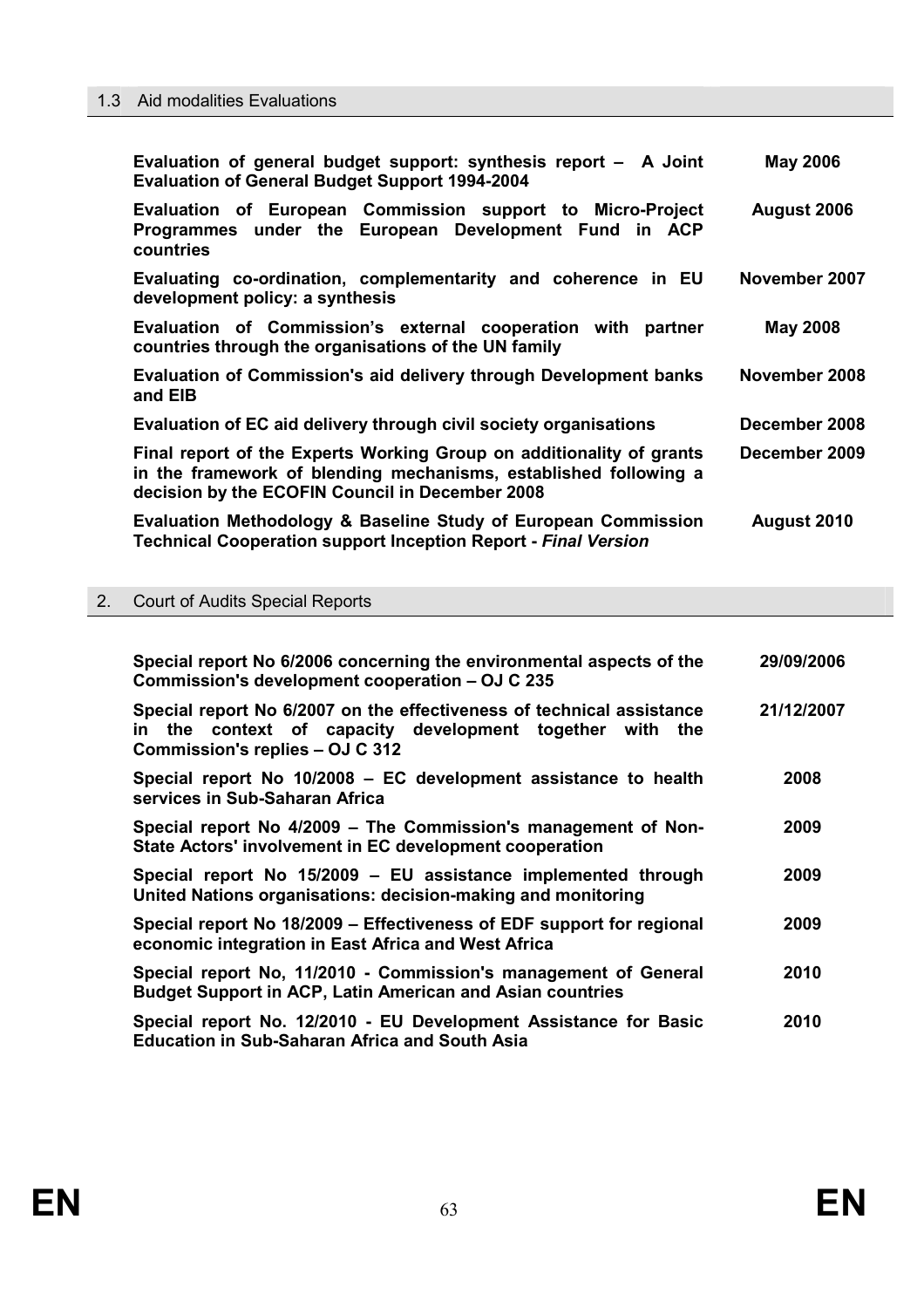## 1.3 Aid modalities Evaluations

| | |
|---|---|
| **Evaluation of general budget support: synthesis report – A Joint Evaluation of General Budget Support 1994-2004** | **May 2006** |
| **Evaluation of European Commission support to Micro-Project Programmes under the European Development Fund in ACP countries** | **August 2006** |
| **Evaluating co-ordination, complementarity and coherence in EU development policy: a synthesis** | **November 2007** |
| **Evaluation of Commission's external cooperation with partner countries through the organisations of the UN family** | **May 2008** |
| **Evaluation of Commission's aid delivery through Development banks and EIB** | **November 2008** |
| **Evaluation of EC aid delivery through civil society organisations** | **December 2008** |
| **Final report of the Experts Working Group on additionality of grants in the framework of blending mechanisms, established following a decision by the ECOFIN Council in December 2008** | **December 2009** |
| **Evaluation Methodology & Baseline Study of European Commission Technical Cooperation support Inception Report - *Final Version*** | **August 2010** |

## 2. Court of Audits Special Reports

| | |
|---|---|
| **Special report No 6/2006 concerning the environmental aspects of the Commission's development cooperation – OJ C 235** | **29/09/2006** |
| **Special report No 6/2007 on the effectiveness of technical assistance in the context of capacity development together with the Commission's replies – OJ C 312** | **21/12/2007** |
| **Special report No 10/2008 – EC development assistance to health services in Sub-Saharan Africa** | **2008** |
| **Special report No 4/2009 – The Commission's management of Non-State Actors' involvement in EC development cooperation** | **2009** |
| **Special report No 15/2009 – EU assistance implemented through United Nations organisations: decision-making and monitoring** | **2009** |
| **Special report No 18/2009 – Effectiveness of EDF support for regional economic integration in East Africa and West Africa** | **2009** |
| **Special report No, 11/2010 - Commission's management of General Budget Support in ACP, Latin American and Asian countries** | **2010** |
| **Special report No. 12/2010 - EU Development Assistance for Basic Education in Sub-Saharan Africa and South Asia** | **2010** |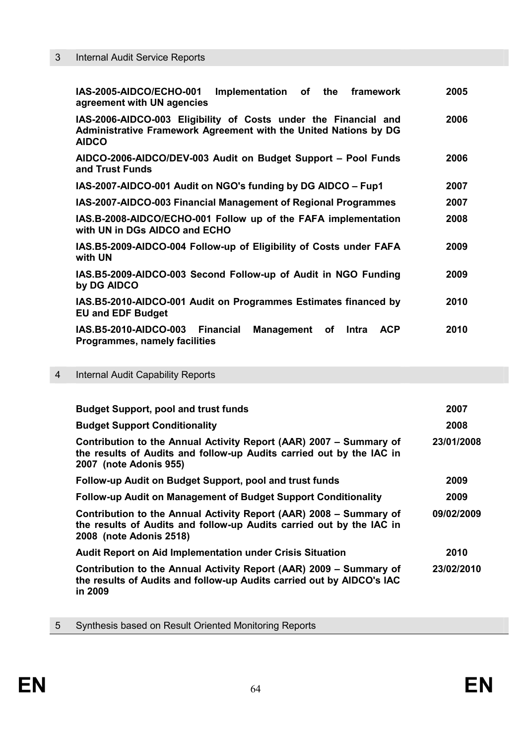## 3 Internal Audit Service Reports

| | |
|---|---|
| **IAS-2005-AIDCO/ECHO-001 Implementation of the framework agreement with UN agencies** | **2005** |
| **IAS-2006-AIDCO-003 Eligibility of Costs under the Financial and Administrative Framework Agreement with the United Nations by DG AIDCO** | **2006** |
| **AIDCO-2006-AIDCO/DEV-003 Audit on Budget Support – Pool Funds and Trust Funds** | **2006** |
| **IAS-2007-AIDCO-001 Audit on NGO's funding by DG AIDCO – Fup1** | **2007** |
| **IAS-2007-AIDCO-003 Financial Management of Regional Programmes** | **2007** |
| **IAS.B-2008-AIDCO/ECHO-001 Follow up of the FAFA implementation with UN in DGs AIDCO and ECHO** | **2008** |
| **IAS.B5-2009-AIDCO-004 Follow-up of Eligibility of Costs under FAFA with UN** | **2009** |
| **IAS.B5-2009-AIDCO-003 Second Follow-up of Audit in NGO Funding by DG AIDCO** | **2009** |
| **IAS.B5-2010-AIDCO-001 Audit on Programmes Estimates financed by EU and EDF Budget** | **2010** |
| **IAS.B5-2010-AIDCO-003 Financial Management of Intra ACP Programmes, namely facilities** | **2010** |

## 4 Internal Audit Capability Reports

| | |
|---|---|
| **Budget Support, pool and trust funds** | **2007** |
| **Budget Support Conditionality** | **2008** |
| **Contribution to the Annual Activity Report (AAR) 2007 – Summary of the results of Audits and follow-up Audits carried out by the IAC in 2007 (note Adonis 955)** | **23/01/2008** |
| **Follow-up Audit on Budget Support, pool and trust funds** | **2009** |
| **Follow-up Audit on Management of Budget Support Conditionality** | **2009** |
| **Contribution to the Annual Activity Report (AAR) 2008 – Summary of the results of Audits and follow-up Audits carried out by the IAC in 2008 (note Adonis 2518)** | **09/02/2009** |
| **Audit Report on Aid Implementation under Crisis Situation** | **2010** |
| **Contribution to the Annual Activity Report (AAR) 2009 – Summary of the results of Audits and follow-up Audits carried out by AIDCO's IAC in 2009** | **23/02/2010** |

## 5 Synthesis based on Result Oriented Monitoring Reports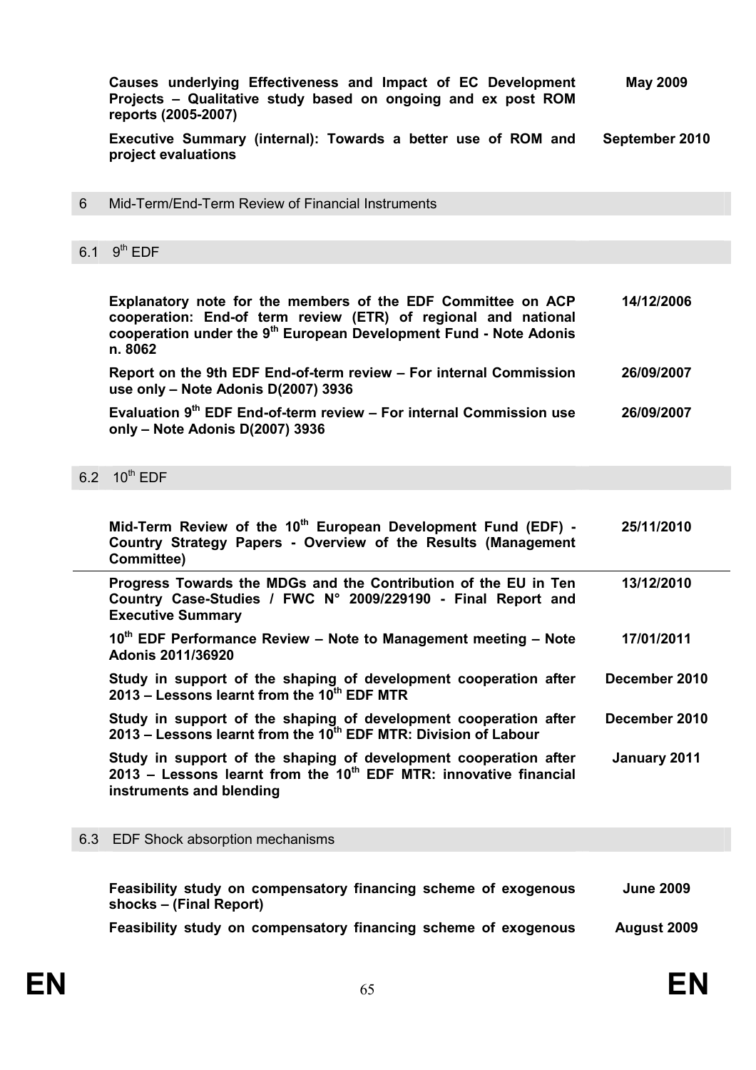| | |
|---|---|
| **Causes underlying Effectiveness and Impact of EC Development Projects – Qualitative study based on ongoing and ex post ROM reports (2005-2007)** | **May 2009** |
| **Executive Summary (internal): Towards a better use of ROM and project evaluations** | **September 2010** |

## 6 Mid-Term/End-Term Review of Financial Instruments

### 6.1 9th EDF

| | |
|---|---|
| **Explanatory note for the members of the EDF Committee on ACP cooperation: End-of term review (ETR) of regional and national cooperation under the 9th European Development Fund - Note Adonis n. 8062** | **14/12/2006** |
| **Report on the 9th EDF End-of-term review – For internal Commission use only – Note Adonis D(2007) 3936** | **26/09/2007** |
| **Evaluation 9th EDF End-of-term review – For internal Commission use only – Note Adonis D(2007) 3936** | **26/09/2007** |

### 6.2 10th EDF

| | |
|---|---|
| **Mid-Term Review of the 10th European Development Fund (EDF) - Country Strategy Papers - Overview of the Results (Management Committee)** | **25/11/2010** |
| **Progress Towards the MDGs and the Contribution of the EU in Ten Country Case-Studies / FWC N° 2009/229190 - Final Report and Executive Summary** | **13/12/2010** |
| **10th EDF Performance Review – Note to Management meeting – Note Adonis 2011/36920** | **17/01/2011** |
| **Study in support of the shaping of development cooperation after 2013 – Lessons learnt from the 10th EDF MTR** | **December 2010** |
| **Study in support of the shaping of development cooperation after 2013 – Lessons learnt from the 10th EDF MTR: Division of Labour** | **December 2010** |
| **Study in support of the shaping of development cooperation after 2013 – Lessons learnt from the 10th EDF MTR: innovative financial instruments and blending** | **January 2011** |

### 6.3 EDF Shock absorption mechanisms

| | |
|---|---|
| **Feasibility study on compensatory financing scheme of exogenous shocks – (Final Report)** | **June 2009** |
| **Feasibility study on compensatory financing scheme of exogenous** | **August 2009** |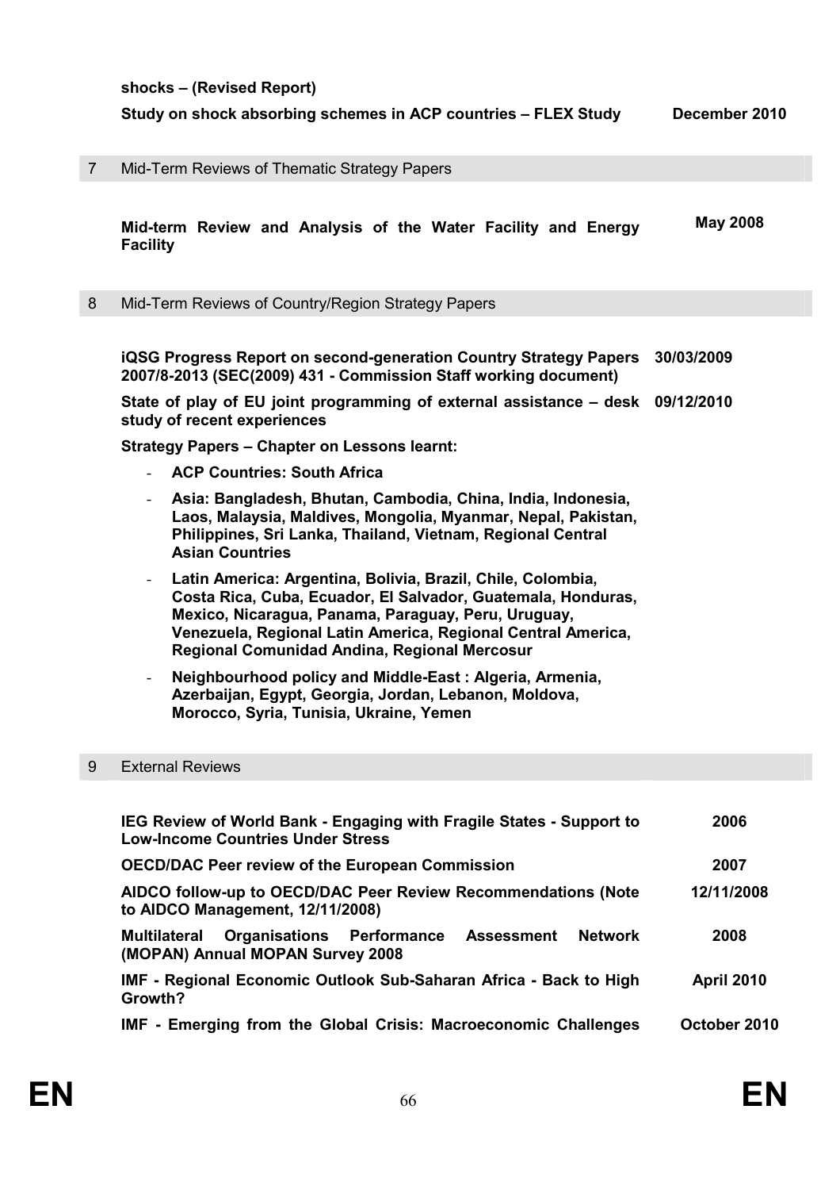**shocks – (Revised Report)**

| | | |
|---|---|---|
| | **Study on shock absorbing schemes in ACP countries – FLEX Study** | **December 2010** |
| 7 | Mid-Term Reviews of Thematic Strategy Papers | |
| | **Mid-term Review and Analysis of the Water Facility and Energy Facility** | **May 2008** |
| 8 | Mid-Term Reviews of Country/Region Strategy Papers | |
| | **iQSG Progress Report on second-generation Country Strategy Papers 2007/8-2013 (SEC(2009) 431 - Commission Staff working document)** | **30/03/2009** |
| | **State of play of EU joint programming of external assistance – desk study of recent experiences** | **09/12/2010** |
| | **Strategy Papers – Chapter on Lessons learnt:**<br>- **ACP Countries: South Africa**<br>- **Asia: Bangladesh, Bhutan, Cambodia, China, India, Indonesia, Laos, Malaysia, Maldives, Mongolia, Myanmar, Nepal, Pakistan, Philippines, Sri Lanka, Thailand, Vietnam, Regional Central Asian Countries**<br>- **Latin America: Argentina, Bolivia, Brazil, Chile, Colombia, Costa Rica, Cuba, Ecuador, El Salvador, Guatemala, Honduras, Mexico, Nicaragua, Panama, Paraguay, Peru, Uruguay, Venezuela, Regional Latin America, Regional Central America, Regional Comunidad Andina, Regional Mercosur**<br>- **Neighbourhood policy and Middle-East : Algeria, Armenia, Azerbaijan, Egypt, Georgia, Jordan, Lebanon, Moldova, Morocco, Syria, Tunisia, Ukraine, Yemen** | |
| 9 | External Reviews | |
| | **IEG Review of World Bank - Engaging with Fragile States - Support to Low-Income Countries Under Stress** | **2006** |
| | **OECD/DAC Peer review of the European Commission** | **2007** |
| | **AIDCO follow-up to OECD/DAC Peer Review Recommendations (Note to AIDCO Management, 12/11/2008)** | **12/11/2008** |
| | **Multilateral Organisations Performance Assessment Network (MOPAN) Annual MOPAN Survey 2008** | **2008** |
| | **IMF - Regional Economic Outlook Sub-Saharan Africa - Back to High Growth?** | **April 2010** |
| | **IMF - Emerging from the Global Crisis: Macroeconomic Challenges** | **October 2010** |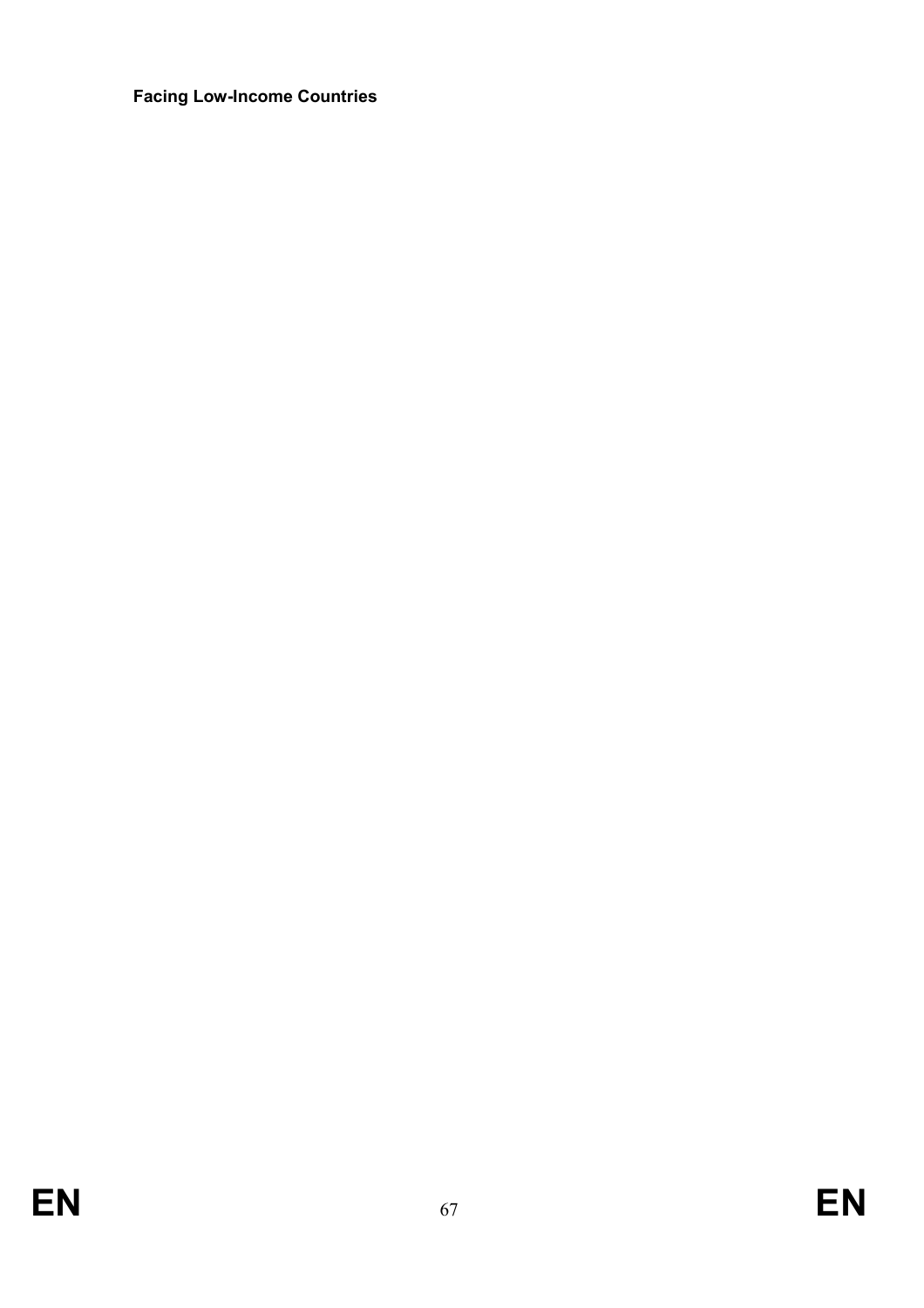**Facing Low-Income Countries**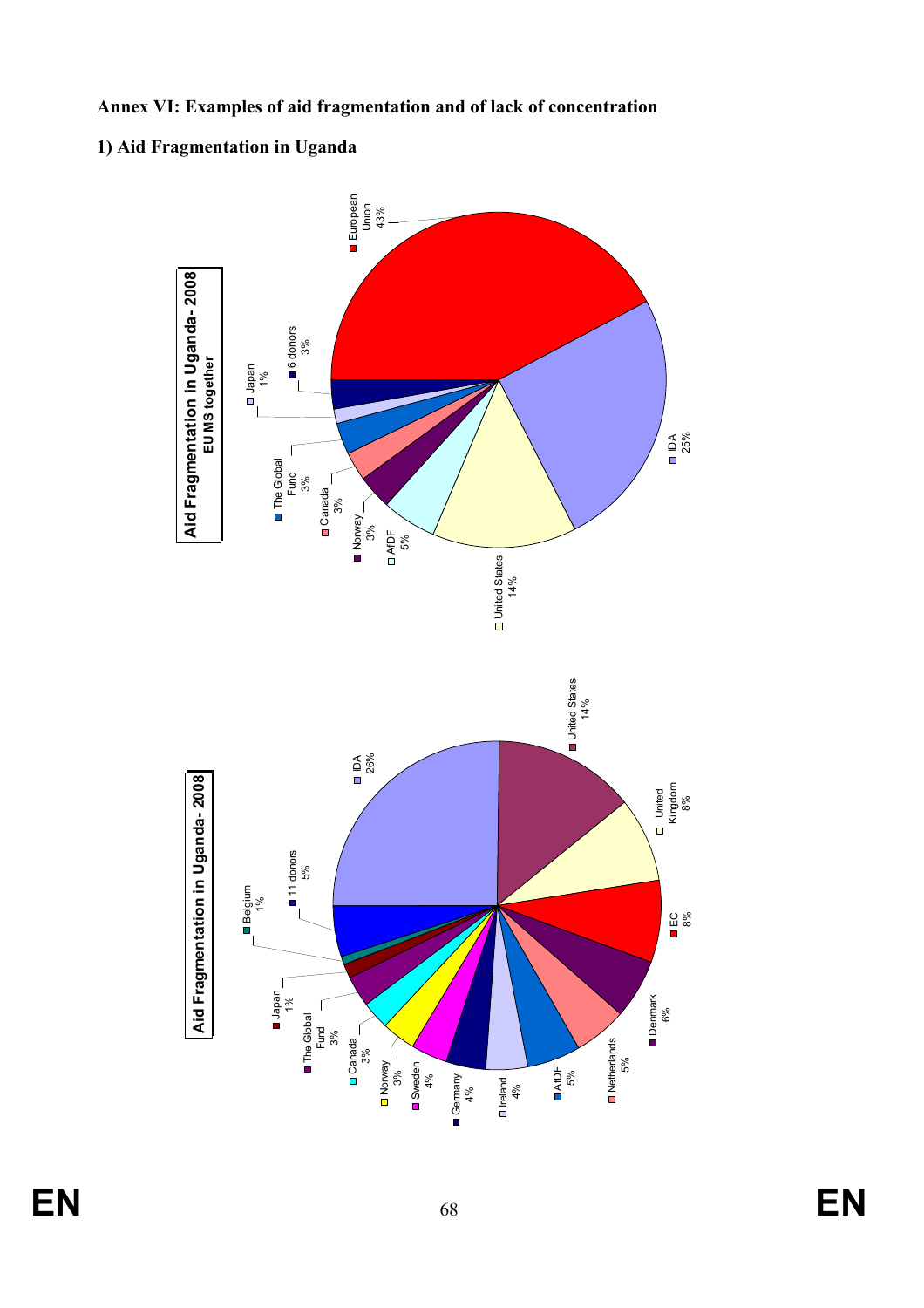# Annex VI: Examples of aid fragmentation and of lack of concentration

## 1) Aid Fragmentation in Uganda

**Aid Fragmentation in Uganda - 2008**

| Donor | Share |
| --- | --- |
| IDA | 26% |
| United States | 14% |
| United Kingdom | 8% |
| EC | 8% |
| Denmark | 6% |
| Netherlands | 5% |
| AfDF | 5% |
| Ireland | 4% |
| Germany | 4% |
| Sweden | 4% |
| Norway | 3% |
| Canada | 3% |
| The Global Fund | 3% |
| Japan | 1% |
| Belgium | 1% |
| 11 donors | 5% |

**Aid Fragmentation in Uganda - 2008**
**EU MS together**

| Donor | Share |
| --- | --- |
| European Union | 43% |
| IDA | 25% |
| United States | 14% |
| AfDF | 5% |
| Norway | 3% |
| Canada | 3% |
| The Global Fund | 3% |
| Japan | 1% |
| 6 donors | 3% |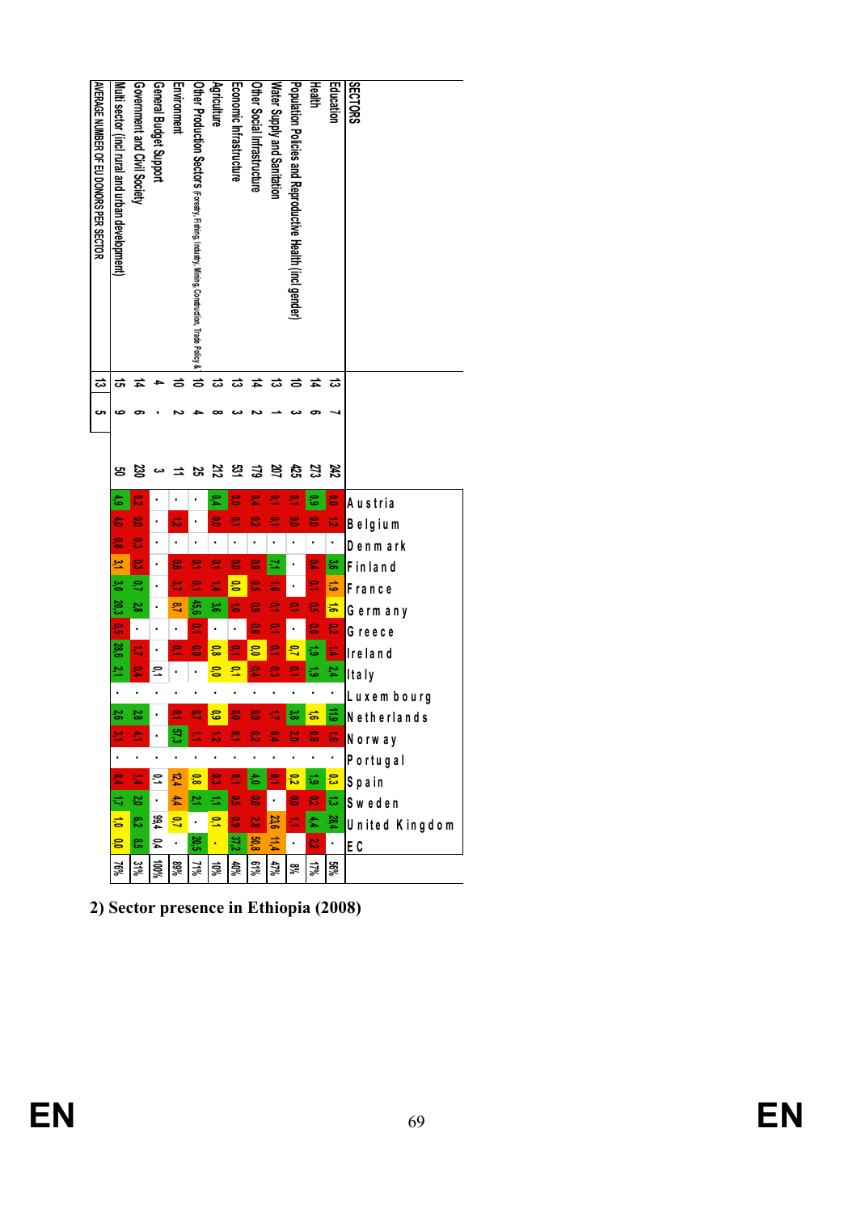| SECTORS | | | | Austria | Belgium | Denmark | Finland | France | Germany | Greece | Ireland | Italy | Luxembourg | Netherlands | Norway | Portugal | Spain | Sweden | United Kingdom | EC | |
|---|---|---|---|---|---|---|---|---|---|---|---|---|---|---|---|---|---|---|---|---|---|
| Education | 13 | 7 | 242 | 0.0 | 1.2 | . | 3.6 | 1.9 | 1.6 | 0.2 | 1.4 | 2.4 | . | 11.9 | 1.6 | . | 0.3 | 1.3 | 28.4 | . | 56% |
| Health | 14 | 6 | 273 | 0.9 | 0.0 | . | 0.4 | 0.1 | 0.5 | 0.0 | 1.9 | 1.9 | . | 1.6 | 0.8 | . | 1.9 | 0.2 | 4.4 | 2.2 | 17% |
| Population Policies and Reproductive Health (incl gender) | 10 | 3 | 425 | 0.1 | 0.0 | . | . | . | 0.1 | . | 0.7 | 0.1 | . | 3.8 | 2.0 | . | 0.2 | 0.0 | 1.1 | . | 8% |
| Water Supply and Sanitation | 13 | 1 | 207 | 0.1 | 0.1 | . | 7.1 | 1.6 | 0.1 | 0.1 | 0.1 | 0.3 | . | 1.7 | 0.4 | . | 0.1 | . | 23.6 | 11.4 | 47% |
| Other Social Infrastructure | 14 | 2 | 179 | 0.4 | 0.2 | . | 0.9 | 0.5 | 0.9 | 0.0 | 0.0 | 0.4 | . | 0.0 | 0.2 | . | 4.0 | 0.0 | 2.8 | 50.8 | 61% |
| Economic Infrastructure | 13 | 3 | 531 | 0.0 | 0.1 | . | 0.0 | 0.0 | 1.0 | . | 0.1 | 0.1 | . | 0.0 | 0.1 | . | 0.1 | 0.5 | 0.9 | 37.2 | 40% |
| Agriculture | 13 | 8 | 212 | 0.4 | 0.0 | . | 0.1 | 1.4 | 3.6 | . | 0.8 | 0.0 | . | 0.9 | 1.2 | . | 0.3 | 1.1 | 0.1 | . | 10% |
| Other Production Sectors (Forestry, Fishing, Industry, Mining, Construction, Trade Policy & | 10 | 4 | 25 | . | . | . | 0.1 | 0.1 | 45.6 | 0.1 | 0.0 | . | . | 0.7 | 1.1 | . | 0.8 | 2.1 | . | 20.5 | 71% |
| Environment | 10 | 2 | 11 | . | 1.2 | . | 0.6 | 3.7 | 8.7 | . | 0.1 | . | . | 0.1 | 57.3 | . | 12.4 | 4.4 | 0.7 | . | 89% |
| General Budget Support | 4 | . | 3 | . | . | . | . | . | . | . | . | 0.1 | . | . | . | . | 0.1 | . | 99.4 | 0.4 | 100% |
| Government and Civil Society | 14 | 6 | 230 | 0.2 | 0.0 | 0.3 | 0.3 | 0.7 | 2.8 | . | 1.7 | 0.4 | . | 2.8 | 4.1 | . | 1.4 | 2.0 | 6.2 | 8.5 | 31% |
| Multi sector (incl rural and urban development) | 15 | 9 | 50 | 4.9 | 4.0 | 0.8 | 3.1 | 3.0 | 20.3 | 0.5 | 28.6 | 2.1 | . | 2.6 | 3.1 | . | 0.4 | 1.7 | 1.0 | 0.0 | 76% |
| AVERAGE NUMBER OF EU DONORS PER SECTOR | 13 | 5 | | | | | | | | | | | | | | | | | | | |

**2) Sector presence in Ethiopia (2008)**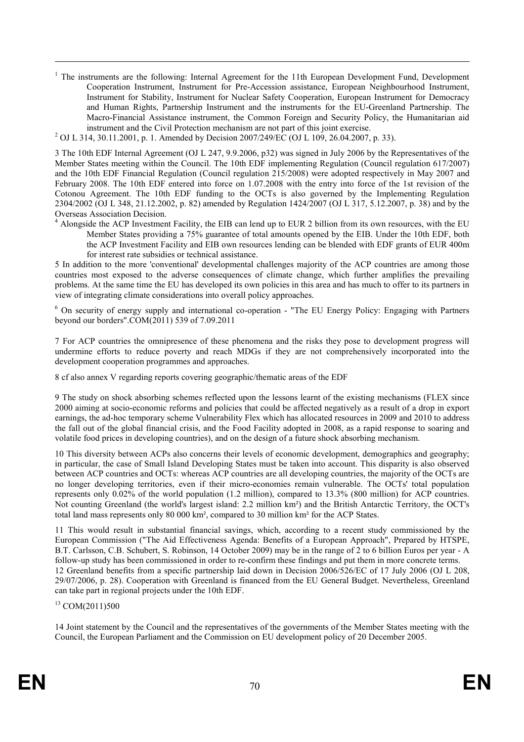[1] The instruments are the following: Internal Agreement for the 11th European Development Fund, Development Cooperation Instrument, Instrument for Pre-Accession assistance, European Neighbourhood Instrument, Instrument for Stability, Instrument for Nuclear Safety Cooperation, European Instrument for Democracy and Human Rights, Partnership Instrument and the instruments for the EU-Greenland Partnership. The Macro-Financial Assistance instrument, the Common Foreign and Security Policy, the Humanitarian aid instrument and the Civil Protection mechanism are not part of this joint exercise.

[2] OJ L 314, 30.11.2001, p. 1. Amended by Decision 2007/249/EC (OJ L 109, 26.04.2007, p. 33).

3 The 10th EDF Internal Agreement (OJ L 247, 9.9.2006, p32) was signed in July 2006 by the Representatives of the Member States meeting within the Council. The 10th EDF implementing Regulation (Council regulation 617/2007) and the 10th EDF Financial Regulation (Council regulation 215/2008) were adopted respectively in May 2007 and February 2008. The 10th EDF entered into force on 1.07.2008 with the entry into force of the 1st revision of the Cotonou Agreement. The 10th EDF funding to the OCTs is also governed by the Implementing Regulation 2304/2002 (OJ L 348, 21.12.2002, p. 82) amended by Regulation 1424/2007 (OJ L 317, 5.12.2007, p. 38) and by the Overseas Association Decision.

[4] Alongside the ACP Investment Facility, the EIB can lend up to EUR 2 billion from its own resources, with the EU Member States providing a 75% guarantee of total amounts opened by the EIB. Under the 10th EDF, both the ACP Investment Facility and EIB own resources lending can be blended with EDF grants of EUR 400m for interest rate subsidies or technical assistance.

5 In addition to the more 'conventional' developmental challenges majority of the ACP countries are among those countries most exposed to the adverse consequences of climate change, which further amplifies the prevailing problems. At the same time the EU has developed its own policies in this area and has much to offer to its partners in view of integrating climate considerations into overall policy approaches.

[6] On security of energy supply and international co-operation - "The EU Energy Policy: Engaging with Partners beyond our borders".COM(2011) 539 of 7.09.2011

7 For ACP countries the omnipresence of these phenomena and the risks they pose to development progress will undermine efforts to reduce poverty and reach MDGs if they are not comprehensively incorporated into the development cooperation programmes and approaches.

8 cf also annex V regarding reports covering geographic/thematic areas of the EDF

9 The study on shock absorbing schemes reflected upon the lessons learnt of the existing mechanisms (FLEX since 2000 aiming at socio-economic reforms and policies that could be affected negatively as a result of a drop in export earnings, the ad-hoc temporary scheme Vulnerability Flex which has allocated resources in 2009 and 2010 to address the fall out of the global financial crisis, and the Food Facility adopted in 2008, as a rapid response to soaring and volatile food prices in developing countries), and on the design of a future shock absorbing mechanism.

10 This diversity between ACPs also concerns their levels of economic development, demographics and geography; in particular, the case of Small Island Developing States must be taken into account. This disparity is also observed between ACP countries and OCTs: whereas ACP countries are all developing countries, the majority of the OCTs are no longer developing territories, even if their micro-economies remain vulnerable. The OCTs' total population represents only 0.02% of the world population (1.2 million), compared to 13.3% (800 million) for ACP countries. Not counting Greenland (the world's largest island: 2.2 million km²) and the British Antarctic Territory, the OCT's total land mass represents only 80 000 km², compared to 30 million km² for the ACP States.

11 This would result in substantial financial savings, which, according to a recent study commissioned by the European Commission ("The Aid Effectiveness Agenda: Benefits of a European Approach", Prepared by HTSPE, B.T. Carlsson, C.B. Schubert, S. Robinson, 14 October 2009) may be in the range of 2 to 6 billion Euros per year - A follow-up study has been commissioned in order to re-confirm these findings and put them in more concrete terms.

12 Greenland benefits from a specific partnership laid down in Decision 2006/526/EC of 17 July 2006 (OJ L 208, 29/07/2006, p. 28). Cooperation with Greenland is financed from the EU General Budget. Nevertheless, Greenland can take part in regional projects under the 10th EDF.

[13] COM(2011)500

14 Joint statement by the Council and the representatives of the governments of the Member States meeting with the Council, the European Parliament and the Commission on EU development policy of 20 December 2005.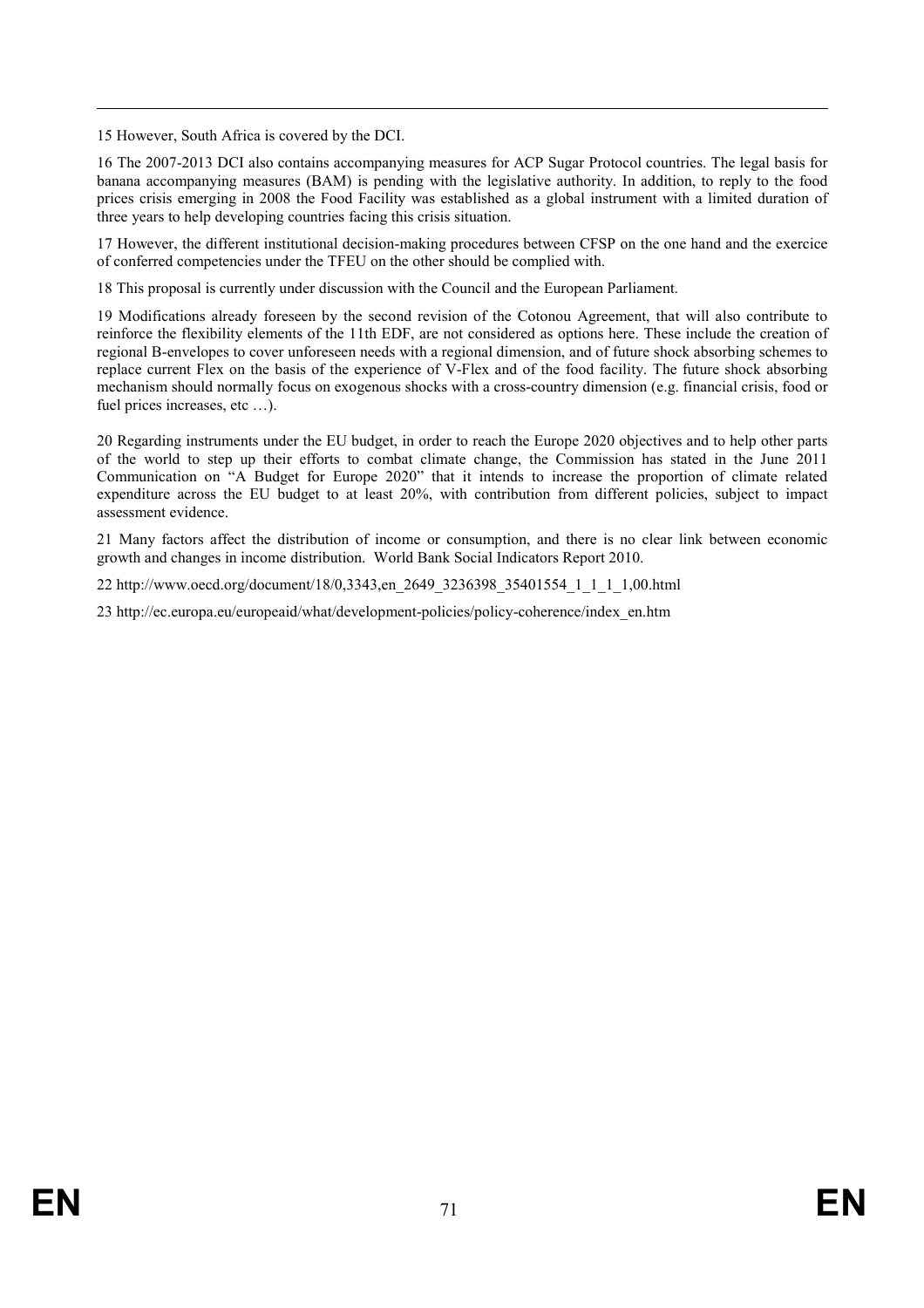15 However, South Africa is covered by the DCI.

16 The 2007-2013 DCI also contains accompanying measures for ACP Sugar Protocol countries. The legal basis for banana accompanying measures (BAM) is pending with the legislative authority. In addition, to reply to the food prices crisis emerging in 2008 the Food Facility was established as a global instrument with a limited duration of three years to help developing countries facing this crisis situation.

17 However, the different institutional decision-making procedures between CFSP on the one hand and the exercice of conferred competencies under the TFEU on the other should be complied with.

18 This proposal is currently under discussion with the Council and the European Parliament.

19 Modifications already foreseen by the second revision of the Cotonou Agreement, that will also contribute to reinforce the flexibility elements of the 11th EDF, are not considered as options here. These include the creation of regional B-envelopes to cover unforeseen needs with a regional dimension, and of future shock absorbing schemes to replace current Flex on the basis of the experience of V-Flex and of the food facility. The future shock absorbing mechanism should normally focus on exogenous shocks with a cross-country dimension (e.g. financial crisis, food or fuel prices increases, etc …).

20 Regarding instruments under the EU budget, in order to reach the Europe 2020 objectives and to help other parts of the world to step up their efforts to combat climate change, the Commission has stated in the June 2011 Communication on "A Budget for Europe 2020" that it intends to increase the proportion of climate related expenditure across the EU budget to at least 20%, with contribution from different policies, subject to impact assessment evidence.

21 Many factors affect the distribution of income or consumption, and there is no clear link between economic growth and changes in income distribution. World Bank Social Indicators Report 2010.

22 http://www.oecd.org/document/18/0,3343,en_2649_3236398_35401554_1_1_1_1,00.html

23 http://ec.europa.eu/europeaid/what/development-policies/policy-coherence/index_en.htm